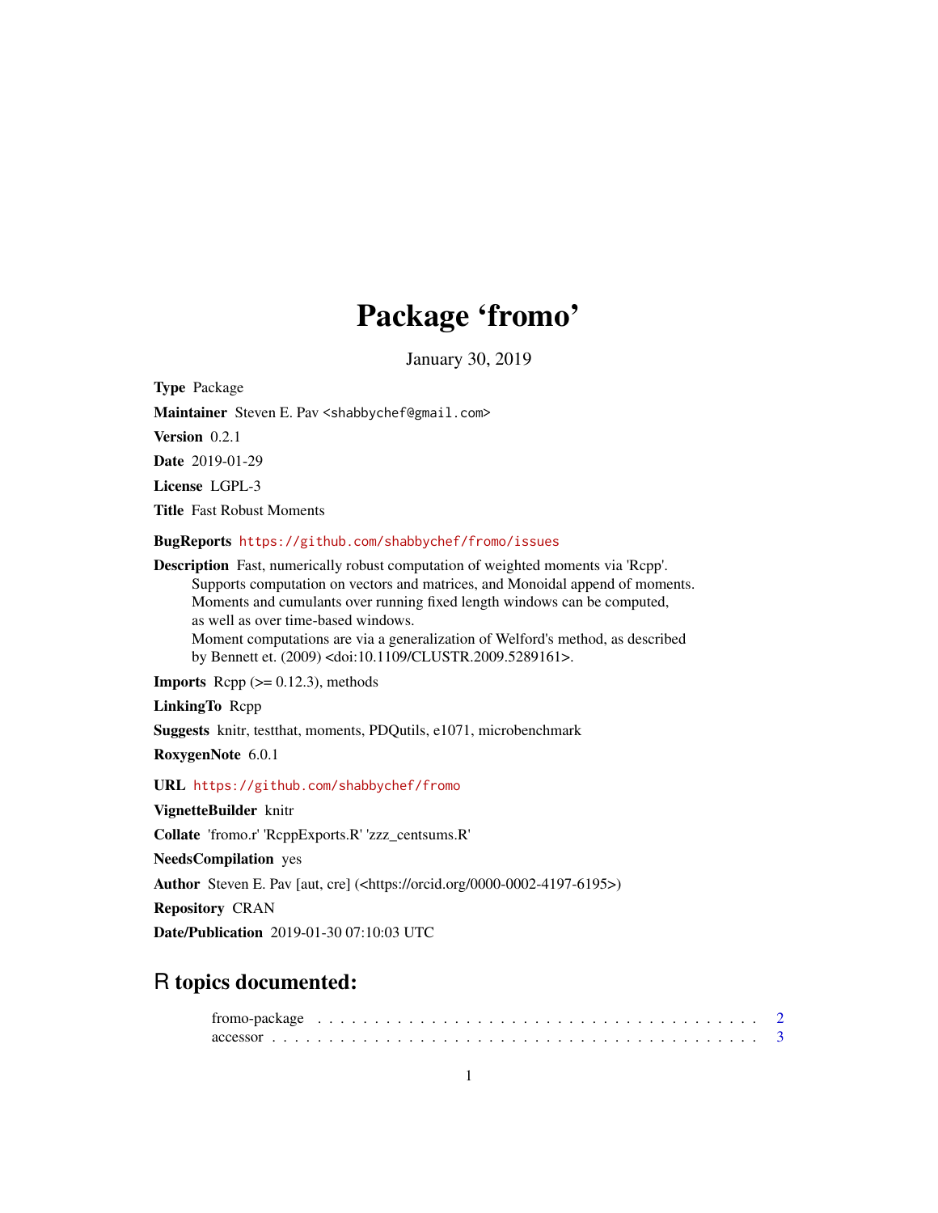# Package 'fromo'

January 30, 2019

**Type** Package

**Maintainer** Steven E. Pav <shabbychef@gmail.com>

**Version** 0.2.1

**Date** 2019-01-29

**License** LGPL-3

**Title** Fast Robust Moments

**BugReports** https://github.com/shabbychef/fromo/issues

**Description** Fast, numerically robust computation of weighted moments via 'Rcpp'.
Supports computation on vectors and matrices, and Monoidal append of moments.
Moments and cumulants over running fixed length windows can be computed,
as well as over time-based windows.
Moment computations are via a generalization of Welford's method, as described
by Bennett et. (2009) <doi:10.1109/CLUSTR.2009.5289161>.

**Imports** Rcpp (>= 0.12.3), methods

**LinkingTo** Rcpp

**Suggests** knitr, testthat, moments, PDQutils, e1071, microbenchmark

**RoxygenNote** 6.0.1

**URL** https://github.com/shabbychef/fromo

**VignetteBuilder** knitr

**Collate** 'fromo.r' 'RcppExports.R' 'zzz_centsums.R'

**NeedsCompilation** yes

**Author** Steven E. Pav [aut, cre] (<https://orcid.org/0000-0002-4197-6195>)

**Repository** CRAN

**Date/Publication** 2019-01-30 07:10:03 UTC

## R topics documented:

fromo-package . . . . . . . . . . . . . . . . . . . . . . . . . . . . . . . . . . . . . . 2
accessor . . . . . . . . . . . . . . . . . . . . . . . . . . . . . . . . . . . . . . . . . . 3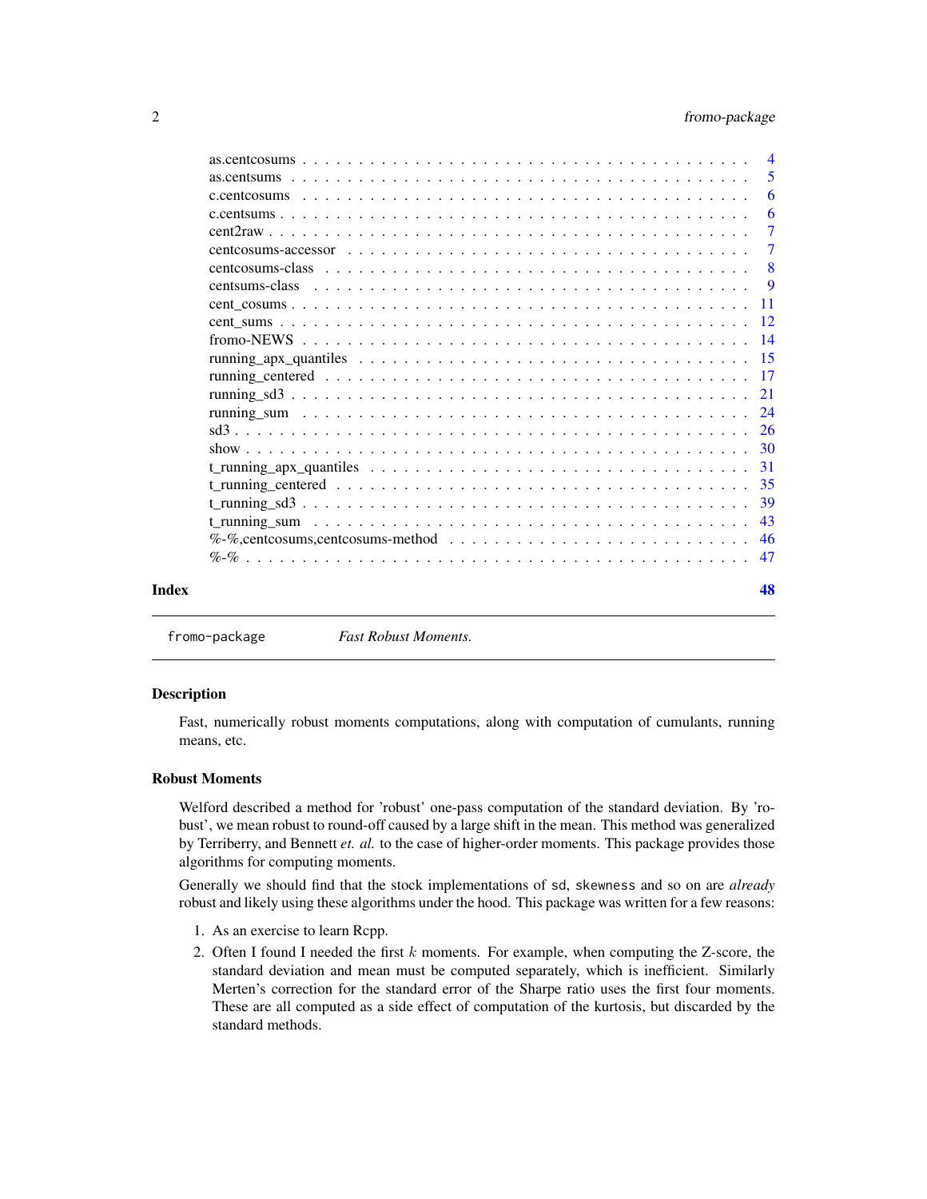| | |
|---|---|
| as.centcosums | 4 |
| as.centsums | 5 |
| c.centcosums | 6 |
| c.centsums | 6 |
| cent2raw | 7 |
| centcosums-accessor | 7 |
| centcosums-class | 8 |
| centsums-class | 9 |
| cent_cosums | 11 |
| cent_sums | 12 |
| fromo-NEWS | 14 |
| running_apx_quantiles | 15 |
| running_centered | 17 |
| running_sd3 | 21 |
| running_sum | 24 |
| sd3 | 26 |
| show | 30 |
| t_running_apx_quantiles | 31 |
| t_running_centered | 35 |
| t_running_sd3 | 39 |
| t_running_sum | 43 |
| %-%,centcosums,centcosums-method | 46 |
| %-% | 47 |
| **Index** | **48** |

---

`fromo-package` *Fast Robust Moments.*

---

## Description

Fast, numerically robust moments computations, along with computation of cumulants, running means, etc.

## Robust Moments

Welford described a method for 'robust' one-pass computation of the standard deviation. By 'robust', we mean robust to round-off caused by a large shift in the mean. This method was generalized by Terriberry, and Bennett *et. al.* to the case of higher-order moments. This package provides those algorithms for computing moments.

Generally we should find that the stock implementations of `sd`, `skewness` and so on are *already* robust and likely using these algorithms under the hood. This package was written for a few reasons:

1. As an exercise to learn Rcpp.
2. Often I found I needed the first $k$ moments. For example, when computing the Z-score, the standard deviation and mean must be computed separately, which is inefficient. Similarly Merten's correction for the standard error of the Sharpe ratio uses the first four moments. These are all computed as a side effect of computation of the kurtosis, but discarded by the standard methods.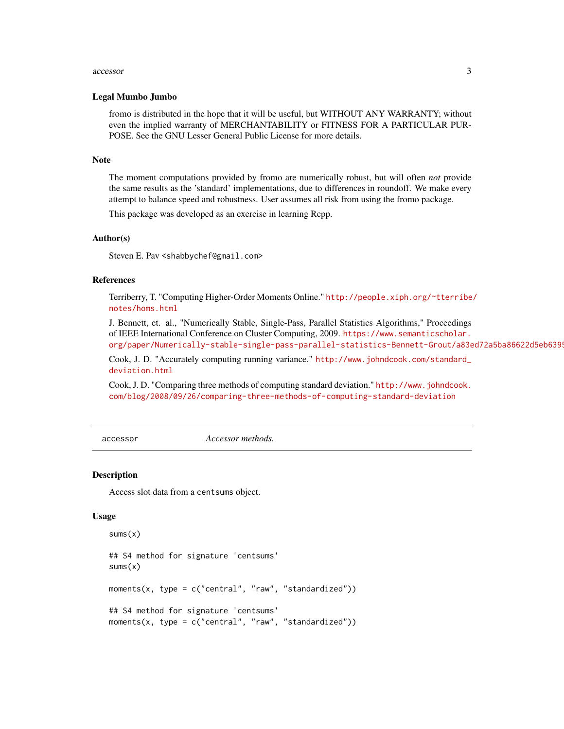### Legal Mumbo Jumbo

fromo is distributed in the hope that it will be useful, but WITHOUT ANY WARRANTY; without even the implied warranty of MERCHANTABILITY or FITNESS FOR A PARTICULAR PURPOSE. See the GNU Lesser General Public License for more details.

### Note

The moment computations provided by fromo are numerically robust, but will often *not* provide the same results as the 'standard' implementations, due to differences in roundoff. We make every attempt to balance speed and robustness. User assumes all risk from using the fromo package.

This package was developed as an exercise in learning Rcpp.

### Author(s)

Steven E. Pav <shabbychef@gmail.com>

### References

Terriberry, T. "Computing Higher-Order Moments Online." http://people.xiph.org/~tterribe/notes/homs.html

J. Bennett, et. al., "Numerically Stable, Single-Pass, Parallel Statistics Algorithms," Proceedings of IEEE International Conference on Cluster Computing, 2009. https://www.semanticscholar.org/paper/Numerically-stable-single-pass-parallel-statistics-Bennett-Grout/a83ed72a5ba86622d5eb6395

Cook, J. D. "Accurately computing running variance." http://www.johndcook.com/standard_deviation.html

Cook, J. D. "Comparing three methods of computing standard deviation." http://www.johndcook.com/blog/2008/09/26/comparing-three-methods-of-computing-standard-deviation

---

## accessor — *Accessor methods.*

### Description

Access slot data from a `centsums` object.

### Usage

```
sums(x)

## S4 method for signature 'centsums'
sums(x)

moments(x, type = c("central", "raw", "standardized"))

## S4 method for signature 'centsums'
moments(x, type = c("central", "raw", "standardized"))
```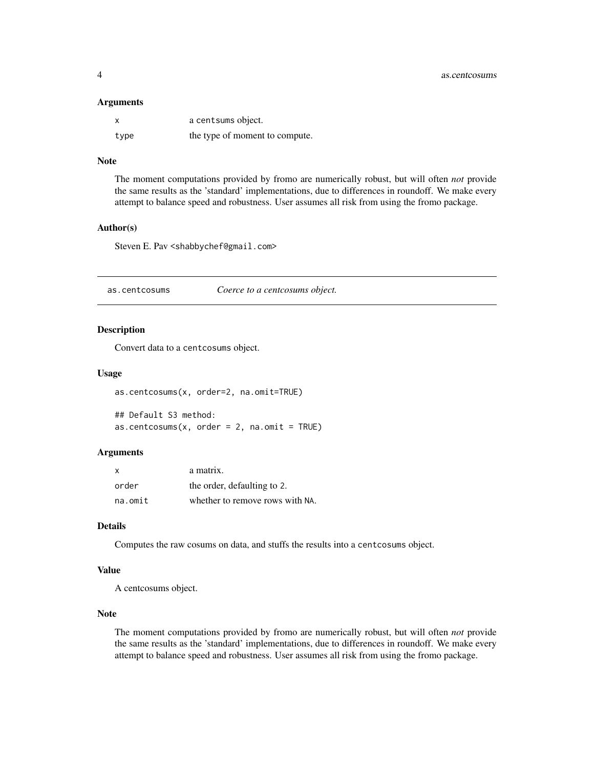### Arguments

| | |
|---|---|
| `x` | a `centsums` object. |
| `type` | the type of moment to compute. |

### Note

The moment computations provided by fromo are numerically robust, but will often *not* provide the same results as the 'standard' implementations, due to differences in roundoff. We make every attempt to balance speed and robustness. User assumes all risk from using the fromo package.

### Author(s)

Steven E. Pav <shabbychef@gmail.com>

---

## as.centcosums — *Coerce to a centcosums object.*

### Description

Convert data to a `centcosums` object.

### Usage

```
as.centcosums(x, order=2, na.omit=TRUE)

## Default S3 method:
as.centcosums(x, order = 2, na.omit = TRUE)
```

### Arguments

| | |
|---|---|
| `x` | a matrix. |
| `order` | the order, defaulting to 2. |
| `na.omit` | whether to remove rows with `NA`. |

### Details

Computes the raw cosums on data, and stuffs the results into a `centcosums` object.

### Value

A centcosums object.

### Note

The moment computations provided by fromo are numerically robust, but will often *not* provide the same results as the 'standard' implementations, due to differences in roundoff. We make every attempt to balance speed and robustness. User assumes all risk from using the fromo package.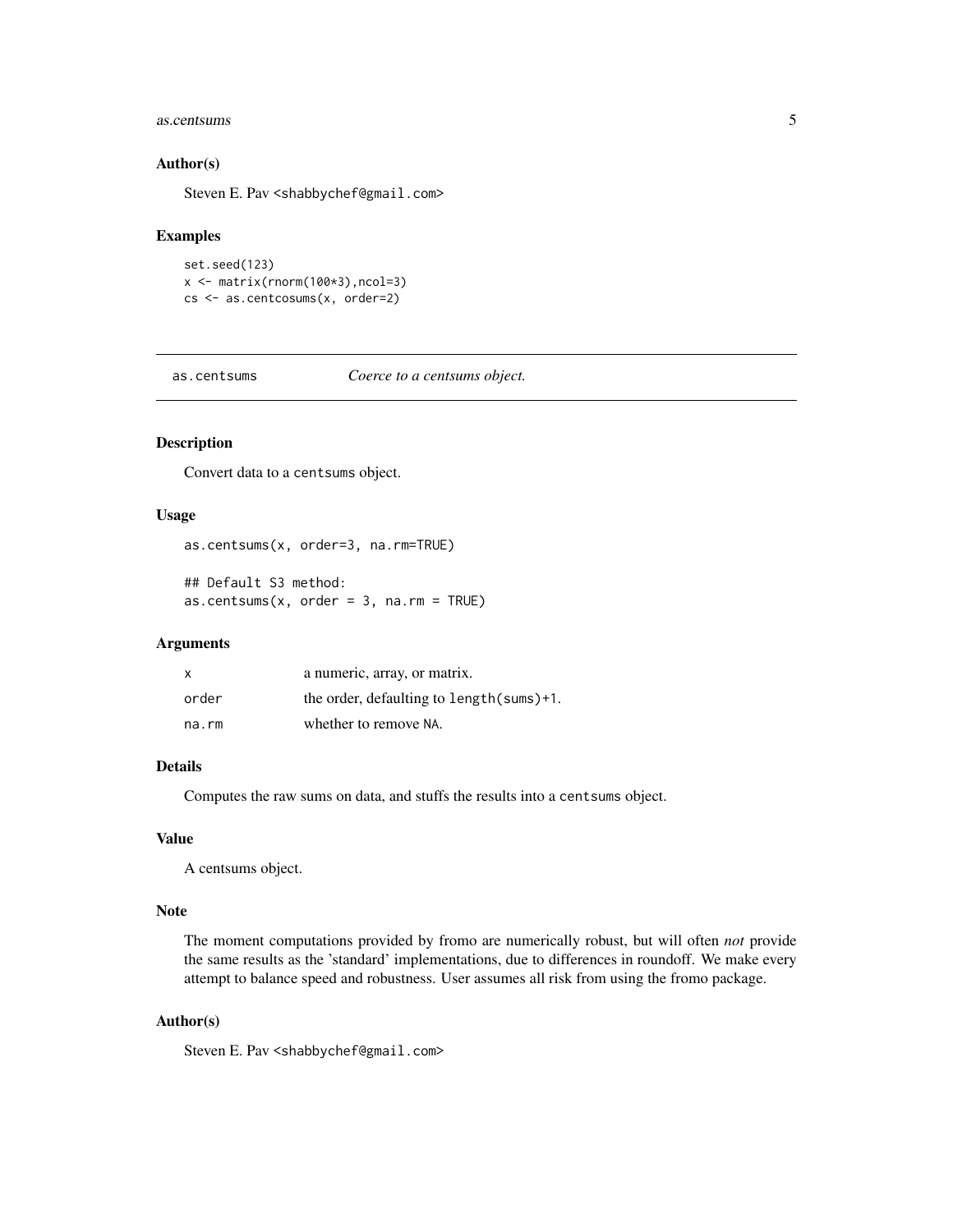### Author(s)

Steven E. Pav <shabbychef@gmail.com>

### Examples

```
set.seed(123)
x <- matrix(rnorm(100*3),ncol=3)
cs <- as.centcosums(x, order=2)
```

---

## as.centsums — *Coerce to a centsums object.*

---

### Description

Convert data to a `centsums` object.

### Usage

```
as.centsums(x, order=3, na.rm=TRUE)

## Default S3 method:
as.centsums(x, order = 3, na.rm = TRUE)
```

### Arguments

| | |
|---|---|
| `x` | a numeric, array, or matrix. |
| `order` | the order, defaulting to `length(sums)+1`. |
| `na.rm` | whether to remove `NA`. |

### Details

Computes the raw sums on data, and stuffs the results into a `centsums` object.

### Value

A centsums object.

### Note

The moment computations provided by fromo are numerically robust, but will often *not* provide the same results as the 'standard' implementations, due to differences in roundoff. We make every attempt to balance speed and robustness. User assumes all risk from using the fromo package.

### Author(s)

Steven E. Pav <shabbychef@gmail.com>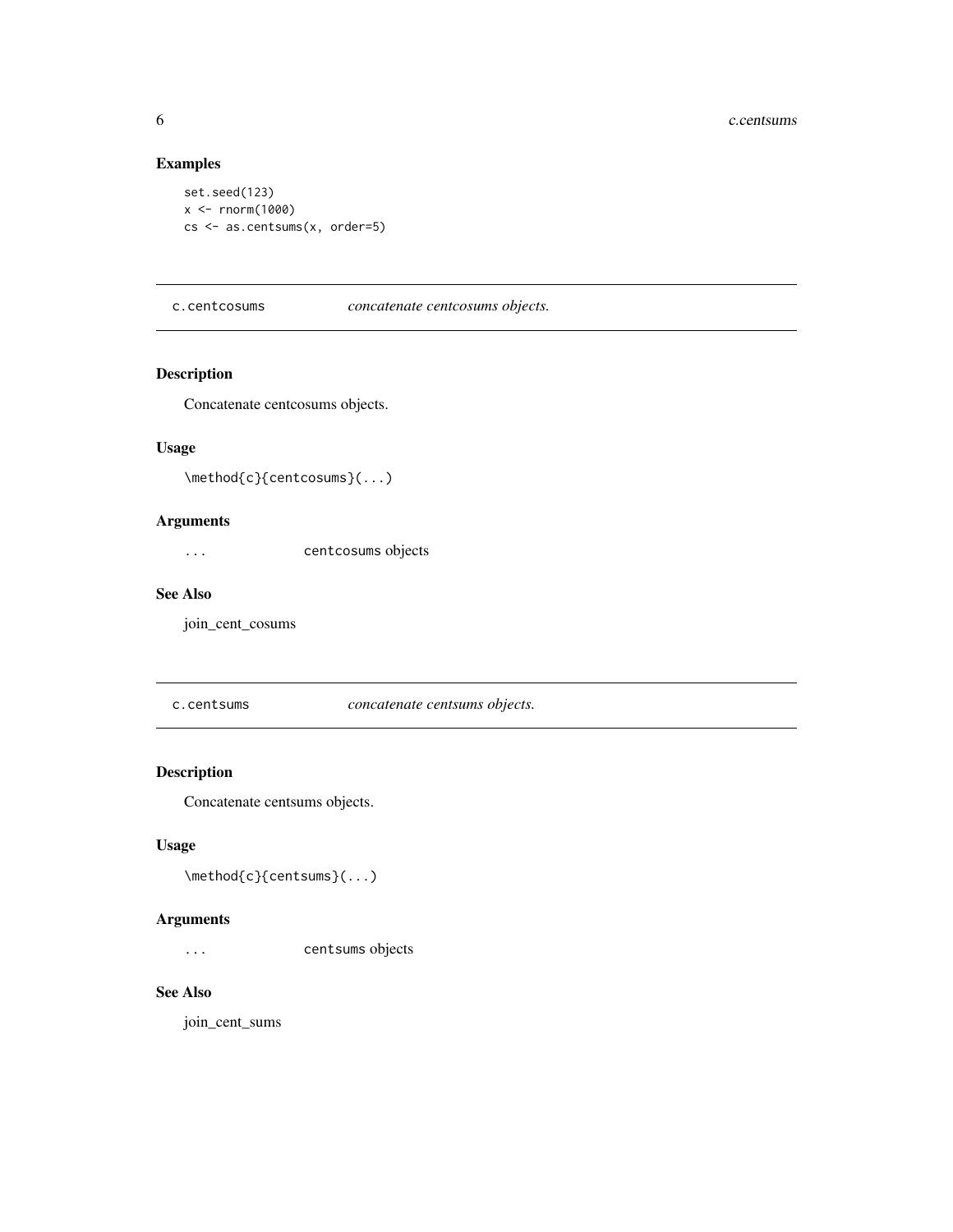## Examples

```
set.seed(123)
x <- rnorm(1000)
cs <- as.centsums(x, order=5)
```

---

# c.centcosums — *concatenate centcosums objects.*

### Description

Concatenate centcosums objects.

### Usage

```
\method{c}{centcosums}(...)
```

### Arguments

| | |
|---|---|
| `...` | `centcosums` objects |

### See Also

join_cent_cosums

---

# c.centsums — *concatenate centsums objects.*

### Description

Concatenate centsums objects.

### Usage

```
\method{c}{centsums}(...)
```

### Arguments

| | |
|---|---|
| `...` | `centsums` objects |

### See Also

join_cent_sums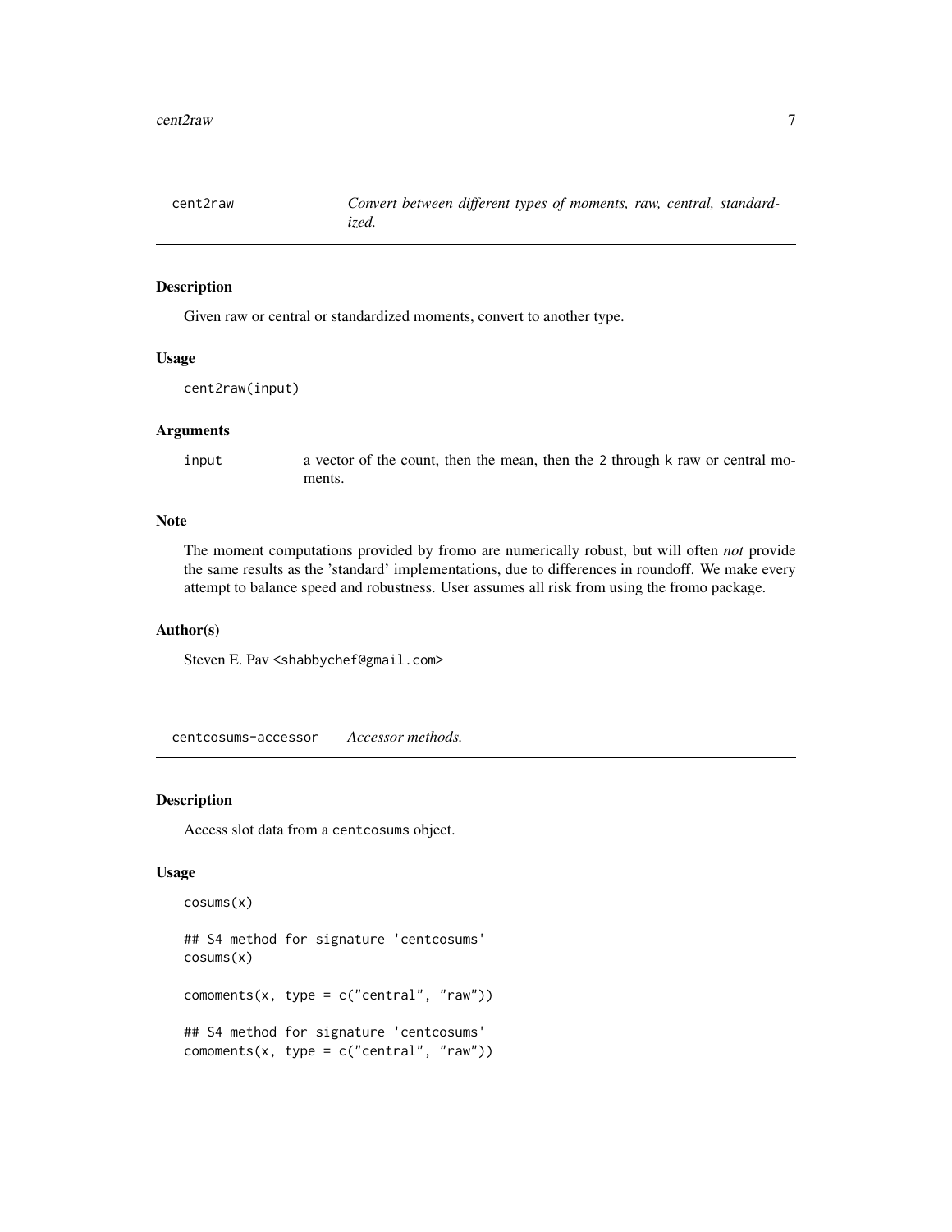## cent2raw — *Convert between different types of moments, raw, central, standardized.*

### Description

Given raw or central or standardized moments, convert to another type.

### Usage

```
cent2raw(input)
```

### Arguments

| | |
|---|---|
| `input` | a vector of the count, then the mean, then the `2` through `k` raw or central moments. |

### Note

The moment computations provided by fromo are numerically robust, but will often *not* provide the same results as the 'standard' implementations, due to differences in roundoff. We make every attempt to balance speed and robustness. User assumes all risk from using the fromo package.

### Author(s)

Steven E. Pav <shabbychef@gmail.com>

## centcosums-accessor — *Accessor methods.*

### Description

Access slot data from a `centcosums` object.

### Usage

```
cosums(x)

## S4 method for signature 'centcosums'
cosums(x)

comoments(x, type = c("central", "raw"))

## S4 method for signature 'centcosums'
comoments(x, type = c("central", "raw"))
```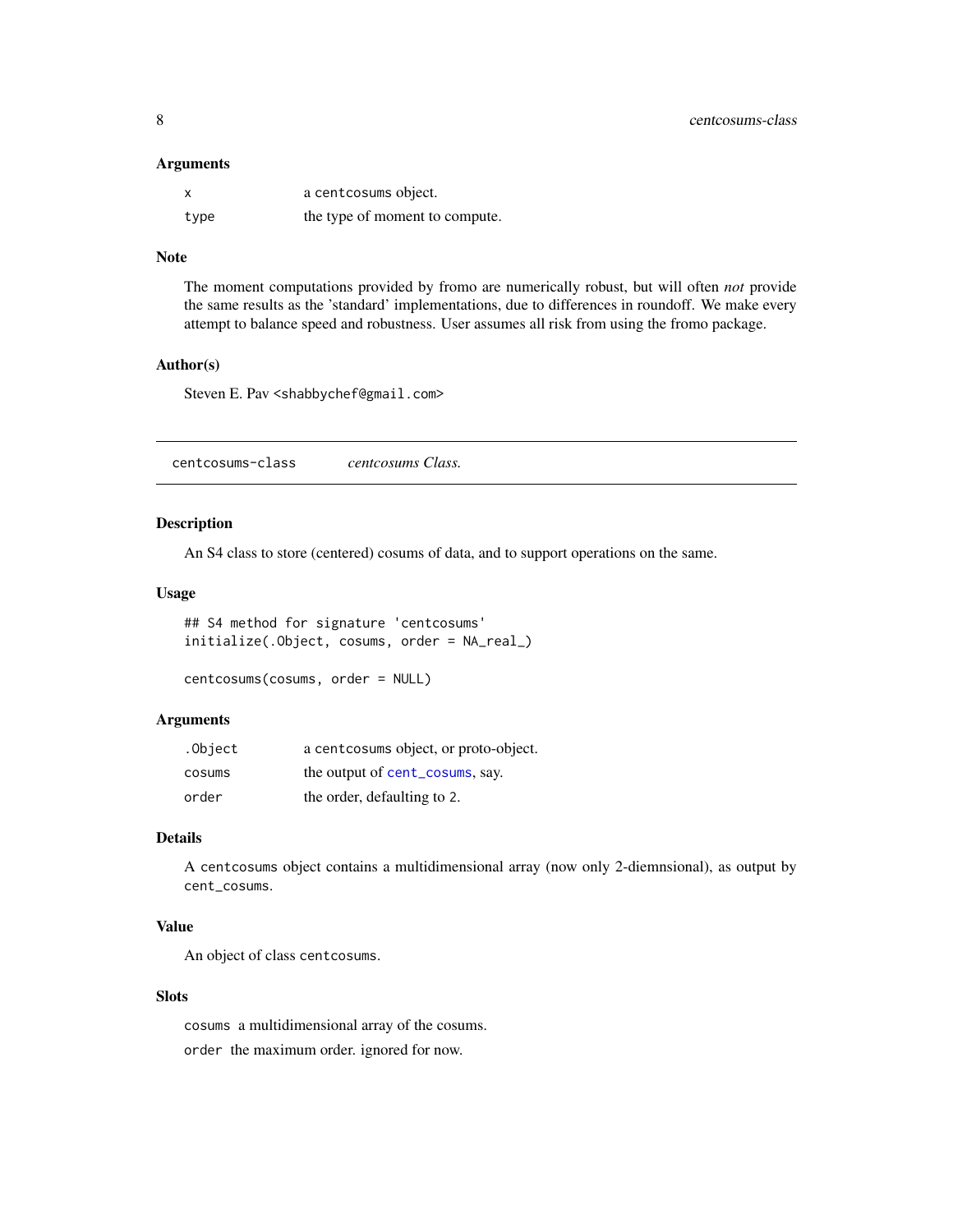### Arguments

| | |
|---|---|
| `x` | a `centcosums` object. |
| `type` | the type of moment to compute. |

### Note

The moment computations provided by fromo are numerically robust, but will often *not* provide the same results as the 'standard' implementations, due to differences in roundoff. We make every attempt to balance speed and robustness. User assumes all risk from using the fromo package.

### Author(s)

Steven E. Pav <shabbychef@gmail.com>

---

## centcosums-class *centcosums Class.*

---

### Description

An S4 class to store (centered) cosums of data, and to support operations on the same.

### Usage

```
## S4 method for signature 'centcosums'
initialize(.Object, cosums, order = NA_real_)

centcosums(cosums, order = NULL)
```

### Arguments

| | |
|---|---|
| `.Object` | a `centcosums` object, or proto-object. |
| `cosums` | the output of `cent_cosums`, say. |
| `order` | the order, defaulting to 2. |

### Details

A `centcosums` object contains a multidimensional array (now only 2-diemnsional), as output by `cent_cosums`.

### Value

An object of class `centcosums`.

### Slots

`cosums` a multidimensional array of the cosums.

`order` the maximum order. ignored for now.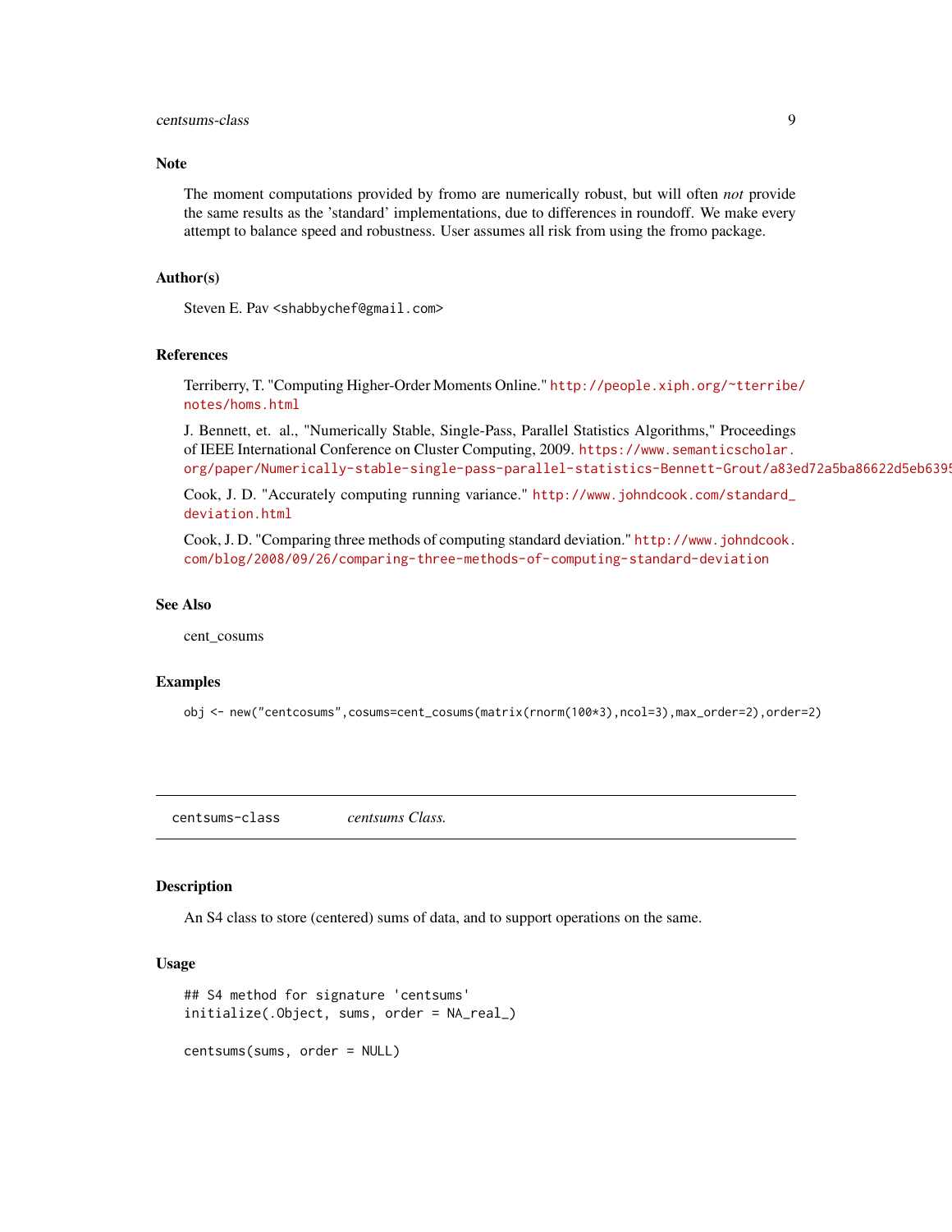### Note

The moment computations provided by fromo are numerically robust, but will often *not* provide the same results as the 'standard' implementations, due to differences in roundoff. We make every attempt to balance speed and robustness. User assumes all risk from using the fromo package.

### Author(s)

Steven E. Pav <shabbychef@gmail.com>

### References

Terriberry, T. "Computing Higher-Order Moments Online." http://people.xiph.org/~tterribe/notes/homs.html

J. Bennett, et. al., "Numerically Stable, Single-Pass, Parallel Statistics Algorithms," Proceedings of IEEE International Conference on Cluster Computing, 2009. https://www.semanticscholar.org/paper/Numerically-stable-single-pass-parallel-statistics-Bennett-Grout/a83ed72a5ba86622d5eb6395

Cook, J. D. "Accurately computing running variance." http://www.johndcook.com/standard_deviation.html

Cook, J. D. "Comparing three methods of computing standard deviation." http://www.johndcook.com/blog/2008/09/26/comparing-three-methods-of-computing-standard-deviation

### See Also

cent_cosums

### Examples

```
obj <- new("centcosums",cosums=cent_cosums(matrix(rnorm(100*3),ncol=3),max_order=2),order=2)
```

---

## centsums-class — *centsums Class.*

### Description

An S4 class to store (centered) sums of data, and to support operations on the same.

### Usage

```
## S4 method for signature 'centsums'
initialize(.Object, sums, order = NA_real_)

centsums(sums, order = NULL)
```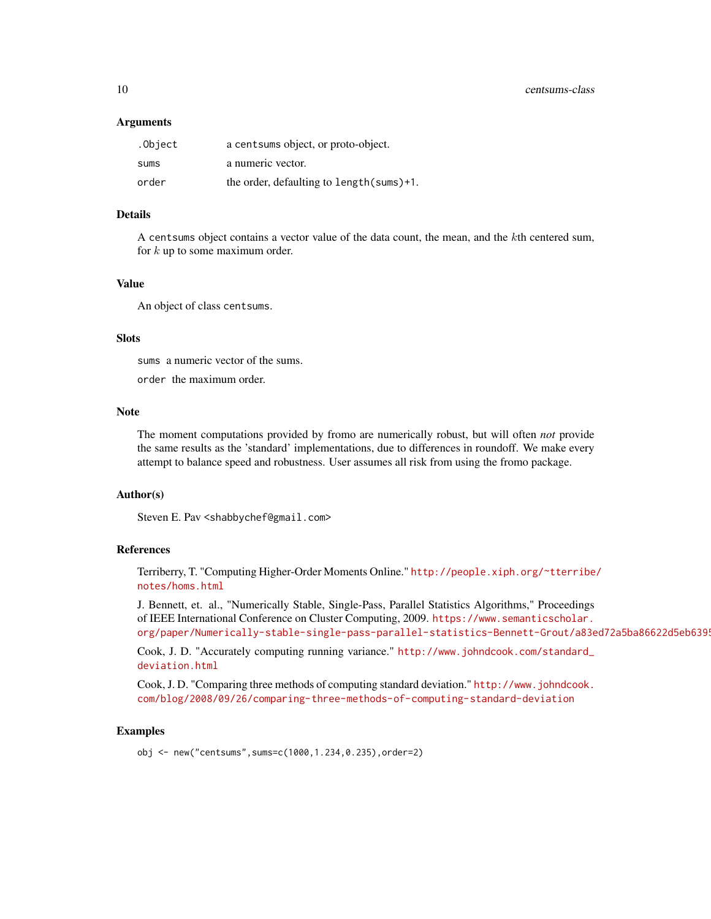### Arguments

| | |
|---|---|
| `.Object` | a `centsums` object, or proto-object. |
| `sums` | a numeric vector. |
| `order` | the order, defaulting to `length(sums)+1`. |

### Details

A `centsums` object contains a vector value of the data count, the mean, and the $k$th centered sum, for $k$ up to some maximum order.

### Value

An object of class `centsums`.

### Slots

`sums` a numeric vector of the sums.

`order` the maximum order.

### Note

The moment computations provided by fromo are numerically robust, but will often *not* provide the same results as the 'standard' implementations, due to differences in roundoff. We make every attempt to balance speed and robustness. User assumes all risk from using the fromo package.

### Author(s)

Steven E. Pav <shabbychef@gmail.com>

### References

Terriberry, T. "Computing Higher-Order Moments Online." http://people.xiph.org/~tterribe/notes/homs.html

J. Bennett, et. al., "Numerically Stable, Single-Pass, Parallel Statistics Algorithms," Proceedings of IEEE International Conference on Cluster Computing, 2009. https://www.semanticscholar.org/paper/Numerically-stable-single-pass-parallel-statistics-Bennett-Grout/a83ed72a5ba86622d5eb6395

Cook, J. D. "Accurately computing running variance." http://www.johndcook.com/standard_deviation.html

Cook, J. D. "Comparing three methods of computing standard deviation." http://www.johndcook.com/blog/2008/09/26/comparing-three-methods-of-computing-standard-deviation

### Examples

```
obj <- new("centsums",sums=c(1000,1.234,0.235),order=2)
```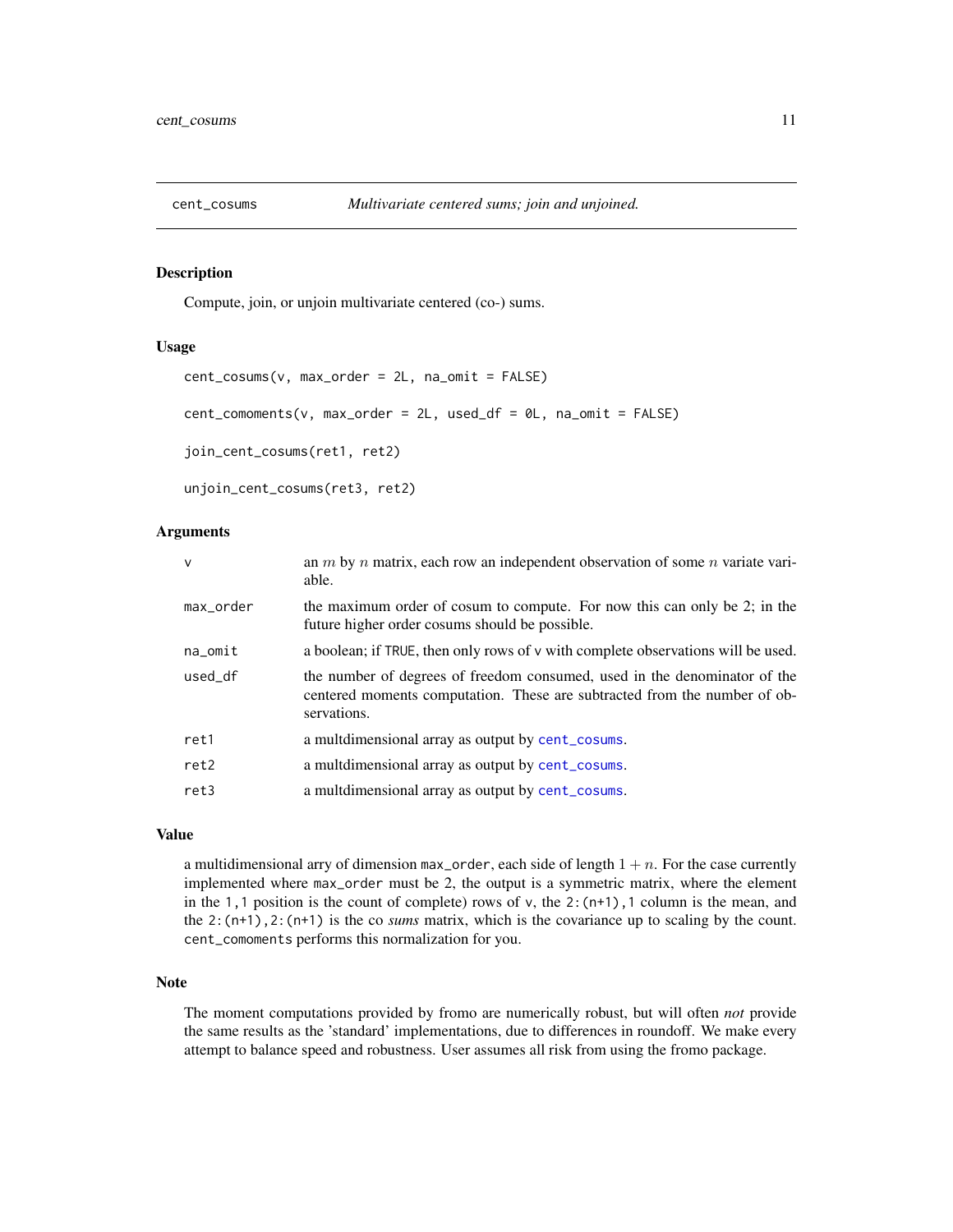## cent_cosums — *Multivariate centered sums; join and unjoined.*

### Description

Compute, join, or unjoin multivariate centered (co-) sums.

### Usage

```
cent_cosums(v, max_order = 2L, na_omit = FALSE)

cent_comoments(v, max_order = 2L, used_df = 0L, na_omit = FALSE)

join_cent_cosums(ret1, ret2)

unjoin_cent_cosums(ret3, ret2)
```

### Arguments

| | |
|---|---|
| `v` | an $m$ by $n$ matrix, each row an independent observation of some $n$ variate variable. |
| `max_order` | the maximum order of cosum to compute. For now this can only be 2; in the future higher order cosums should be possible. |
| `na_omit` | a boolean; if `TRUE`, then only rows of `v` with complete observations will be used. |
| `used_df` | the number of degrees of freedom consumed, used in the denominator of the centered moments computation. These are subtracted from the number of observations. |
| `ret1` | a multdimensional array as output by `cent_cosums`. |
| `ret2` | a multdimensional array as output by `cent_cosums`. |
| `ret3` | a multdimensional array as output by `cent_cosums`. |

### Value

a multidimensional arry of dimension `max_order`, each side of length $1 + n$. For the case currently implemented where `max_order` must be 2, the output is a symmetric matrix, where the element in the `1,1` position is the count of complete) rows of `v`, the `2:(n+1),1` column is the mean, and the `2:(n+1),2:(n+1)` is the co *sums* matrix, which is the covariance up to scaling by the count. `cent_comoments` performs this normalization for you.

### Note

The moment computations provided by fromo are numerically robust, but will often *not* provide the same results as the 'standard' implementations, due to differences in roundoff. We make every attempt to balance speed and robustness. User assumes all risk from using the fromo package.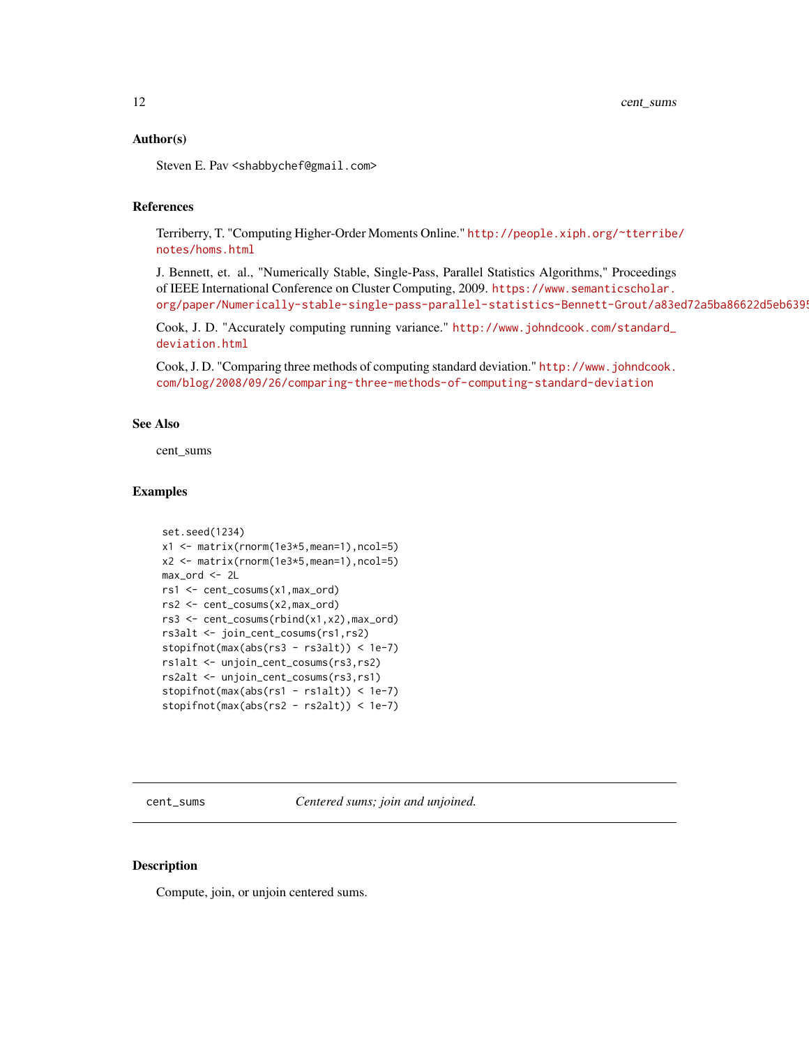### Author(s)

Steven E. Pav <shabbychef@gmail.com>

### References

Terriberry, T. "Computing Higher-Order Moments Online." http://people.xiph.org/~tterribe/notes/homs.html

J. Bennett, et. al., "Numerically Stable, Single-Pass, Parallel Statistics Algorithms," Proceedings of IEEE International Conference on Cluster Computing, 2009. https://www.semanticscholar.org/paper/Numerically-stable-single-pass-parallel-statistics-Bennett-Grout/a83ed72a5ba86622d5eb6395

Cook, J. D. "Accurately computing running variance." http://www.johndcook.com/standard_deviation.html

Cook, J. D. "Comparing three methods of computing standard deviation." http://www.johndcook.com/blog/2008/09/26/comparing-three-methods-of-computing-standard-deviation

### See Also

cent_sums

### Examples

```
set.seed(1234)
x1 <- matrix(rnorm(1e3*5,mean=1),ncol=5)
x2 <- matrix(rnorm(1e3*5,mean=1),ncol=5)
max_ord <- 2L
rs1 <- cent_cosums(x1,max_ord)
rs2 <- cent_cosums(x2,max_ord)
rs3 <- cent_cosums(rbind(x1,x2),max_ord)
rs3alt <- join_cent_cosums(rs1,rs2)
stopifnot(max(abs(rs3 - rs3alt)) < 1e-7)
rs1alt <- unjoin_cent_cosums(rs3,rs2)
rs2alt <- unjoin_cent_cosums(rs3,rs1)
stopifnot(max(abs(rs1 - rs1alt)) < 1e-7)
stopifnot(max(abs(rs2 - rs2alt)) < 1e-7)
```

---

## cent_sums *Centered sums; join and unjoined.*

### Description

Compute, join, or unjoin centered sums.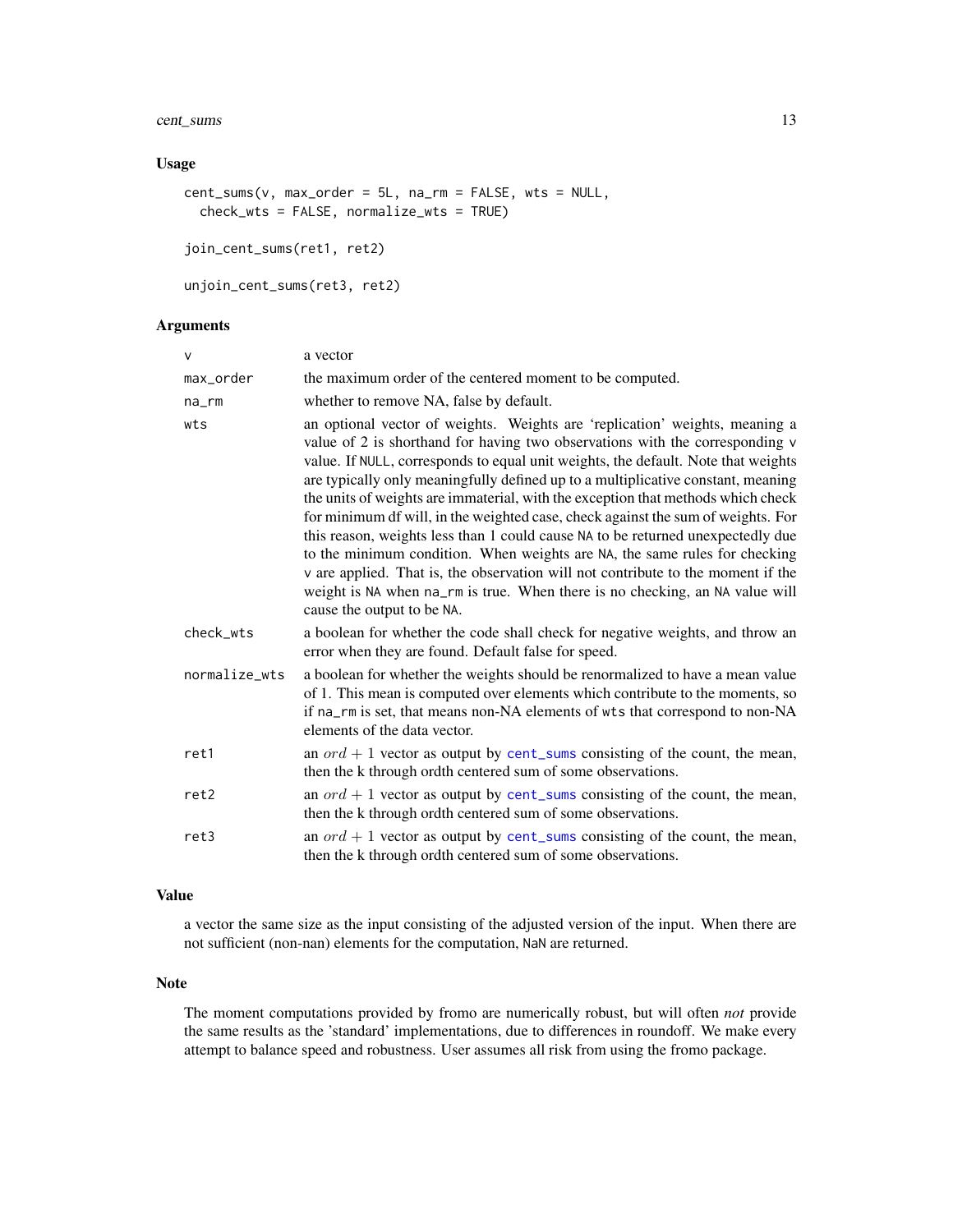## Usage

```
cent_sums(v, max_order = 5L, na_rm = FALSE, wts = NULL,
  check_wts = FALSE, normalize_wts = TRUE)

join_cent_sums(ret1, ret2)

unjoin_cent_sums(ret3, ret2)
```

## Arguments

| | |
|---|---|
| v | a vector |
| max_order | the maximum order of the centered moment to be computed. |
| na_rm | whether to remove NA, false by default. |
| wts | an optional vector of weights. Weights are 'replication' weights, meaning a value of 2 is shorthand for having two observations with the corresponding v value. If NULL, corresponds to equal unit weights, the default. Note that weights are typically only meaningfully defined up to a multiplicative constant, meaning the units of weights are immaterial, with the exception that methods which check for minimum df will, in the weighted case, check against the sum of weights. For this reason, weights less than 1 could cause NA to be returned unexpectedly due to the minimum condition. When weights are NA, the same rules for checking v are applied. That is, the observation will not contribute to the moment if the weight is NA when na_rm is true. When there is no checking, an NA value will cause the output to be NA. |
| check_wts | a boolean for whether the code shall check for negative weights, and throw an error when they are found. Default false for speed. |
| normalize_wts | a boolean for whether the weights should be renormalized to have a mean value of 1. This mean is computed over elements which contribute to the moments, so if na_rm is set, that means non-NA elements of wts that correspond to non-NA elements of the data vector. |
| ret1 | an $ord + 1$ vector as output by cent_sums consisting of the count, the mean, then the k through ordth centered sum of some observations. |
| ret2 | an $ord + 1$ vector as output by cent_sums consisting of the count, the mean, then the k through ordth centered sum of some observations. |
| ret3 | an $ord + 1$ vector as output by cent_sums consisting of the count, the mean, then the k through ordth centered sum of some observations. |

## Value

a vector the same size as the input consisting of the adjusted version of the input. When there are not sufficient (non-nan) elements for the computation, NaN are returned.

## Note

The moment computations provided by fromo are numerically robust, but will often *not* provide the same results as the 'standard' implementations, due to differences in roundoff. We make every attempt to balance speed and robustness. User assumes all risk from using the fromo package.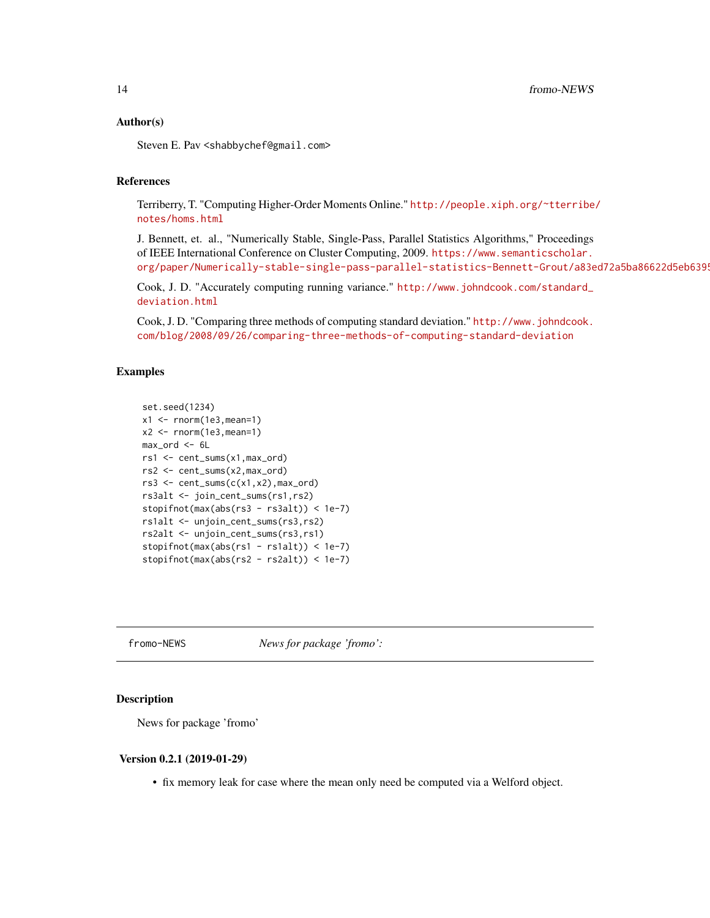### Author(s)

Steven E. Pav <shabbychef@gmail.com>

### References

Terriberry, T. "Computing Higher-Order Moments Online." http://people.xiph.org/~tterribe/notes/homs.html

J. Bennett, et. al., "Numerically Stable, Single-Pass, Parallel Statistics Algorithms," Proceedings of IEEE International Conference on Cluster Computing, 2009. https://www.semanticscholar.org/paper/Numerically-stable-single-pass-parallel-statistics-Bennett-Grout/a83ed72a5ba86622d5eb6395

Cook, J. D. "Accurately computing running variance." http://www.johndcook.com/standard_deviation.html

Cook, J. D. "Comparing three methods of computing standard deviation." http://www.johndcook.com/blog/2008/09/26/comparing-three-methods-of-computing-standard-deviation

### Examples

```
set.seed(1234)
x1 <- rnorm(1e3,mean=1)
x2 <- rnorm(1e3,mean=1)
max_ord <- 6L
rs1 <- cent_sums(x1,max_ord)
rs2 <- cent_sums(x2,max_ord)
rs3 <- cent_sums(c(x1,x2),max_ord)
rs3alt <- join_cent_sums(rs1,rs2)
stopifnot(max(abs(rs3 - rs3alt)) < 1e-7)
rs1alt <- unjoin_cent_sums(rs3,rs2)
rs2alt <- unjoin_cent_sums(rs3,rs1)
stopifnot(max(abs(rs1 - rs1alt)) < 1e-7)
stopifnot(max(abs(rs2 - rs2alt)) < 1e-7)
```

---

## fromo-NEWS — *News for package 'fromo':*

### Description

News for package 'fromo'

### Version 0.2.1 (2019-01-29)

- fix memory leak for case where the mean only need be computed via a Welford object.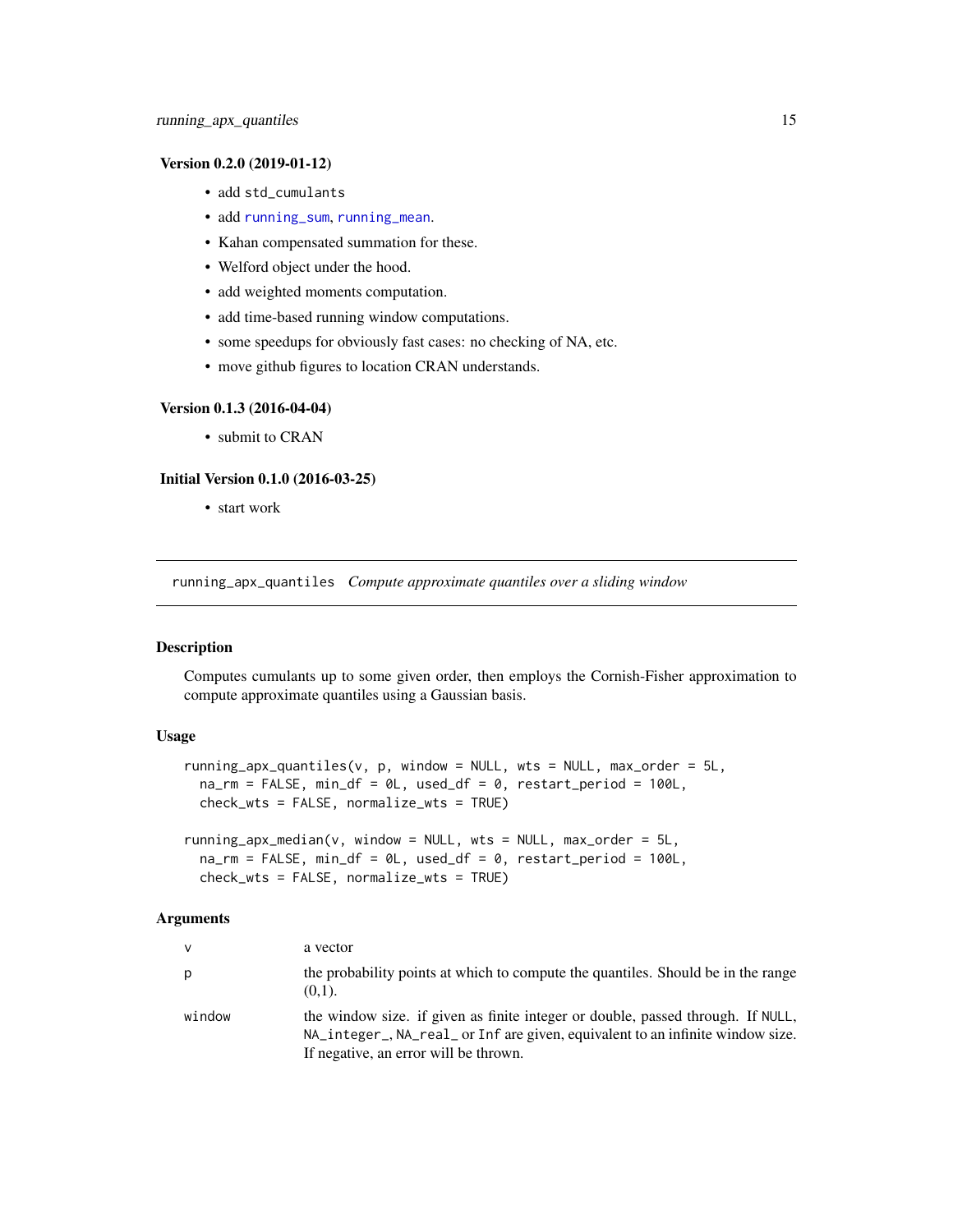### Version 0.2.0 (2019-01-12)

- add `std_cumulants`
- add `running_sum`, `running_mean`.
- Kahan compensated summation for these.
- Welford object under the hood.
- add weighted moments computation.
- add time-based running window computations.
- some speedups for obviously fast cases: no checking of NA, etc.
- move github figures to location CRAN understands.

### Version 0.1.3 (2016-04-04)

- submit to CRAN

### Initial Version 0.1.0 (2016-03-25)

- start work

---

## running_apx_quantiles *Compute approximate quantiles over a sliding window*

### Description

Computes cumulants up to some given order, then employs the Cornish-Fisher approximation to compute approximate quantiles using a Gaussian basis.

### Usage

```
running_apx_quantiles(v, p, window = NULL, wts = NULL, max_order = 5L,
  na_rm = FALSE, min_df = 0L, used_df = 0, restart_period = 100L,
  check_wts = FALSE, normalize_wts = TRUE)

running_apx_median(v, window = NULL, wts = NULL, max_order = 5L,
  na_rm = FALSE, min_df = 0L, used_df = 0, restart_period = 100L,
  check_wts = FALSE, normalize_wts = TRUE)
```

### Arguments

| | |
|---|---|
| `v` | a vector |
| `p` | the probability points at which to compute the quantiles. Should be in the range (0,1). |
| `window` | the window size. if given as finite integer or double, passed through. If `NULL`, `NA_integer_`, `NA_real_` or `Inf` are given, equivalent to an infinite window size. If negative, an error will be thrown. |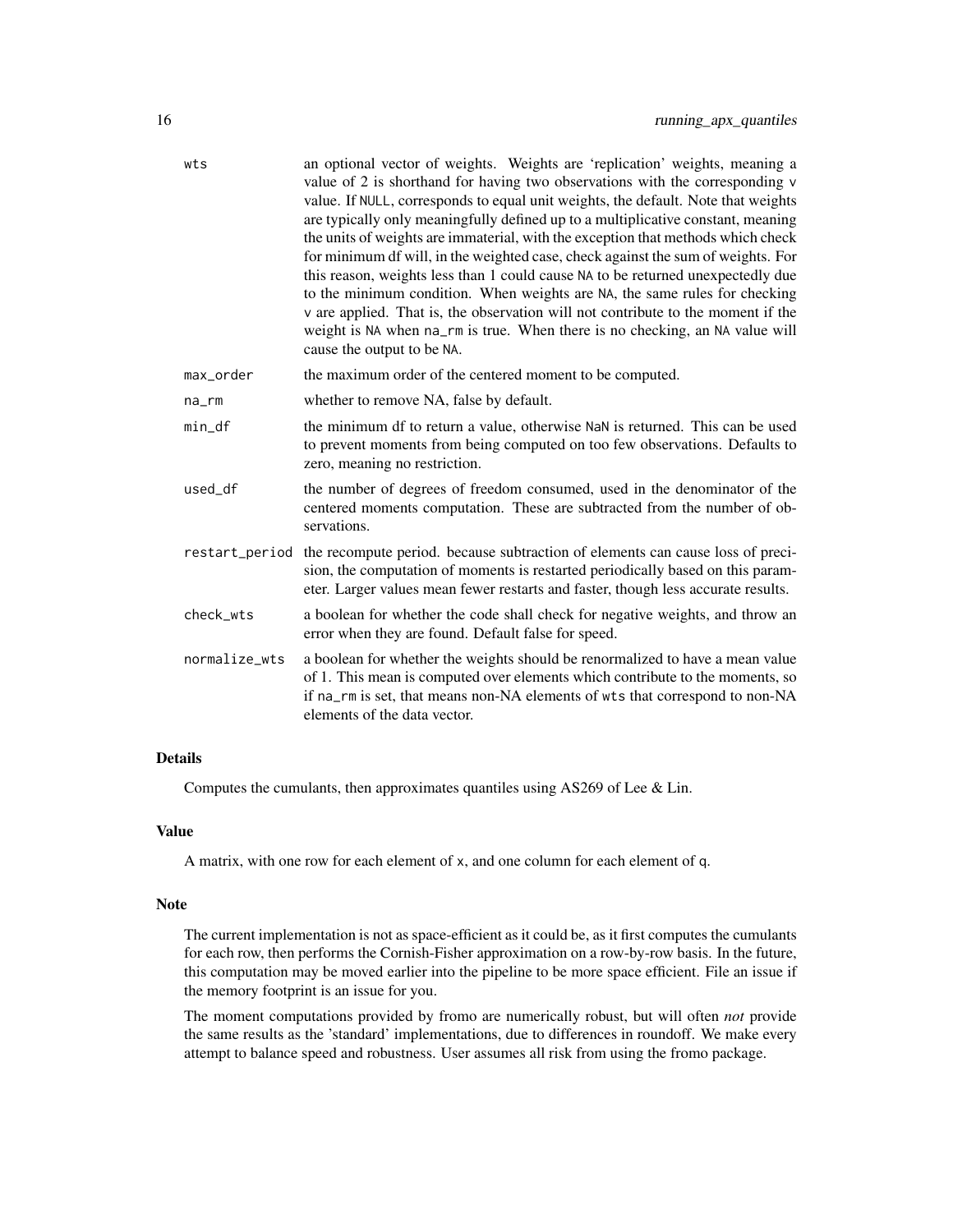| | |
|---|---|
| wts | an optional vector of weights. Weights are 'replication' weights, meaning a value of 2 is shorthand for having two observations with the corresponding v value. If NULL, corresponds to equal unit weights, the default. Note that weights are typically only meaningfully defined up to a multiplicative constant, meaning the units of weights are immaterial, with the exception that methods which check for minimum df will, in the weighted case, check against the sum of weights. For this reason, weights less than 1 could cause NA to be returned unexpectedly due to the minimum condition. When weights are NA, the same rules for checking v are applied. That is, the observation will not contribute to the moment if the weight is NA when na_rm is true. When there is no checking, an NA value will cause the output to be NA. |
| max_order | the maximum order of the centered moment to be computed. |
| na_rm | whether to remove NA, false by default. |
| min_df | the minimum df to return a value, otherwise NaN is returned. This can be used to prevent moments from being computed on too few observations. Defaults to zero, meaning no restriction. |
| used_df | the number of degrees of freedom consumed, used in the denominator of the centered moments computation. These are subtracted from the number of observations. |
| restart_period | the recompute period. because subtraction of elements can cause loss of precision, the computation of moments is restarted periodically based on this parameter. Larger values mean fewer restarts and faster, though less accurate results. |
| check_wts | a boolean for whether the code shall check for negative weights, and throw an error when they are found. Default false for speed. |
| normalize_wts | a boolean for whether the weights should be renormalized to have a mean value of 1. This mean is computed over elements which contribute to the moments, so if na_rm is set, that means non-NA elements of wts that correspond to non-NA elements of the data vector. |

## Details

Computes the cumulants, then approximates quantiles using AS269 of Lee & Lin.

## Value

A matrix, with one row for each element of x, and one column for each element of q.

## Note

The current implementation is not as space-efficient as it could be, as it first computes the cumulants for each row, then performs the Cornish-Fisher approximation on a row-by-row basis. In the future, this computation may be moved earlier into the pipeline to be more space efficient. File an issue if the memory footprint is an issue for you.

The moment computations provided by fromo are numerically robust, but will often *not* provide the same results as the 'standard' implementations, due to differences in roundoff. We make every attempt to balance speed and robustness. User assumes all risk from using the fromo package.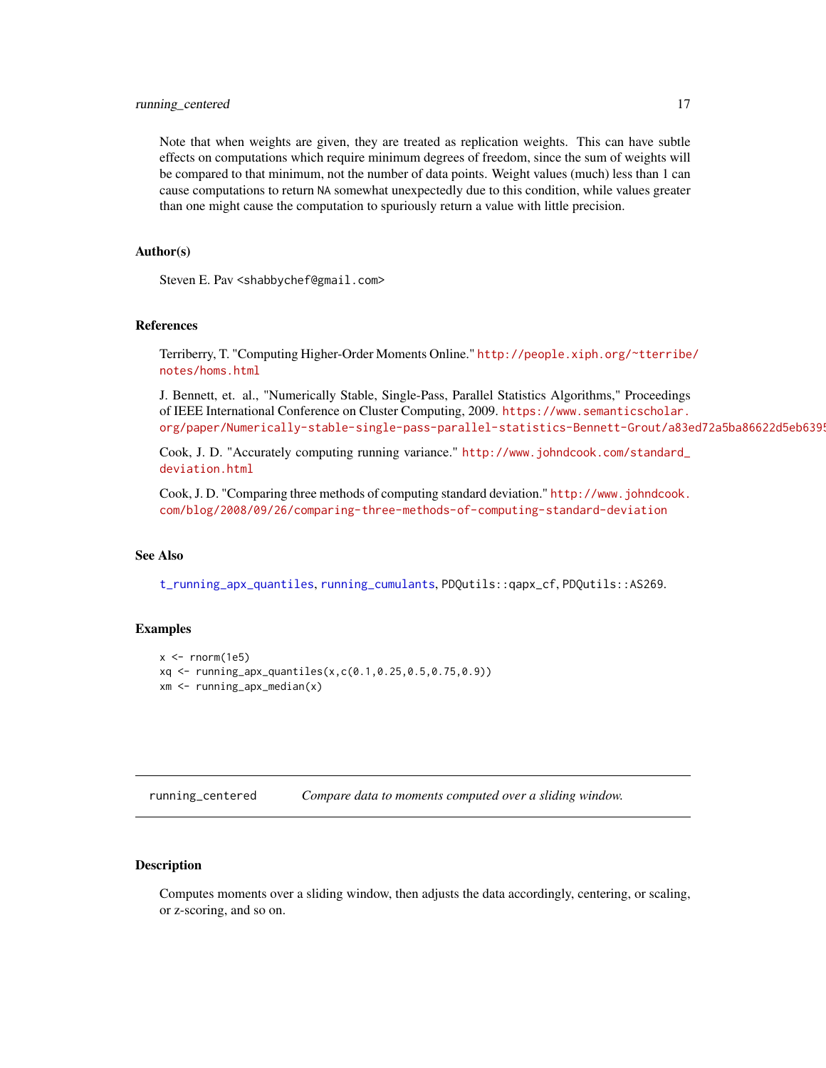Note that when weights are given, they are treated as replication weights. This can have subtle effects on computations which require minimum degrees of freedom, since the sum of weights will be compared to that minimum, not the number of data points. Weight values (much) less than 1 can cause computations to return NA somewhat unexpectedly due to this condition, while values greater than one might cause the computation to spuriously return a value with little precision.

### Author(s)

Steven E. Pav <shabbychef@gmail.com>

### References

Terriberry, T. "Computing Higher-Order Moments Online." http://people.xiph.org/~tterribe/notes/homs.html

J. Bennett, et. al., "Numerically Stable, Single-Pass, Parallel Statistics Algorithms," Proceedings of IEEE International Conference on Cluster Computing, 2009. https://www.semanticscholar.org/paper/Numerically-stable-single-pass-parallel-statistics-Bennett-Grout/a83ed72a5ba86622d5eb6395

Cook, J. D. "Accurately computing running variance." http://www.johndcook.com/standard_deviation.html

Cook, J. D. "Comparing three methods of computing standard deviation." http://www.johndcook.com/blog/2008/09/26/comparing-three-methods-of-computing-standard-deviation

### See Also

t_running_apx_quantiles, running_cumulants, PDQutils::qapx_cf, PDQutils::AS269.

### Examples

```
x <- rnorm(1e5)
xq <- running_apx_quantiles(x,c(0.1,0.25,0.5,0.75,0.9))
xm <- running_apx_median(x)
```

---

## running_centered — *Compare data to moments computed over a sliding window.*

### Description

Computes moments over a sliding window, then adjusts the data accordingly, centering, or scaling, or z-scoring, and so on.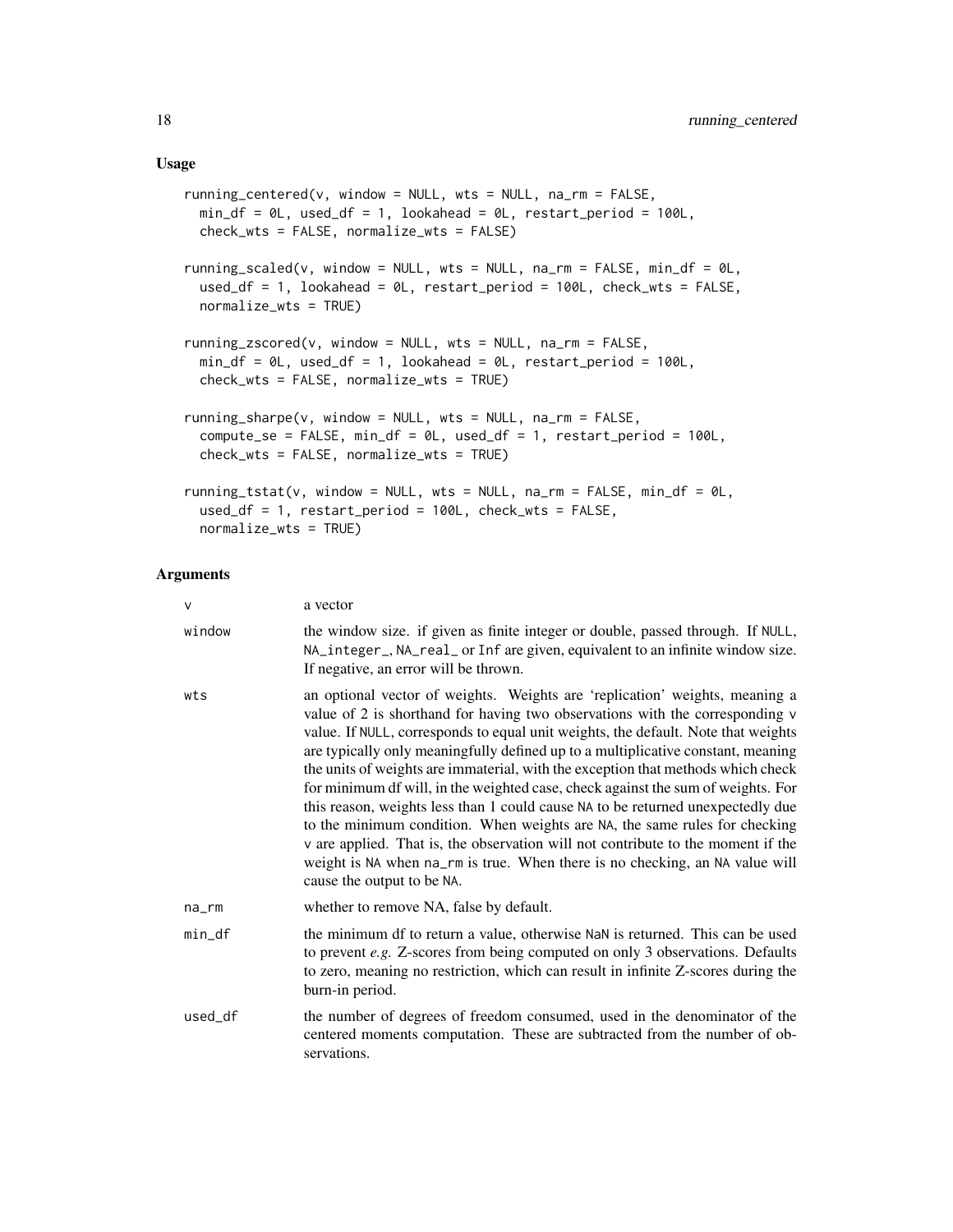## Usage

```
running_centered(v, window = NULL, wts = NULL, na_rm = FALSE,
  min_df = 0L, used_df = 1, lookahead = 0L, restart_period = 100L,
  check_wts = FALSE, normalize_wts = FALSE)

running_scaled(v, window = NULL, wts = NULL, na_rm = FALSE, min_df = 0L,
  used_df = 1, lookahead = 0L, restart_period = 100L, check_wts = FALSE,
  normalize_wts = TRUE)

running_zscored(v, window = NULL, wts = NULL, na_rm = FALSE,
  min_df = 0L, used_df = 1, lookahead = 0L, restart_period = 100L,
  check_wts = FALSE, normalize_wts = TRUE)

running_sharpe(v, window = NULL, wts = NULL, na_rm = FALSE,
  compute_se = FALSE, min_df = 0L, used_df = 1, restart_period = 100L,
  check_wts = FALSE, normalize_wts = TRUE)

running_tstat(v, window = NULL, wts = NULL, na_rm = FALSE, min_df = 0L,
  used_df = 1, restart_period = 100L, check_wts = FALSE,
  normalize_wts = TRUE)
```

## Arguments

| | |
|---|---|
| `v` | a vector |
| `window` | the window size. if given as finite integer or double, passed through. If `NULL`, `NA_integer_`, `NA_real_` or `Inf` are given, equivalent to an infinite window size. If negative, an error will be thrown. |
| `wts` | an optional vector of weights. Weights are 'replication' weights, meaning a value of 2 is shorthand for having two observations with the corresponding `v` value. If `NULL`, corresponds to equal unit weights, the default. Note that weights are typically only meaningfully defined up to a multiplicative constant, meaning the units of weights are immaterial, with the exception that methods which check for minimum df will, in the weighted case, check against the sum of weights. For this reason, weights less than 1 could cause `NA` to be returned unexpectedly due to the minimum condition. When weights are `NA`, the same rules for checking `v` are applied. That is, the observation will not contribute to the moment if the weight is `NA` when `na_rm` is true. When there is no checking, an `NA` value will cause the output to be `NA`. |
| `na_rm` | whether to remove NA, false by default. |
| `min_df` | the minimum df to return a value, otherwise `NaN` is returned. This can be used to prevent *e.g.* Z-scores from being computed on only 3 observations. Defaults to zero, meaning no restriction, which can result in infinite Z-scores during the burn-in period. |
| `used_df` | the number of degrees of freedom consumed, used in the denominator of the centered moments computation. These are subtracted from the number of observations. |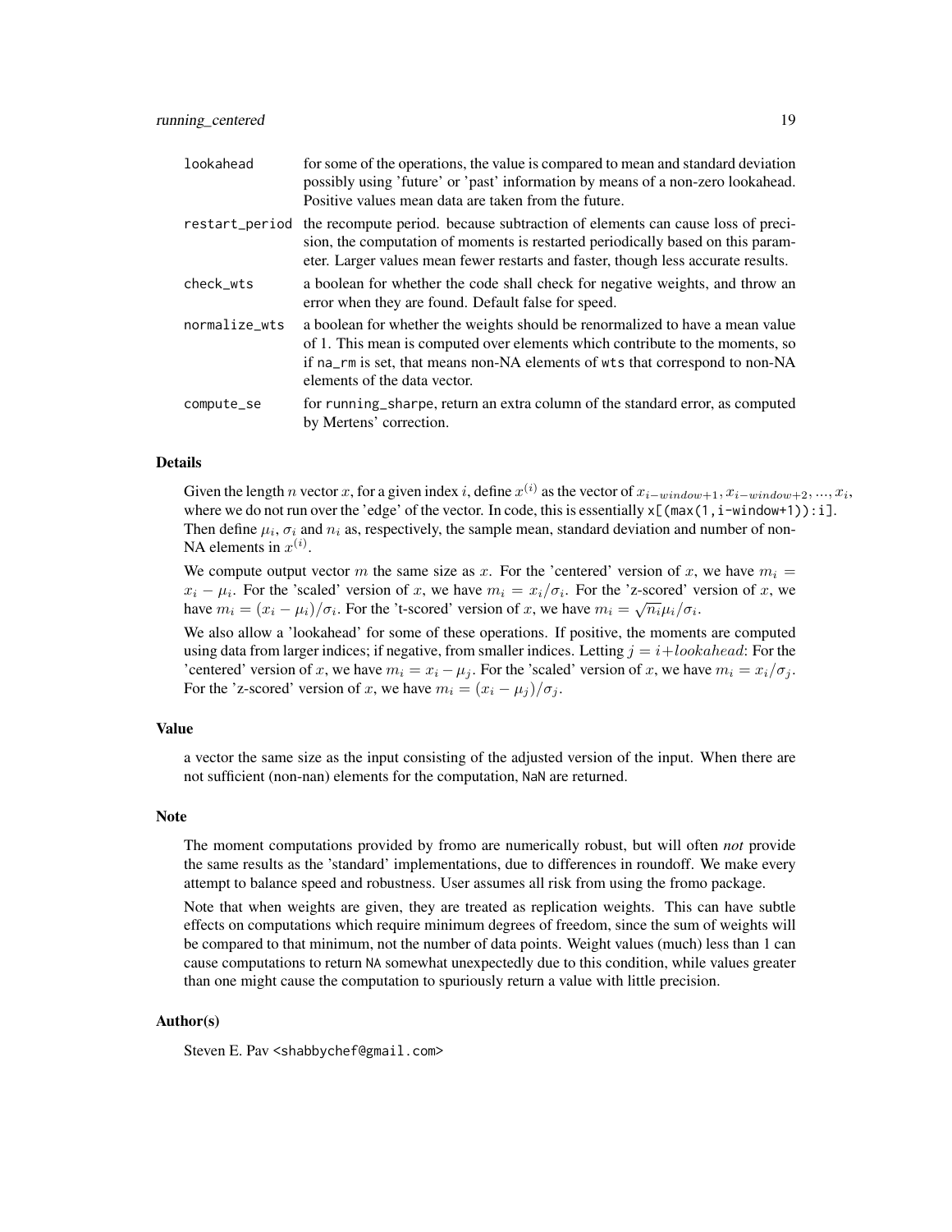| | |
|---|---|
| lookahead | for some of the operations, the value is compared to mean and standard deviation possibly using 'future' or 'past' information by means of a non-zero lookahead. Positive values mean data are taken from the future. |
| restart_period | the recompute period. because subtraction of elements can cause loss of precision, the computation of moments is restarted periodically based on this parameter. Larger values mean fewer restarts and faster, though less accurate results. |
| check_wts | a boolean for whether the code shall check for negative weights, and throw an error when they are found. Default false for speed. |
| normalize_wts | a boolean for whether the weights should be renormalized to have a mean value of 1. This mean is computed over elements which contribute to the moments, so if na_rm is set, that means non-NA elements of wts that correspond to non-NA elements of the data vector. |
| compute_se | for running_sharpe, return an extra column of the standard error, as computed by Mertens' correction. |

## Details

Given the length $n$ vector $x$, for a given index $i$, define $x^{(i)}$ as the vector of $x_{i-window+1}, x_{i-window+2}, ..., x_i$, where we do not run over the 'edge' of the vector. In code, this is essentially `x[(max(1,i-window+1)):i]`. Then define $\mu_i$, $\sigma_i$ and $n_i$ as, respectively, the sample mean, standard deviation and number of non-NA elements in $x^{(i)}$.

We compute output vector $m$ the same size as $x$. For the 'centered' version of $x$, we have $m_i = x_i - \mu_i$. For the 'scaled' version of $x$, we have $m_i = x_i/\sigma_i$. For the 'z-scored' version of $x$, we have $m_i = (x_i - \mu_i)/\sigma_i$. For the 't-scored' version of $x$, we have $m_i = \sqrt{n_i}\mu_i/\sigma_i$.

We also allow a 'lookahead' for some of these operations. If positive, the moments are computed using data from larger indices; if negative, from smaller indices. Letting $j = i + lookahead$: For the 'centered' version of $x$, we have $m_i = x_i - \mu_j$. For the 'scaled' version of $x$, we have $m_i = x_i/\sigma_j$. For the 'z-scored' version of $x$, we have $m_i = (x_i - \mu_j)/\sigma_j$.

## Value

a vector the same size as the input consisting of the adjusted version of the input. When there are not sufficient (non-nan) elements for the computation, NaN are returned.

## Note

The moment computations provided by fromo are numerically robust, but will often *not* provide the same results as the 'standard' implementations, due to differences in roundoff. We make every attempt to balance speed and robustness. User assumes all risk from using the fromo package.

Note that when weights are given, they are treated as replication weights. This can have subtle effects on computations which require minimum degrees of freedom, since the sum of weights will be compared to that minimum, not the number of data points. Weight values (much) less than 1 can cause computations to return NA somewhat unexpectedly due to this condition, while values greater than one might cause the computation to spuriously return a value with little precision.

## Author(s)

Steven E. Pav <shabbychef@gmail.com>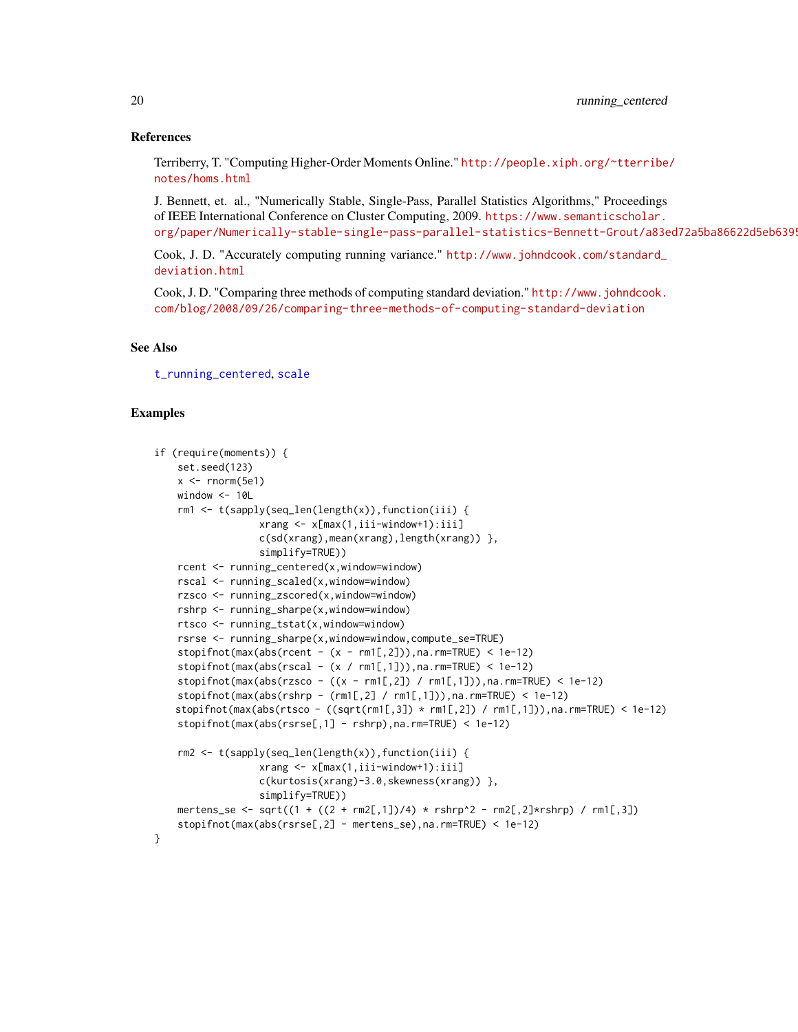### References

Terriberry, T. "Computing Higher-Order Moments Online." http://people.xiph.org/~tterribe/notes/homs.html

J. Bennett, et. al., "Numerically Stable, Single-Pass, Parallel Statistics Algorithms," Proceedings of IEEE International Conference on Cluster Computing, 2009. https://www.semanticscholar.org/paper/Numerically-stable-single-pass-parallel-statistics-Bennett-Grout/a83ed72a5ba86622d5eb6395

Cook, J. D. "Accurately computing running variance." http://www.johndcook.com/standard_deviation.html

Cook, J. D. "Comparing three methods of computing standard deviation." http://www.johndcook.com/blog/2008/09/26/comparing-three-methods-of-computing-standard-deviation

### See Also

t_running_centered, scale

### Examples

```
if (require(moments)) {
    set.seed(123)
    x <- rnorm(5e1)
    window <- 10L
    rm1 <- t(sapply(seq_len(length(x)),function(iii) {
                  xrang <- x[max(1,iii-window+1):iii]
                  c(sd(xrang),mean(xrang),length(xrang)) },
                  simplify=TRUE))
    rcent <- running_centered(x,window=window)
    rscal <- running_scaled(x,window=window)
    rzsco <- running_zscored(x,window=window)
    rshrp <- running_sharpe(x,window=window)
    rtsco <- running_tstat(x,window=window)
    rsrse <- running_sharpe(x,window=window,compute_se=TRUE)
    stopifnot(max(abs(rcent - (x - rm1[,2])),na.rm=TRUE) < 1e-12)
    stopifnot(max(abs(rscal - (x / rm1[,1])),na.rm=TRUE) < 1e-12)
    stopifnot(max(abs(rzsco - ((x - rm1[,2]) / rm1[,1])),na.rm=TRUE) < 1e-12)
    stopifnot(max(abs(rshrp - (rm1[,2] / rm1[,1])),na.rm=TRUE) < 1e-12)
   stopifnot(max(abs(rtsco - ((sqrt(rm1[,3]) * rm1[,2]) / rm1[,1])),na.rm=TRUE) < 1e-12)
    stopifnot(max(abs(rsrse[,1] - rshrp),na.rm=TRUE) < 1e-12)

    rm2 <- t(sapply(seq_len(length(x)),function(iii) {
                  xrang <- x[max(1,iii-window+1):iii]
                  c(kurtosis(xrang)-3.0,skewness(xrang)) },
                  simplify=TRUE))
    mertens_se <- sqrt((1 + ((2 + rm2[,1])/4) * rshrp^2 - rm2[,2]*rshrp) / rm1[,3])
    stopifnot(max(abs(rsrse[,2] - mertens_se),na.rm=TRUE) < 1e-12)
}
```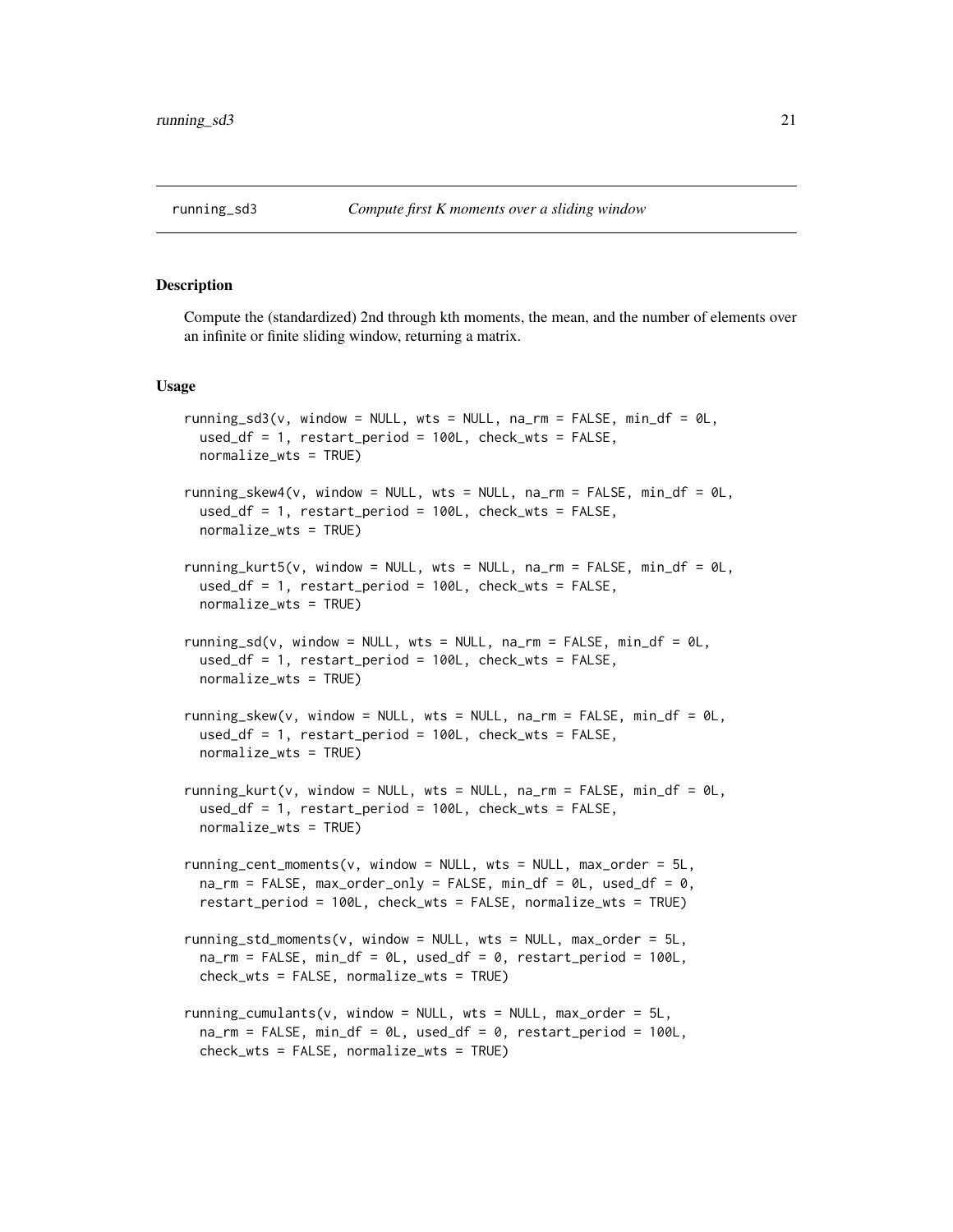running_sd3 *Compute first K moments over a sliding window*

## Description

Compute the (standardized) 2nd through kth moments, the mean, and the number of elements over an infinite or finite sliding window, returning a matrix.

## Usage

```
running_sd3(v, window = NULL, wts = NULL, na_rm = FALSE, min_df = 0L,
  used_df = 1, restart_period = 100L, check_wts = FALSE,
  normalize_wts = TRUE)

running_skew4(v, window = NULL, wts = NULL, na_rm = FALSE, min_df = 0L,
  used_df = 1, restart_period = 100L, check_wts = FALSE,
  normalize_wts = TRUE)

running_kurt5(v, window = NULL, wts = NULL, na_rm = FALSE, min_df = 0L,
  used_df = 1, restart_period = 100L, check_wts = FALSE,
  normalize_wts = TRUE)

running_sd(v, window = NULL, wts = NULL, na_rm = FALSE, min_df = 0L,
  used_df = 1, restart_period = 100L, check_wts = FALSE,
  normalize_wts = TRUE)

running_skew(v, window = NULL, wts = NULL, na_rm = FALSE, min_df = 0L,
  used_df = 1, restart_period = 100L, check_wts = FALSE,
  normalize_wts = TRUE)

running_kurt(v, window = NULL, wts = NULL, na_rm = FALSE, min_df = 0L,
  used_df = 1, restart_period = 100L, check_wts = FALSE,
  normalize_wts = TRUE)

running_cent_moments(v, window = NULL, wts = NULL, max_order = 5L,
  na_rm = FALSE, max_order_only = FALSE, min_df = 0L, used_df = 0,
  restart_period = 100L, check_wts = FALSE, normalize_wts = TRUE)

running_std_moments(v, window = NULL, wts = NULL, max_order = 5L,
  na_rm = FALSE, min_df = 0L, used_df = 0, restart_period = 100L,
  check_wts = FALSE, normalize_wts = TRUE)

running_cumulants(v, window = NULL, wts = NULL, max_order = 5L,
  na_rm = FALSE, min_df = 0L, used_df = 0, restart_period = 100L,
  check_wts = FALSE, normalize_wts = TRUE)
```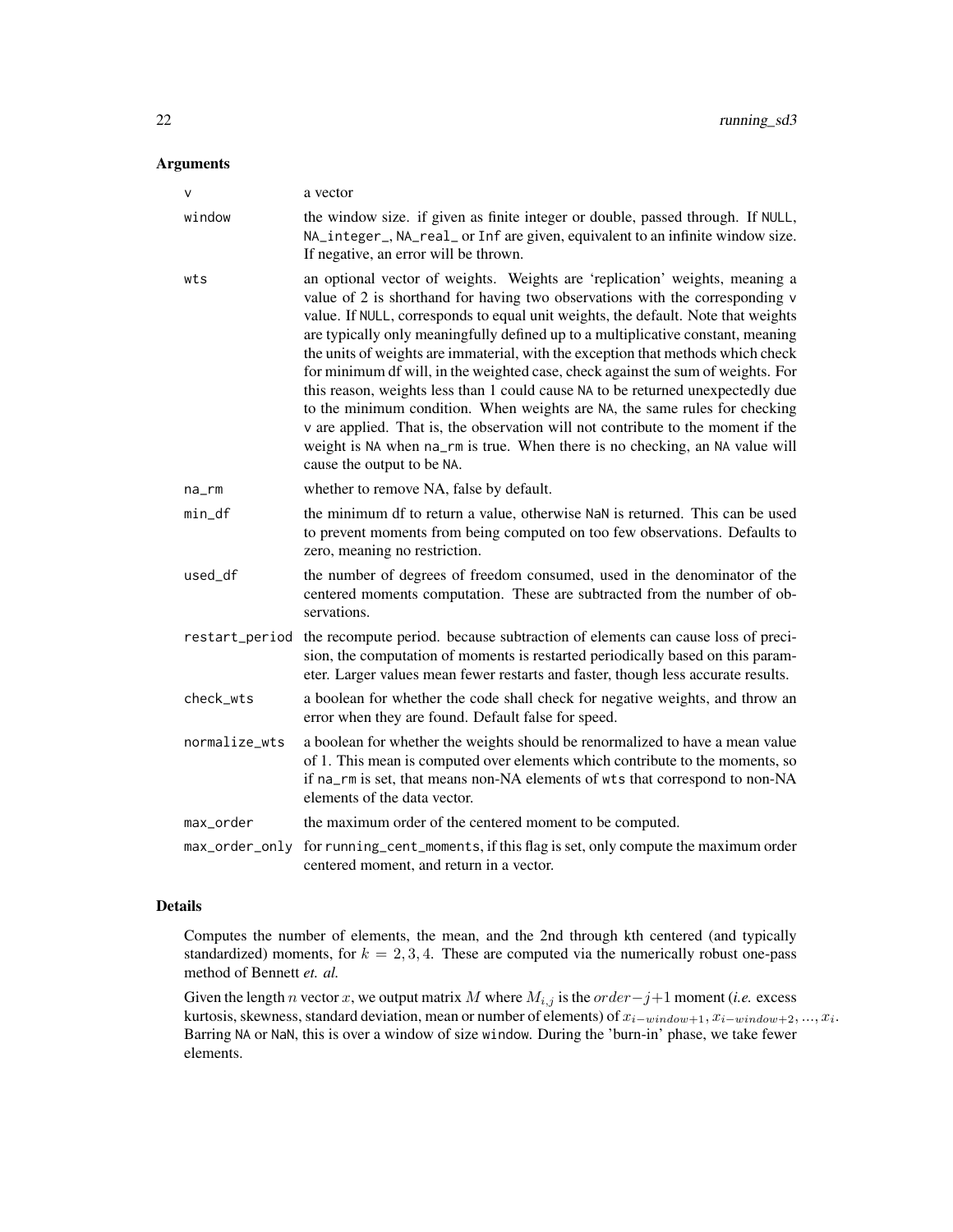## Arguments

| | |
|---|---|
| `v` | a vector |
| `window` | the window size. if given as finite integer or double, passed through. If `NULL`, `NA_integer_`, `NA_real_` or `Inf` are given, equivalent to an infinite window size. If negative, an error will be thrown. |
| `wts` | an optional vector of weights. Weights are 'replication' weights, meaning a value of 2 is shorthand for having two observations with the corresponding `v` value. If `NULL`, corresponds to equal unit weights, the default. Note that weights are typically only meaningfully defined up to a multiplicative constant, meaning the units of weights are immaterial, with the exception that methods which check for minimum df will, in the weighted case, check against the sum of weights. For this reason, weights less than 1 could cause `NA` to be returned unexpectedly due to the minimum condition. When weights are `NA`, the same rules for checking `v` are applied. That is, the observation will not contribute to the moment if the weight is `NA` when `na_rm` is true. When there is no checking, an `NA` value will cause the output to be `NA`. |
| `na_rm` | whether to remove NA, false by default. |
| `min_df` | the minimum df to return a value, otherwise `NaN` is returned. This can be used to prevent moments from being computed on too few observations. Defaults to zero, meaning no restriction. |
| `used_df` | the number of degrees of freedom consumed, used in the denominator of the centered moments computation. These are subtracted from the number of observations. |
| `restart_period` | the recompute period. because subtraction of elements can cause loss of precision, the computation of moments is restarted periodically based on this parameter. Larger values mean fewer restarts and faster, though less accurate results. |
| `check_wts` | a boolean for whether the code shall check for negative weights, and throw an error when they are found. Default false for speed. |
| `normalize_wts` | a boolean for whether the weights should be renormalized to have a mean value of 1. This mean is computed over elements which contribute to the moments, so if `na_rm` is set, that means non-NA elements of `wts` that correspond to non-NA elements of the data vector. |
| `max_order` | the maximum order of the centered moment to be computed. |
| `max_order_only` | for `running_cent_moments`, if this flag is set, only compute the maximum order centered moment, and return in a vector. |

## Details

Computes the number of elements, the mean, and the 2nd through kth centered (and typically standardized) moments, for $k = 2, 3, 4$. These are computed via the numerically robust one-pass method of Bennett *et. al.*

Given the length $n$ vector $x$, we output matrix $M$ where $M_{i,j}$ is the $order - j + 1$ moment (*i.e.* excess kurtosis, skewness, standard deviation, mean or number of elements) of $x_{i-window+1}, x_{i-window+2}, ..., x_i$. Barring `NA` or `NaN`, this is over a window of size `window`. During the 'burn-in' phase, we take fewer elements.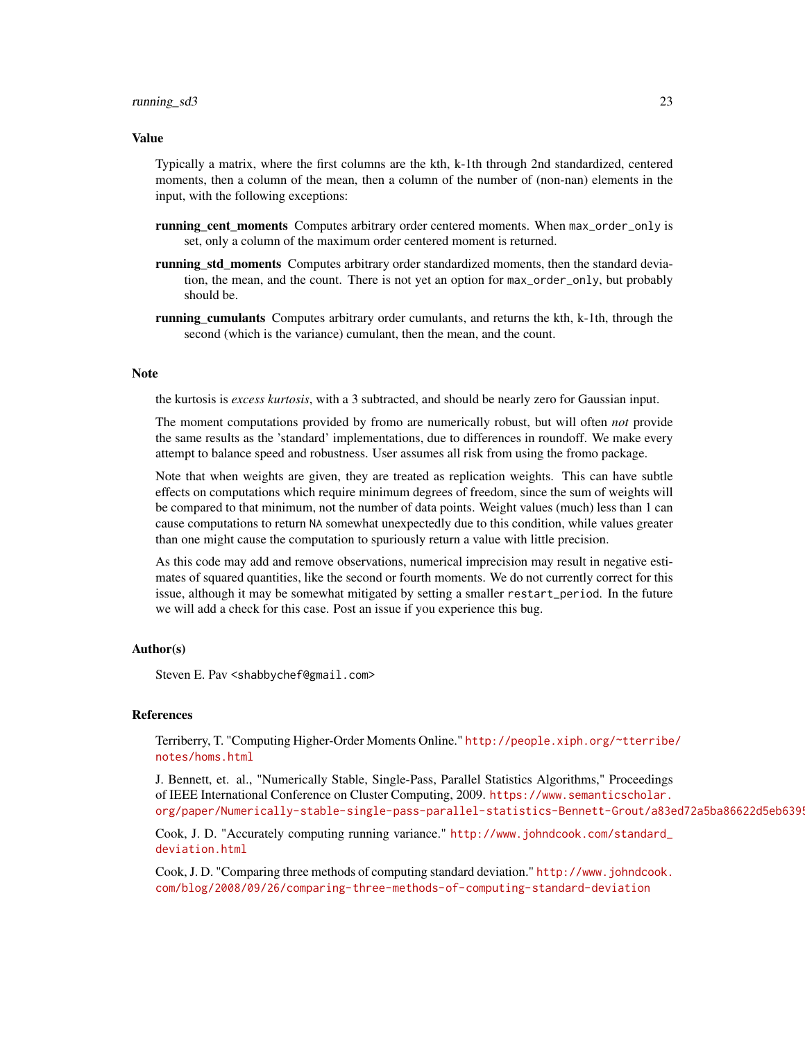## Value

Typically a matrix, where the first columns are the kth, k-1th through 2nd standardized, centered moments, then a column of the mean, then a column of the number of (non-nan) elements in the input, with the following exceptions:

**running_cent_moments** Computes arbitrary order centered moments. When `max_order_only` is set, only a column of the maximum order centered moment is returned.

**running_std_moments** Computes arbitrary order standardized moments, then the standard deviation, the mean, and the count. There is not yet an option for `max_order_only`, but probably should be.

**running_cumulants** Computes arbitrary order cumulants, and returns the kth, k-1th, through the second (which is the variance) cumulant, then the mean, and the count.

## Note

the kurtosis is *excess kurtosis*, with a 3 subtracted, and should be nearly zero for Gaussian input.

The moment computations provided by fromo are numerically robust, but will often *not* provide the same results as the 'standard' implementations, due to differences in roundoff. We make every attempt to balance speed and robustness. User assumes all risk from using the fromo package.

Note that when weights are given, they are treated as replication weights. This can have subtle effects on computations which require minimum degrees of freedom, since the sum of weights will be compared to that minimum, not the number of data points. Weight values (much) less than 1 can cause computations to return `NA` somewhat unexpectedly due to this condition, while values greater than one might cause the computation to spuriously return a value with little precision.

As this code may add and remove observations, numerical imprecision may result in negative estimates of squared quantities, like the second or fourth moments. We do not currently correct for this issue, although it may be somewhat mitigated by setting a smaller `restart_period`. In the future we will add a check for this case. Post an issue if you experience this bug.

## Author(s)

Steven E. Pav <shabbychef@gmail.com>

## References

Terriberry, T. "Computing Higher-Order Moments Online." http://people.xiph.org/~tterribe/notes/homs.html

J. Bennett, et. al., "Numerically Stable, Single-Pass, Parallel Statistics Algorithms," Proceedings of IEEE International Conference on Cluster Computing, 2009. https://www.semanticscholar.org/paper/Numerically-stable-single-pass-parallel-statistics-Bennett-Grout/a83ed72a5ba86622d5eb6395

Cook, J. D. "Accurately computing running variance." http://www.johndcook.com/standard_deviation.html

Cook, J. D. "Comparing three methods of computing standard deviation." http://www.johndcook.com/blog/2008/09/26/comparing-three-methods-of-computing-standard-deviation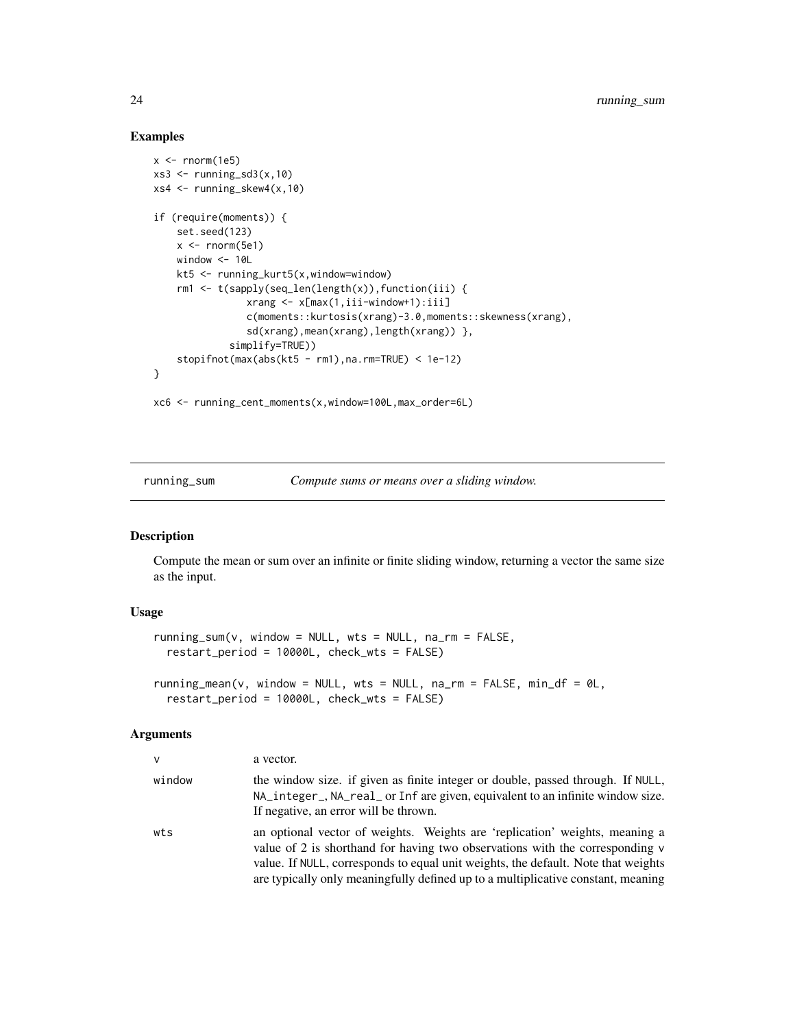## Examples

```
x <- rnorm(1e5)
xs3 <- running_sd3(x,10)
xs4 <- running_skew4(x,10)

if (require(moments)) {
    set.seed(123)
    x <- rnorm(5e1)
    window <- 10L
    kt5 <- running_kurt5(x,window=window)
    rm1 <- t(sapply(seq_len(length(x)),function(iii) {
                xrang <- x[max(1,iii-window+1):iii]
                c(moments::kurtosis(xrang)-3.0,moments::skewness(xrang),
                sd(xrang),mean(xrang),length(xrang)) },
             simplify=TRUE))
    stopifnot(max(abs(kt5 - rm1),na.rm=TRUE) < 1e-12)
}

xc6 <- running_cent_moments(x,window=100L,max_order=6L)
```

---

# running_sum — *Compute sums or means over a sliding window.*

## Description

Compute the mean or sum over an infinite or finite sliding window, returning a vector the same size as the input.

## Usage

```
running_sum(v, window = NULL, wts = NULL, na_rm = FALSE,
  restart_period = 10000L, check_wts = FALSE)

running_mean(v, window = NULL, wts = NULL, na_rm = FALSE, min_df = 0L,
  restart_period = 10000L, check_wts = FALSE)
```

## Arguments

| | |
|---|---|
| `v` | a vector. |
| `window` | the window size. if given as finite integer or double, passed through. If `NULL`, `NA_integer_`, `NA_real_` or `Inf` are given, equivalent to an infinite window size. If negative, an error will be thrown. |
| `wts` | an optional vector of weights. Weights are 'replication' weights, meaning a value of 2 is shorthand for having two observations with the corresponding `v` value. If `NULL`, corresponds to equal unit weights, the default. Note that weights are typically only meaningfully defined up to a multiplicative constant, meaning |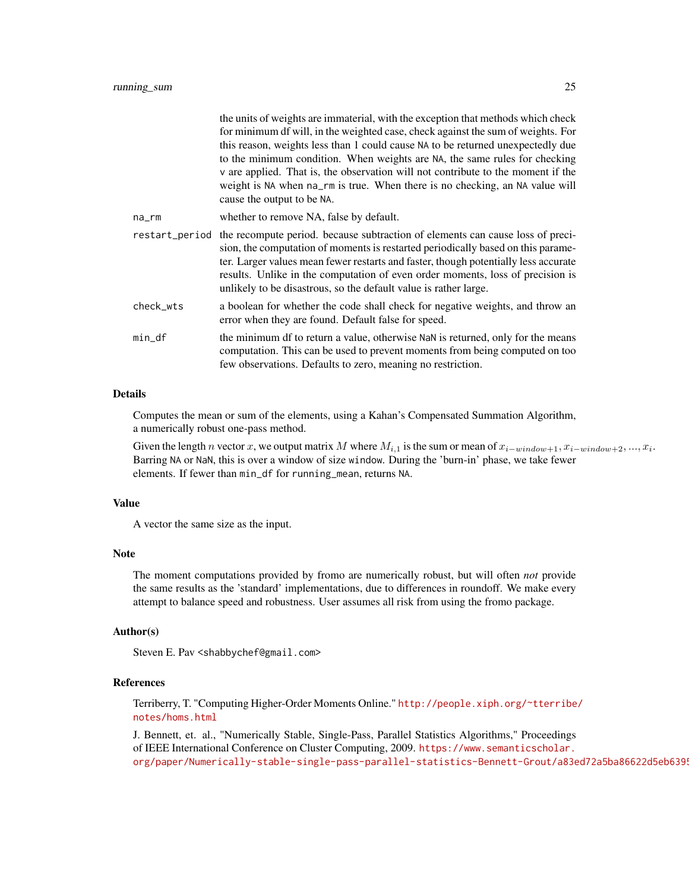the units of weights are immaterial, with the exception that methods which check for minimum df will, in the weighted case, check against the sum of weights. For this reason, weights less than 1 could cause `NA` to be returned unexpectedly due to the minimum condition. When weights are `NA`, the same rules for checking `v` are applied. That is, the observation will not contribute to the moment if the weight is `NA` when `na_rm` is true. When there is no checking, an `NA` value will cause the output to be `NA`.

`na_rm` whether to remove NA, false by default.

`restart_period` the recompute period. because subtraction of elements can cause loss of precision, the computation of moments is restarted periodically based on this parameter. Larger values mean fewer restarts and faster, though potentially less accurate results. Unlike in the computation of even order moments, loss of precision is unlikely to be disastrous, so the default value is rather large.

`check_wts` a boolean for whether the code shall check for negative weights, and throw an error when they are found. Default false for speed.

`min_df` the minimum df to return a value, otherwise `NaN` is returned, only for the means computation. This can be used to prevent moments from being computed on too few observations. Defaults to zero, meaning no restriction.

## Details

Computes the mean or sum of the elements, using a Kahan's Compensated Summation Algorithm, a numerically robust one-pass method.

Given the length $n$ vector $x$, we output matrix $M$ where $M_{i,1}$ is the sum or mean of $x_{i-window+1}, x_{i-window+2}, ..., x_i$. Barring `NA` or `NaN`, this is over a window of size `window`. During the 'burn-in' phase, we take fewer elements. If fewer than `min_df` for `running_mean`, returns `NA`.

## Value

A vector the same size as the input.

## Note

The moment computations provided by fromo are numerically robust, but will often *not* provide the same results as the 'standard' implementations, due to differences in roundoff. We make every attempt to balance speed and robustness. User assumes all risk from using the fromo package.

## Author(s)

Steven E. Pav <shabbychef@gmail.com>

## References

Terriberry, T. "Computing Higher-Order Moments Online." http://people.xiph.org/~tterribe/notes/homs.html

J. Bennett, et. al., "Numerically Stable, Single-Pass, Parallel Statistics Algorithms," Proceedings of IEEE International Conference on Cluster Computing, 2009. https://www.semanticscholar.org/paper/Numerically-stable-single-pass-parallel-statistics-Bennett-Grout/a83ed72a5ba86622d5eb6395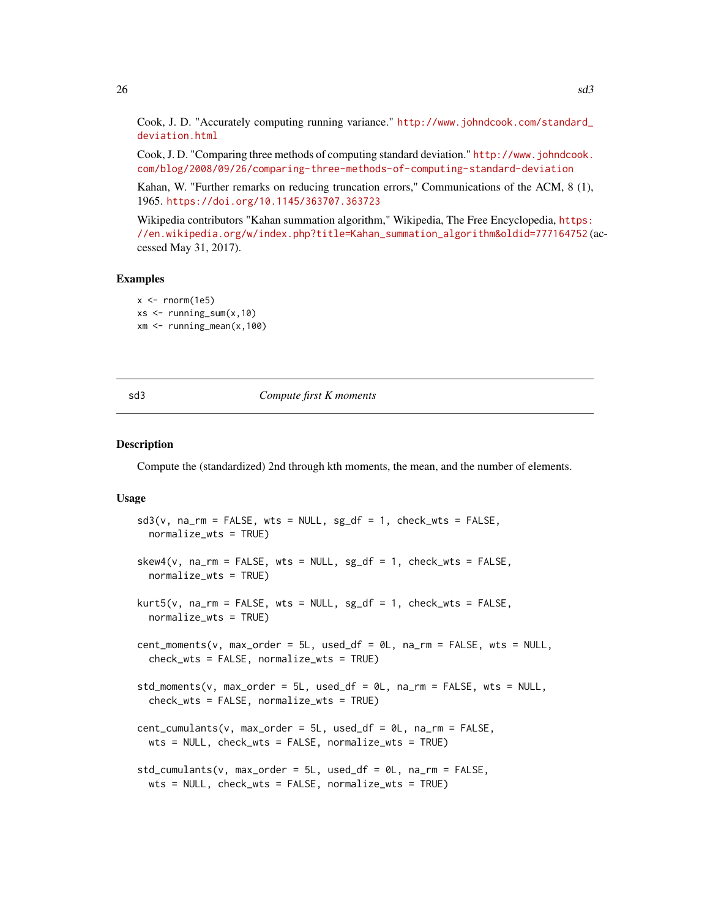Cook, J. D. "Accurately computing running variance." http://www.johndcook.com/standard_deviation.html

Cook, J. D. "Comparing three methods of computing standard deviation." http://www.johndcook.com/blog/2008/09/26/comparing-three-methods-of-computing-standard-deviation

Kahan, W. "Further remarks on reducing truncation errors," Communications of the ACM, 8 (1), 1965. https://doi.org/10.1145/363707.363723

Wikipedia contributors "Kahan summation algorithm," Wikipedia, The Free Encyclopedia, https://en.wikipedia.org/w/index.php?title=Kahan_summation_algorithm&oldid=777164752 (accessed May 31, 2017).

### Examples

```
x <- rnorm(1e5)
xs <- running_sum(x,10)
xm <- running_mean(x,100)
```

---

## sd3 — *Compute first K moments*

---

### Description

Compute the (standardized) 2nd through kth moments, the mean, and the number of elements.

### Usage

```
sd3(v, na_rm = FALSE, wts = NULL, sg_df = 1, check_wts = FALSE,
  normalize_wts = TRUE)

skew4(v, na_rm = FALSE, wts = NULL, sg_df = 1, check_wts = FALSE,
  normalize_wts = TRUE)

kurt5(v, na_rm = FALSE, wts = NULL, sg_df = 1, check_wts = FALSE,
  normalize_wts = TRUE)

cent_moments(v, max_order = 5L, used_df = 0L, na_rm = FALSE, wts = NULL,
  check_wts = FALSE, normalize_wts = TRUE)

std_moments(v, max_order = 5L, used_df = 0L, na_rm = FALSE, wts = NULL,
  check_wts = FALSE, normalize_wts = TRUE)

cent_cumulants(v, max_order = 5L, used_df = 0L, na_rm = FALSE,
  wts = NULL, check_wts = FALSE, normalize_wts = TRUE)

std_cumulants(v, max_order = 5L, used_df = 0L, na_rm = FALSE,
  wts = NULL, check_wts = FALSE, normalize_wts = TRUE)
```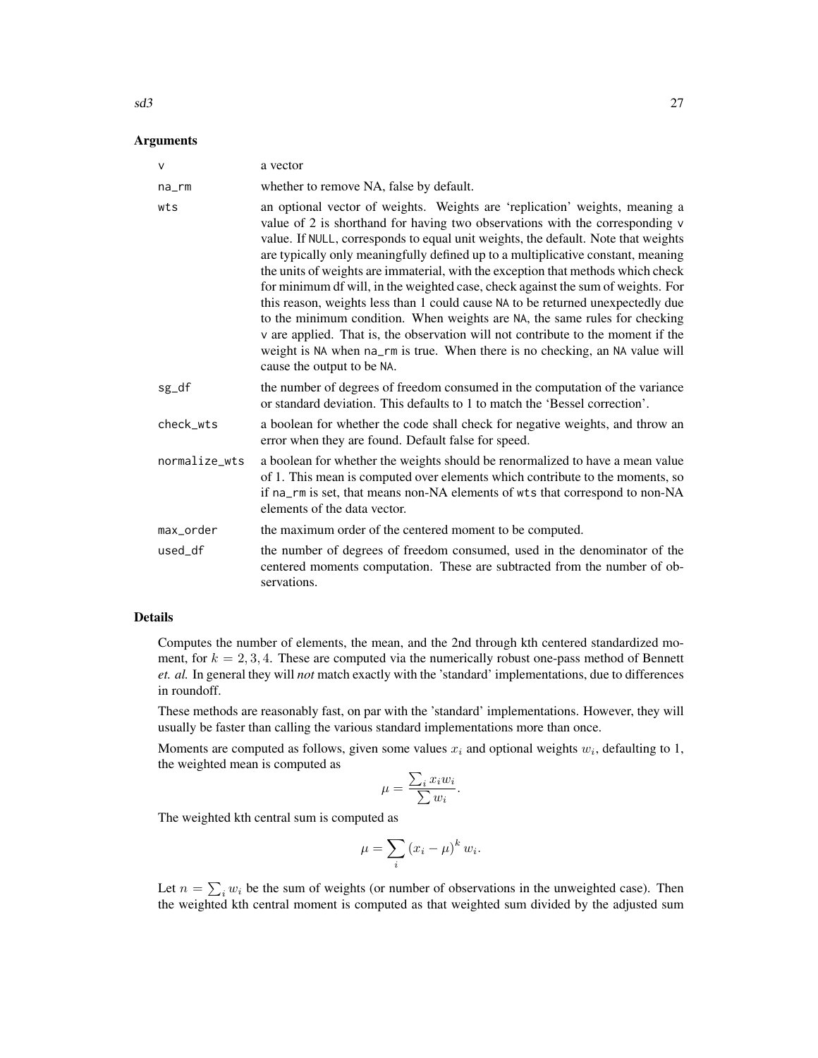### Arguments

| | |
|---|---|
| `v` | a vector |
| `na_rm` | whether to remove NA, false by default. |
| `wts` | an optional vector of weights. Weights are 'replication' weights, meaning a value of 2 is shorthand for having two observations with the corresponding `v` value. If `NULL`, corresponds to equal unit weights, the default. Note that weights are typically only meaningfully defined up to a multiplicative constant, meaning the units of weights are immaterial, with the exception that methods which check for minimum df will, in the weighted case, check against the sum of weights. For this reason, weights less than 1 could cause `NA` to be returned unexpectedly due to the minimum condition. When weights are `NA`, the same rules for checking `v` are applied. That is, the observation will not contribute to the moment if the weight is `NA` when `na_rm` is true. When there is no checking, an `NA` value will cause the output to be `NA`. |
| `sg_df` | the number of degrees of freedom consumed in the computation of the variance or standard deviation. This defaults to 1 to match the 'Bessel correction'. |
| `check_wts` | a boolean for whether the code shall check for negative weights, and throw an error when they are found. Default false for speed. |
| `normalize_wts` | a boolean for whether the weights should be renormalized to have a mean value of 1. This mean is computed over elements which contribute to the moments, so if `na_rm` is set, that means non-NA elements of `wts` that correspond to non-NA elements of the data vector. |
| `max_order` | the maximum order of the centered moment to be computed. |
| `used_df` | the number of degrees of freedom consumed, used in the denominator of the centered moments computation. These are subtracted from the number of observations. |

### Details

Computes the number of elements, the mean, and the 2nd through kth centered standardized moment, for $k = 2, 3, 4$. These are computed via the numerically robust one-pass method of Bennett *et. al.* In general they will *not* match exactly with the 'standard' implementations, due to differences in roundoff.

These methods are reasonably fast, on par with the 'standard' implementations. However, they will usually be faster than calling the various standard implementations more than once.

Moments are computed as follows, given some values $x_i$ and optional weights $w_i$, defaulting to 1, the weighted mean is computed as

$$\mu = \frac{\sum_i x_i w_i}{\sum w_i}.$$

The weighted kth central sum is computed as

$$\mu = \sum_i (x_i - \mu)^k w_i.$$

Let $n = \sum_i w_i$ be the sum of weights (or number of observations in the unweighted case). Then the weighted kth central moment is computed as that weighted sum divided by the adjusted sum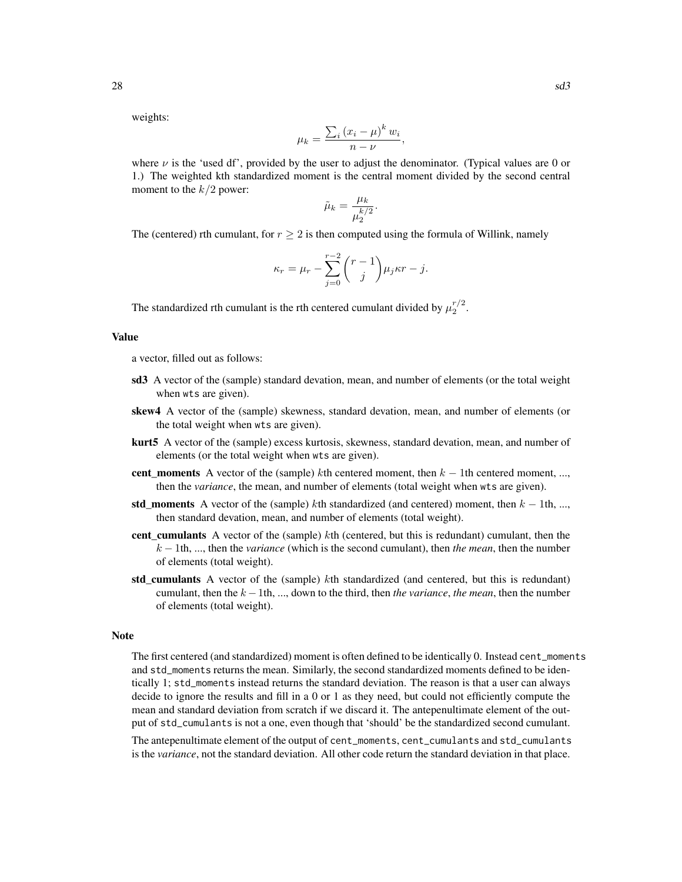weights:

$$\mu_k = \frac{\sum_i (x_i - \mu)^k w_i}{n - \nu},$$

where $\nu$ is the 'used df', provided by the user to adjust the denominator. (Typical values are 0 or 1.) The weighted kth standardized moment is the central moment divided by the second central moment to the $k/2$ power:

$$\tilde{\mu}_k = \frac{\mu_k}{\mu_2^{k/2}}.$$

The (centered) rth cumulant, for $r \geq 2$ is then computed using the formula of Willink, namely

$$\kappa_r = \mu_r - \sum_{j=0}^{r-2} \binom{r-1}{j} \mu_j \kappa r - j.$$

The standardized rth cumulant is the rth centered cumulant divided by $\mu_2^{r/2}$.

### Value

a vector, filled out as follows:

**sd3** A vector of the (sample) standard devation, mean, and number of elements (or the total weight when wts are given).

**skew4** A vector of the (sample) skewness, standard devation, mean, and number of elements (or the total weight when wts are given).

**kurt5** A vector of the (sample) excess kurtosis, skewness, standard devation, mean, and number of elements (or the total weight when wts are given).

**cent_moments** A vector of the (sample) $k$th centered moment, then $k-1$th centered moment, ..., then the *variance*, the mean, and number of elements (total weight when wts are given).

**std_moments** A vector of the (sample) $k$th standardized (and centered) moment, then $k-1$th, ..., then standard devation, mean, and number of elements (total weight).

**cent_cumulants** A vector of the (sample) $k$th (centered, but this is redundant) cumulant, then the $k-1$th, ..., then the *variance* (which is the second cumulant), then *the mean*, then the number of elements (total weight).

**std_cumulants** A vector of the (sample) $k$th standardized (and centered, but this is redundant) cumulant, then the $k-1$th, ..., down to the third, then *the variance*, *the mean*, then the number of elements (total weight).

### Note

The first centered (and standardized) moment is often defined to be identically 0. Instead cent_moments and std_moments returns the mean. Similarly, the second standardized moments defined to be identically 1; std_moments instead returns the standard deviation. The reason is that a user can always decide to ignore the results and fill in a 0 or 1 as they need, but could not efficiently compute the mean and standard deviation from scratch if we discard it. The antepenultimate element of the output of std_cumulants is not a one, even though that 'should' be the standardized second cumulant.

The antepenultimate element of the output of cent_moments, cent_cumulants and std_cumulants is the *variance*, not the standard deviation. All other code return the standard deviation in that place.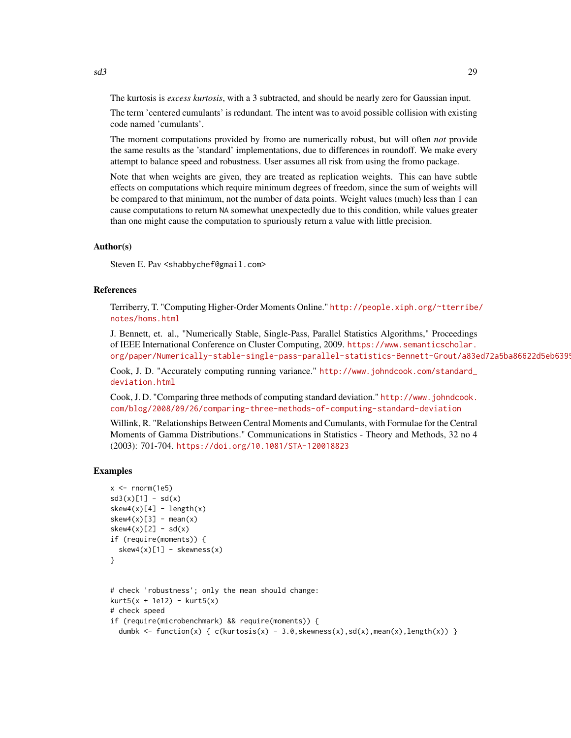The kurtosis is *excess kurtosis*, with a 3 subtracted, and should be nearly zero for Gaussian input.

The term 'centered cumulants' is redundant. The intent was to avoid possible collision with existing code named 'cumulants'.

The moment computations provided by fromo are numerically robust, but will often *not* provide the same results as the 'standard' implementations, due to differences in roundoff. We make every attempt to balance speed and robustness. User assumes all risk from using the fromo package.

Note that when weights are given, they are treated as replication weights. This can have subtle effects on computations which require minimum degrees of freedom, since the sum of weights will be compared to that minimum, not the number of data points. Weight values (much) less than 1 can cause computations to return NA somewhat unexpectedly due to this condition, while values greater than one might cause the computation to spuriously return a value with little precision.

## Author(s)

Steven E. Pav <shabbychef@gmail.com>

## References

Terriberry, T. "Computing Higher-Order Moments Online." http://people.xiph.org/~tterribe/notes/homs.html

J. Bennett, et. al., "Numerically Stable, Single-Pass, Parallel Statistics Algorithms," Proceedings of IEEE International Conference on Cluster Computing, 2009. https://www.semanticscholar.org/paper/Numerically-stable-single-pass-parallel-statistics-Bennett-Grout/a83ed72a5ba86622d5eb6395

Cook, J. D. "Accurately computing running variance." http://www.johndcook.com/standard_deviation.html

Cook, J. D. "Comparing three methods of computing standard deviation." http://www.johndcook.com/blog/2008/09/26/comparing-three-methods-of-computing-standard-deviation

Willink, R. "Relationships Between Central Moments and Cumulants, with Formulae for the Central Moments of Gamma Distributions." Communications in Statistics - Theory and Methods, 32 no 4 (2003): 701-704. https://doi.org/10.1081/STA-120018823

## Examples

```
x <- rnorm(1e5)
sd3(x)[1] - sd(x)
skew4(x)[4] - length(x)
skew4(x)[3] - mean(x)
skew4(x)[2] - sd(x)
if (require(moments)) {
  skew4(x)[1] - skewness(x)
}


# check 'robustness'; only the mean should change:
kurt5(x + 1e12) - kurt5(x)
# check speed
if (require(microbenchmark) && require(moments)) {
  dumbk <- function(x) { c(kurtosis(x) - 3.0,skewness(x),sd(x),mean(x),length(x)) }
```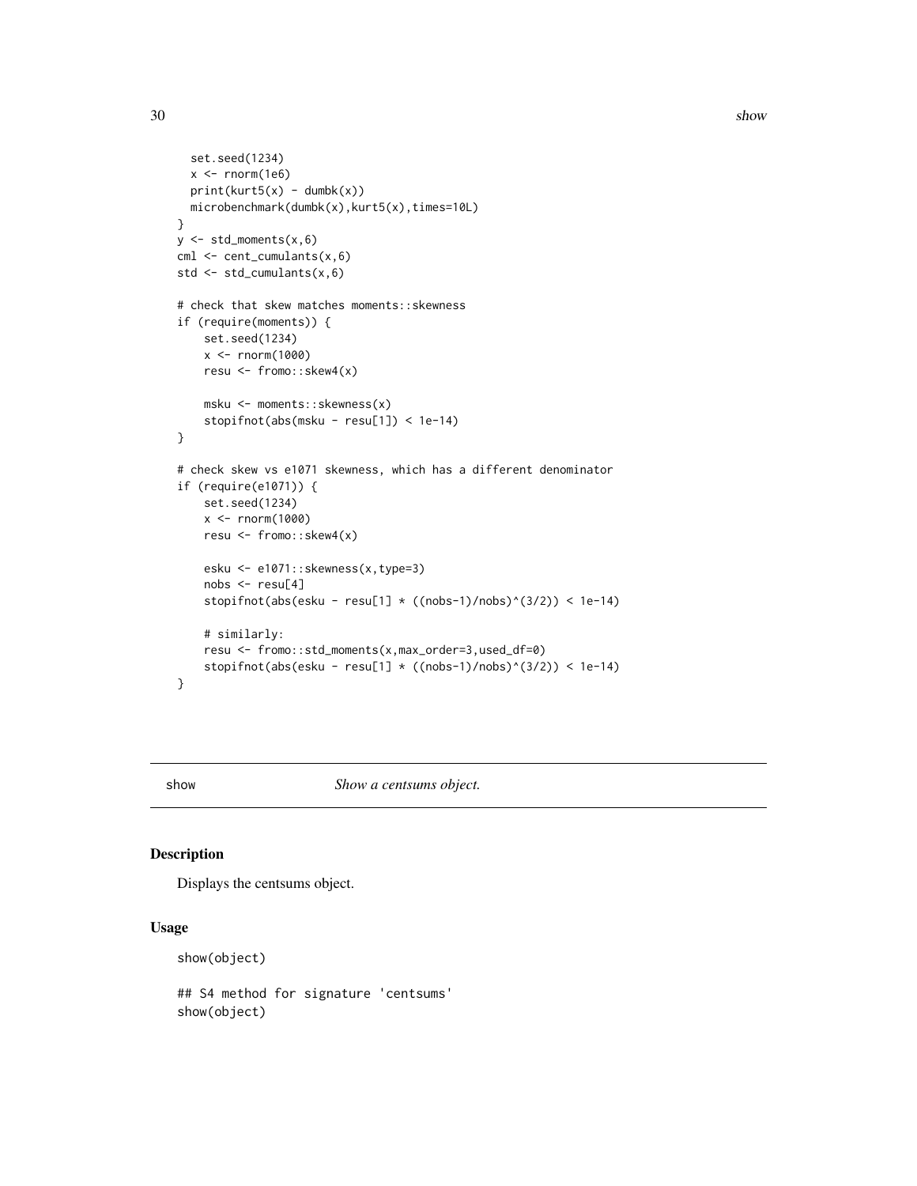```
  set.seed(1234)
  x <- rnorm(1e6)
  print(kurt5(x) - dumbk(x))
  microbenchmark(dumbk(x),kurt5(x),times=10L)
}
y <- std_moments(x,6)
cml <- cent_cumulants(x,6)
std <- std_cumulants(x,6)

# check that skew matches moments::skewness
if (require(moments)) {
    set.seed(1234)
    x <- rnorm(1000)
    resu <- fromo::skew4(x)

    msku <- moments::skewness(x)
    stopifnot(abs(msku - resu[1]) < 1e-14)
}

# check skew vs e1071 skewness, which has a different denominator
if (require(e1071)) {
    set.seed(1234)
    x <- rnorm(1000)
    resu <- fromo::skew4(x)

    esku <- e1071::skewness(x,type=3)
    nobs <- resu[4]
    stopifnot(abs(esku - resu[1] * ((nobs-1)/nobs)^(3/2)) < 1e-14)

    # similarly:
    resu <- fromo::std_moments(x,max_order=3,used_df=0)
    stopifnot(abs(esku - resu[1] * ((nobs-1)/nobs)^(3/2)) < 1e-14)
}
```

## show *Show a centsums object.*

### Description

Displays the centsums object.

### Usage

```
show(object)

## S4 method for signature 'centsums'
show(object)
```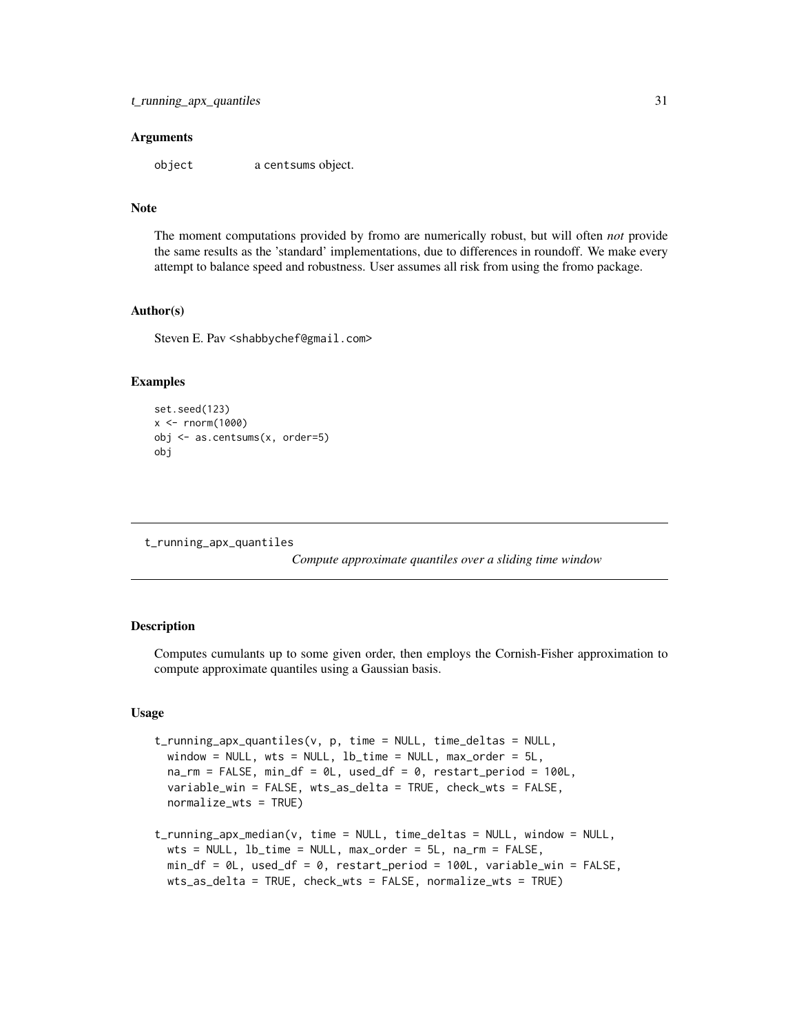### Arguments

object    a centsums object.

### Note

The moment computations provided by fromo are numerically robust, but will often *not* provide the same results as the 'standard' implementations, due to differences in roundoff. We make every attempt to balance speed and robustness. User assumes all risk from using the fromo package.

### Author(s)

Steven E. Pav <shabbychef@gmail.com>

### Examples

```
set.seed(123)
x <- rnorm(1000)
obj <- as.centsums(x, order=5)
obj
```

---

## t_running_apx_quantiles

*Compute approximate quantiles over a sliding time window*

---

### Description

Computes cumulants up to some given order, then employs the Cornish-Fisher approximation to compute approximate quantiles using a Gaussian basis.

### Usage

```
t_running_apx_quantiles(v, p, time = NULL, time_deltas = NULL,
  window = NULL, wts = NULL, lb_time = NULL, max_order = 5L,
  na_rm = FALSE, min_df = 0L, used_df = 0, restart_period = 100L,
  variable_win = FALSE, wts_as_delta = TRUE, check_wts = FALSE,
  normalize_wts = TRUE)

t_running_apx_median(v, time = NULL, time_deltas = NULL, window = NULL,
  wts = NULL, lb_time = NULL, max_order = 5L, na_rm = FALSE,
  min_df = 0L, used_df = 0, restart_period = 100L, variable_win = FALSE,
  wts_as_delta = TRUE, check_wts = FALSE, normalize_wts = TRUE)
```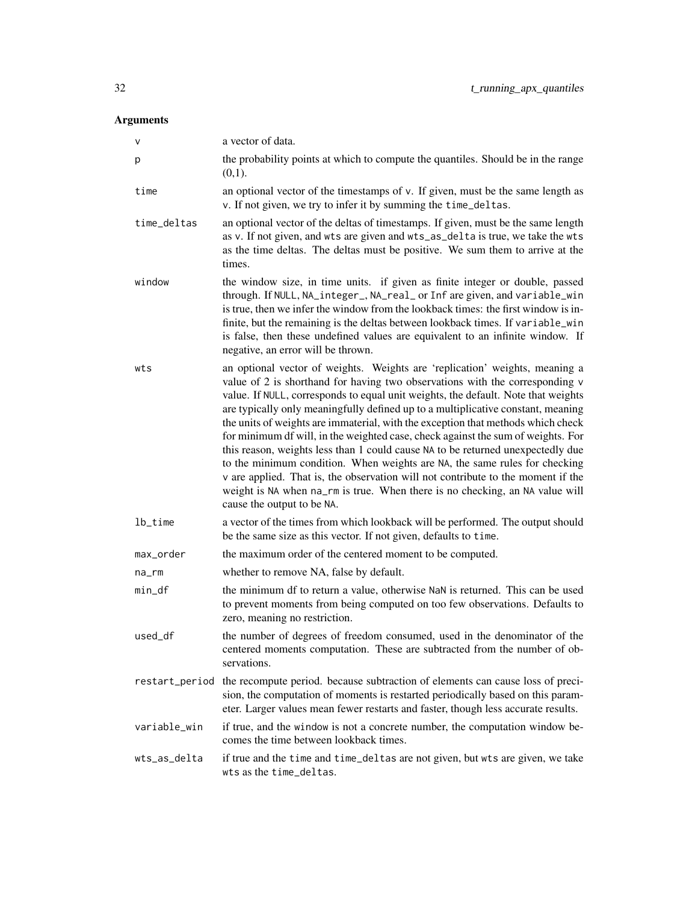## Arguments

| | |
|---|---|
| `v` | a vector of data. |
| `p` | the probability points at which to compute the quantiles. Should be in the range (0,1). |
| `time` | an optional vector of the timestamps of `v`. If given, must be the same length as `v`. If not given, we try to infer it by summing the `time_deltas`. |
| `time_deltas` | an optional vector of the deltas of timestamps. If given, must be the same length as `v`. If not given, and `wts` are given and `wts_as_delta` is true, we take the `wts` as the time deltas. The deltas must be positive. We sum them to arrive at the times. |
| `window` | the window size, in time units. if given as finite integer or double, passed through. If `NULL`, `NA_integer_`, `NA_real_` or `Inf` are given, and `variable_win` is true, then we infer the window from the lookback times: the first window is infinite, but the remaining is the deltas between lookback times. If `variable_win` is false, then these undefined values are equivalent to an infinite window. If negative, an error will be thrown. |
| `wts` | an optional vector of weights. Weights are 'replication' weights, meaning a value of 2 is shorthand for having two observations with the corresponding `v` value. If `NULL`, corresponds to equal unit weights, the default. Note that weights are typically only meaningfully defined up to a multiplicative constant, meaning the units of weights are immaterial, with the exception that methods which check for minimum df will, in the weighted case, check against the sum of weights. For this reason, weights less than 1 could cause `NA` to be returned unexpectedly due to the minimum condition. When weights are `NA`, the same rules for checking `v` are applied. That is, the observation will not contribute to the moment if the weight is `NA` when `na_rm` is true. When there is no checking, an `NA` value will cause the output to be `NA`. |
| `lb_time` | a vector of the times from which lookback will be performed. The output should be the same size as this vector. If not given, defaults to `time`. |
| `max_order` | the maximum order of the centered moment to be computed. |
| `na_rm` | whether to remove NA, false by default. |
| `min_df` | the minimum df to return a value, otherwise `NaN` is returned. This can be used to prevent moments from being computed on too few observations. Defaults to zero, meaning no restriction. |
| `used_df` | the number of degrees of freedom consumed, used in the denominator of the centered moments computation. These are subtracted from the number of observations. |
| `restart_period` | the recompute period. because subtraction of elements can cause loss of precision, the computation of moments is restarted periodically based on this parameter. Larger values mean fewer restarts and faster, though less accurate results. |
| `variable_win` | if true, and the `window` is not a concrete number, the computation window becomes the time between lookback times. |
| `wts_as_delta` | if true and the `time` and `time_deltas` are not given, but `wts` are given, we take `wts` as the `time_deltas`. |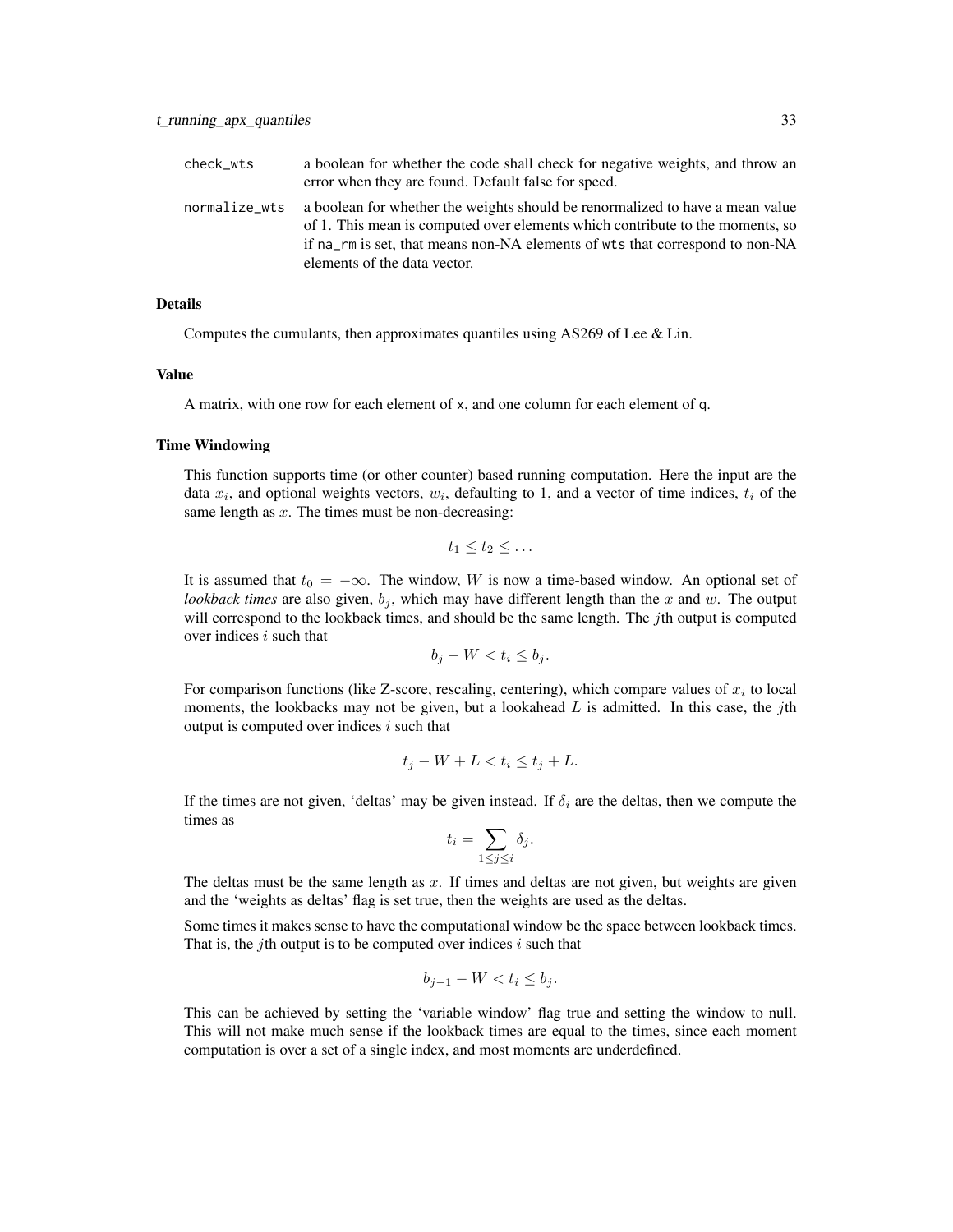| | |
|---|---|
| `check_wts` | a boolean for whether the code shall check for negative weights, and throw an error when they are found. Default false for speed. |
| `normalize_wts` | a boolean for whether the weights should be renormalized to have a mean value of 1. This mean is computed over elements which contribute to the moments, so if `na_rm` is set, that means non-NA elements of `wts` that correspond to non-NA elements of the data vector. |

### Details

Computes the cumulants, then approximates quantiles using AS269 of Lee & Lin.

### Value

A matrix, with one row for each element of `x`, and one column for each element of `q`.

### Time Windowing

This function supports time (or other counter) based running computation. Here the input are the data $x_i$, and optional weights vectors, $w_i$, defaulting to 1, and a vector of time indices, $t_i$ of the same length as $x$. The times must be non-decreasing:

$$t_1 \le t_2 \le \ldots$$

It is assumed that $t_0 = -\infty$. The window, $W$ is now a time-based window. An optional set of *lookback times* are also given, $b_j$, which may have different length than the $x$ and $w$. The output will correspond to the lookback times, and should be the same length. The $j$th output is computed over indices $i$ such that

$$b_j - W < t_i \le b_j.$$

For comparison functions (like Z-score, rescaling, centering), which compare values of $x_i$ to local moments, the lookbacks may not be given, but a lookahead $L$ is admitted. In this case, the $j$th output is computed over indices $i$ such that

$$t_j - W + L < t_i \le t_j + L.$$

If the times are not given, 'deltas' may be given instead. If $\delta_i$ are the deltas, then we compute the times as

$$t_i = \sum_{1 \le j \le i} \delta_j.$$

The deltas must be the same length as $x$. If times and deltas are not given, but weights are given and the 'weights as deltas' flag is set true, then the weights are used as the deltas.

Some times it makes sense to have the computational window be the space between lookback times. That is, the $j$th output is to be computed over indices $i$ such that

$$b_{j-1} - W < t_i \le b_j.$$

This can be achieved by setting the 'variable window' flag true and setting the window to null. This will not make much sense if the lookback times are equal to the times, since each moment computation is over a set of a single index, and most moments are underdefined.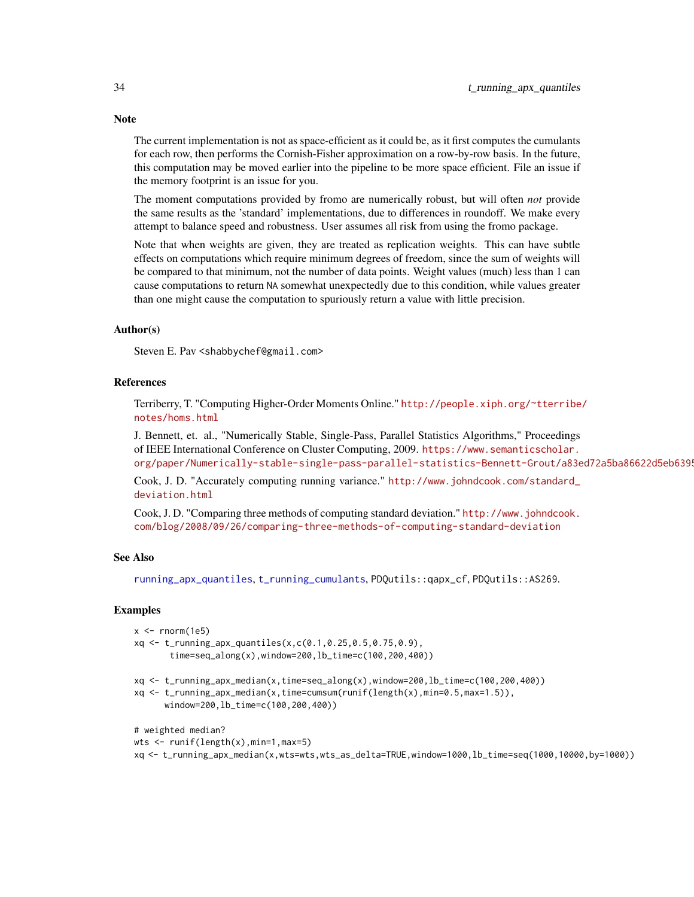## Note

The current implementation is not as space-efficient as it could be, as it first computes the cumulants for each row, then performs the Cornish-Fisher approximation on a row-by-row basis. In the future, this computation may be moved earlier into the pipeline to be more space efficient. File an issue if the memory footprint is an issue for you.

The moment computations provided by fromo are numerically robust, but will often *not* provide the same results as the 'standard' implementations, due to differences in roundoff. We make every attempt to balance speed and robustness. User assumes all risk from using the fromo package.

Note that when weights are given, they are treated as replication weights. This can have subtle effects on computations which require minimum degrees of freedom, since the sum of weights will be compared to that minimum, not the number of data points. Weight values (much) less than 1 can cause computations to return NA somewhat unexpectedly due to this condition, while values greater than one might cause the computation to spuriously return a value with little precision.

## Author(s)

Steven E. Pav <shabbychef@gmail.com>

## References

Terriberry, T. "Computing Higher-Order Moments Online." http://people.xiph.org/~tterribe/notes/homs.html

J. Bennett, et. al., "Numerically Stable, Single-Pass, Parallel Statistics Algorithms," Proceedings of IEEE International Conference on Cluster Computing, 2009. https://www.semanticscholar.org/paper/Numerically-stable-single-pass-parallel-statistics-Bennett-Grout/a83ed72a5ba86622d5eb6395

Cook, J. D. "Accurately computing running variance." http://www.johndcook.com/standard_deviation.html

Cook, J. D. "Comparing three methods of computing standard deviation." http://www.johndcook.com/blog/2008/09/26/comparing-three-methods-of-computing-standard-deviation

## See Also

running_apx_quantiles, t_running_cumulants, PDQutils::qapx_cf, PDQutils::AS269.

## Examples

```
x <- rnorm(1e5)
xq <- t_running_apx_quantiles(x,c(0.1,0.25,0.5,0.75,0.9),
       time=seq_along(x),window=200,lb_time=c(100,200,400))

xq <- t_running_apx_median(x,time=seq_along(x),window=200,lb_time=c(100,200,400))
xq <- t_running_apx_median(x,time=cumsum(runif(length(x),min=0.5,max=1.5)),
      window=200,lb_time=c(100,200,400))

# weighted median?
wts <- runif(length(x),min=1,max=5)
xq <- t_running_apx_median(x,wts=wts,wts_as_delta=TRUE,window=1000,lb_time=seq(1000,10000,by=1000))
```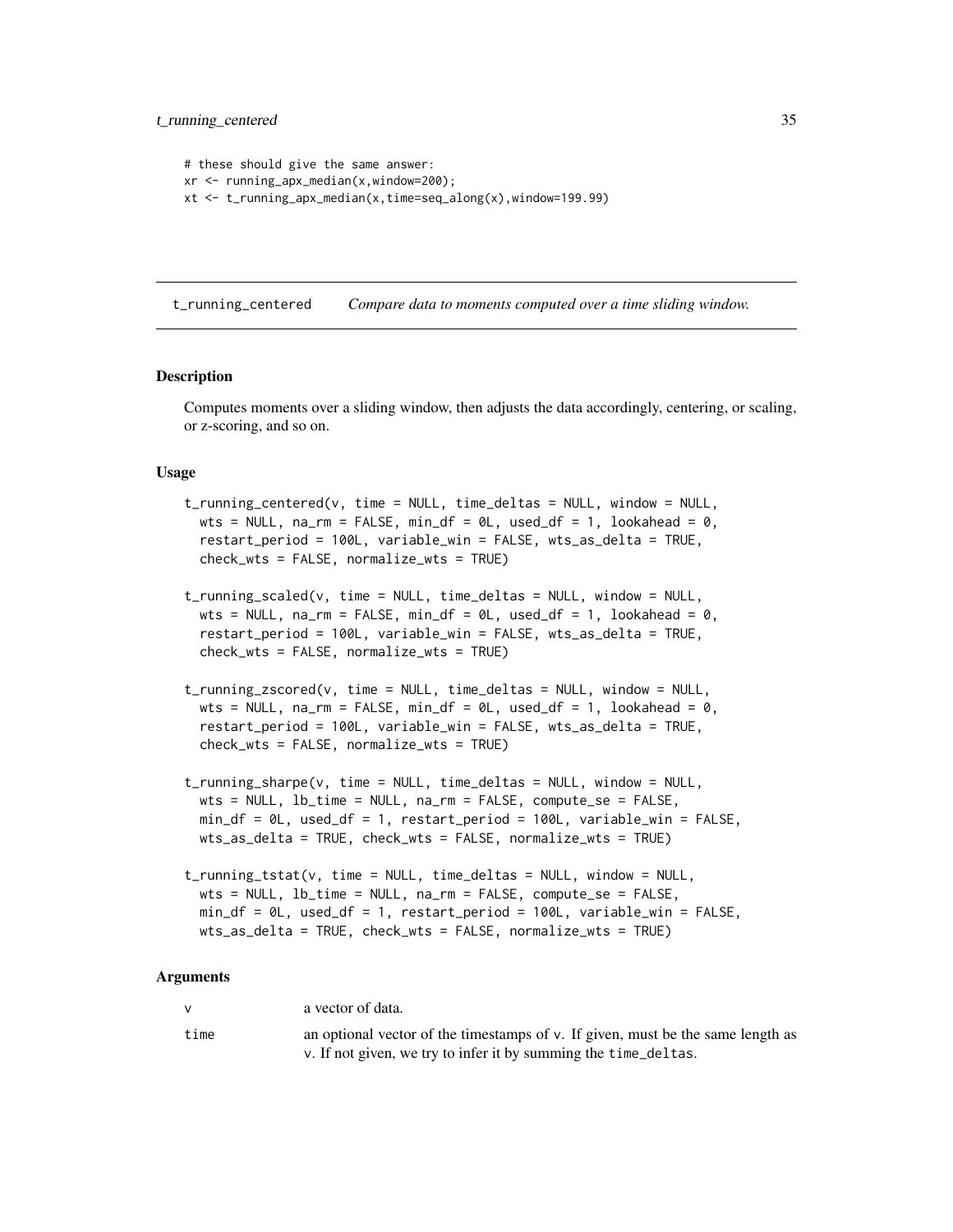```
# these should give the same answer:
xr <- running_apx_median(x,window=200);
xt <- t_running_apx_median(x,time=seq_along(x),window=199.99)
```

---

## t_running_centered — *Compare data to moments computed over a time sliding window.*

---

### Description

Computes moments over a sliding window, then adjusts the data accordingly, centering, or scaling, or z-scoring, and so on.

### Usage

```
t_running_centered(v, time = NULL, time_deltas = NULL, window = NULL,
  wts = NULL, na_rm = FALSE, min_df = 0L, used_df = 1, lookahead = 0,
  restart_period = 100L, variable_win = FALSE, wts_as_delta = TRUE,
  check_wts = FALSE, normalize_wts = TRUE)

t_running_scaled(v, time = NULL, time_deltas = NULL, window = NULL,
  wts = NULL, na_rm = FALSE, min_df = 0L, used_df = 1, lookahead = 0,
  restart_period = 100L, variable_win = FALSE, wts_as_delta = TRUE,
  check_wts = FALSE, normalize_wts = TRUE)

t_running_zscored(v, time = NULL, time_deltas = NULL, window = NULL,
  wts = NULL, na_rm = FALSE, min_df = 0L, used_df = 1, lookahead = 0,
  restart_period = 100L, variable_win = FALSE, wts_as_delta = TRUE,
  check_wts = FALSE, normalize_wts = TRUE)

t_running_sharpe(v, time = NULL, time_deltas = NULL, window = NULL,
  wts = NULL, lb_time = NULL, na_rm = FALSE, compute_se = FALSE,
  min_df = 0L, used_df = 1, restart_period = 100L, variable_win = FALSE,
  wts_as_delta = TRUE, check_wts = FALSE, normalize_wts = TRUE)

t_running_tstat(v, time = NULL, time_deltas = NULL, window = NULL,
  wts = NULL, lb_time = NULL, na_rm = FALSE, compute_se = FALSE,
  min_df = 0L, used_df = 1, restart_period = 100L, variable_win = FALSE,
  wts_as_delta = TRUE, check_wts = FALSE, normalize_wts = TRUE)
```

### Arguments

| | |
|---|---|
| `v` | a vector of data. |
| `time` | an optional vector of the timestamps of `v`. If given, must be the same length as `v`. If not given, we try to infer it by summing the `time_deltas`. |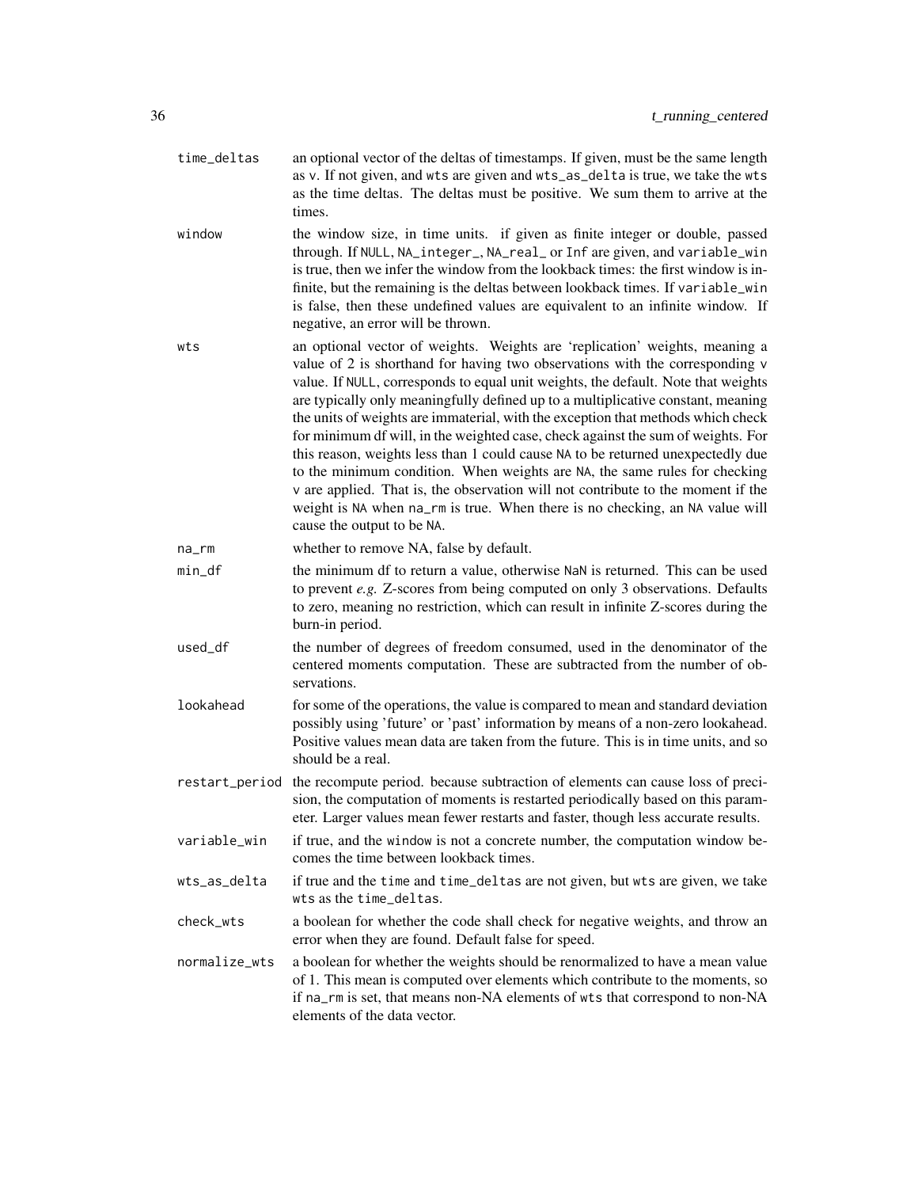time_deltas
: an optional vector of the deltas of timestamps. If given, must be the same length as v. If not given, and wts are given and wts_as_delta is true, we take the wts as the time deltas. The deltas must be positive. We sum them to arrive at the times.

window
: the window size, in time units. if given as finite integer or double, passed through. If NULL, NA_integer_, NA_real_ or Inf are given, and variable_win is true, then we infer the window from the lookback times: the first window is infinite, but the remaining is the deltas between lookback times. If variable_win is false, then these undefined values are equivalent to an infinite window. If negative, an error will be thrown.

wts
: an optional vector of weights. Weights are 'replication' weights, meaning a value of 2 is shorthand for having two observations with the corresponding v value. If NULL, corresponds to equal unit weights, the default. Note that weights are typically only meaningfully defined up to a multiplicative constant, meaning the units of weights are immaterial, with the exception that methods which check for minimum df will, in the weighted case, check against the sum of weights. For this reason, weights less than 1 could cause NA to be returned unexpectedly due to the minimum condition. When weights are NA, the same rules for checking v are applied. That is, the observation will not contribute to the moment if the weight is NA when na_rm is true. When there is no checking, an NA value will cause the output to be NA.

na_rm
: whether to remove NA, false by default.

min_df
: the minimum df to return a value, otherwise NaN is returned. This can be used to prevent *e.g.* Z-scores from being computed on only 3 observations. Defaults to zero, meaning no restriction, which can result in infinite Z-scores during the burn-in period.

used_df
: the number of degrees of freedom consumed, used in the denominator of the centered moments computation. These are subtracted from the number of observations.

lookahead
: for some of the operations, the value is compared to mean and standard deviation possibly using 'future' or 'past' information by means of a non-zero lookahead. Positive values mean data are taken from the future. This is in time units, and so should be a real.

restart_period
: the recompute period. because subtraction of elements can cause loss of precision, the computation of moments is restarted periodically based on this parameter. Larger values mean fewer restarts and faster, though less accurate results.

variable_win
: if true, and the window is not a concrete number, the computation window becomes the time between lookback times.

wts_as_delta
: if true and the time and time_deltas are not given, but wts are given, we take wts as the time_deltas.

check_wts
: a boolean for whether the code shall check for negative weights, and throw an error when they are found. Default false for speed.

normalize_wts
: a boolean for whether the weights should be renormalized to have a mean value of 1. This mean is computed over elements which contribute to the moments, so if na_rm is set, that means non-NA elements of wts that correspond to non-NA elements of the data vector.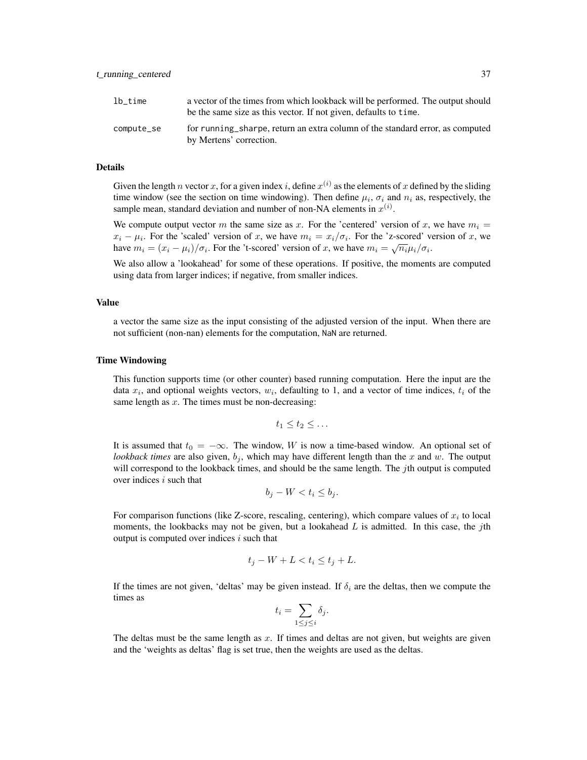| | |
|---|---|
| `lb_time` | a vector of the times from which lookback will be performed. The output should be the same size as this vector. If not given, defaults to `time`. |
| `compute_se` | for `running_sharpe`, return an extra column of the standard error, as computed by Mertens' correction. |

### Details

Given the length $n$ vector $x$, for a given index $i$, define $x^{(i)}$ as the elements of $x$ defined by the sliding time window (see the section on time windowing). Then define $\mu_i$, $\sigma_i$ and $n_i$ as, respectively, the sample mean, standard deviation and number of non-NA elements in $x^{(i)}$.

We compute output vector $m$ the same size as $x$. For the 'centered' version of $x$, we have $m_i = x_i - \mu_i$. For the 'scaled' version of $x$, we have $m_i = x_i/\sigma_i$. For the 'z-scored' version of $x$, we have $m_i = (x_i - \mu_i)/\sigma_i$. For the 't-scored' version of $x$, we have $m_i = \sqrt{n_i}\mu_i/\sigma_i$.

We also allow a 'lookahead' for some of these operations. If positive, the moments are computed using data from larger indices; if negative, from smaller indices.

### Value

a vector the same size as the input consisting of the adjusted version of the input. When there are not sufficient (non-nan) elements for the computation, `NaN` are returned.

### Time Windowing

This function supports time (or other counter) based running computation. Here the input are the data $x_i$, and optional weights vectors, $w_i$, defaulting to 1, and a vector of time indices, $t_i$ of the same length as $x$. The times must be non-decreasing:

$$t_1 \le t_2 \le \ldots$$

It is assumed that $t_0 = -\infty$. The window, $W$ is now a time-based window. An optional set of *lookback times* are also given, $b_j$, which may have different length than the $x$ and $w$. The output will correspond to the lookback times, and should be the same length. The $j$th output is computed over indices $i$ such that

$$b_j - W < t_i \le b_j.$$

For comparison functions (like Z-score, rescaling, centering), which compare values of $x_i$ to local moments, the lookbacks may not be given, but a lookahead $L$ is admitted. In this case, the $j$th output is computed over indices $i$ such that

$$t_j - W + L < t_i \le t_j + L.$$

If the times are not given, 'deltas' may be given instead. If $\delta_i$ are the deltas, then we compute the times as

$$t_i = \sum_{1 \le j \le i} \delta_j.$$

The deltas must be the same length as $x$. If times and deltas are not given, but weights are given and the 'weights as deltas' flag is set true, then the weights are used as the deltas.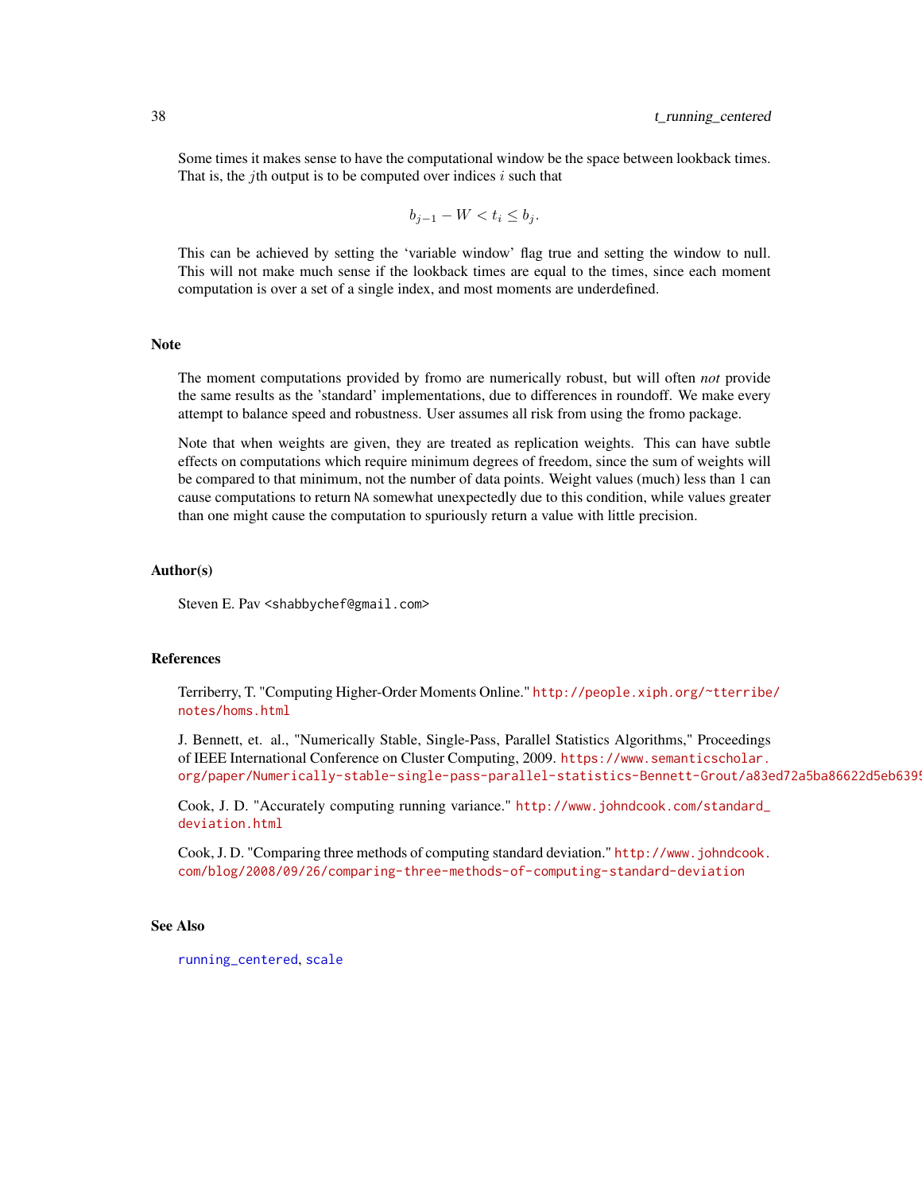Some times it makes sense to have the computational window be the space between lookback times. That is, the $j$th output is to be computed over indices $i$ such that

$$b_{j-1} - W < t_i \le b_j.$$

This can be achieved by setting the 'variable window' flag true and setting the window to null. This will not make much sense if the lookback times are equal to the times, since each moment computation is over a set of a single index, and most moments are underdefined.

## Note

The moment computations provided by fromo are numerically robust, but will often *not* provide the same results as the 'standard' implementations, due to differences in roundoff. We make every attempt to balance speed and robustness. User assumes all risk from using the fromo package.

Note that when weights are given, they are treated as replication weights. This can have subtle effects on computations which require minimum degrees of freedom, since the sum of weights will be compared to that minimum, not the number of data points. Weight values (much) less than 1 can cause computations to return NA somewhat unexpectedly due to this condition, while values greater than one might cause the computation to spuriously return a value with little precision.

## Author(s)

Steven E. Pav <shabbychef@gmail.com>

## References

Terriberry, T. "Computing Higher-Order Moments Online." http://people.xiph.org/~tterribe/notes/homs.html

J. Bennett, et. al., "Numerically Stable, Single-Pass, Parallel Statistics Algorithms," Proceedings of IEEE International Conference on Cluster Computing, 2009. https://www.semanticscholar.org/paper/Numerically-stable-single-pass-parallel-statistics-Bennett-Grout/a83ed72a5ba86622d5eb6395

Cook, J. D. "Accurately computing running variance." http://www.johndcook.com/standard_deviation.html

Cook, J. D. "Comparing three methods of computing standard deviation." http://www.johndcook.com/blog/2008/09/26/comparing-three-methods-of-computing-standard-deviation

## See Also

running_centered, scale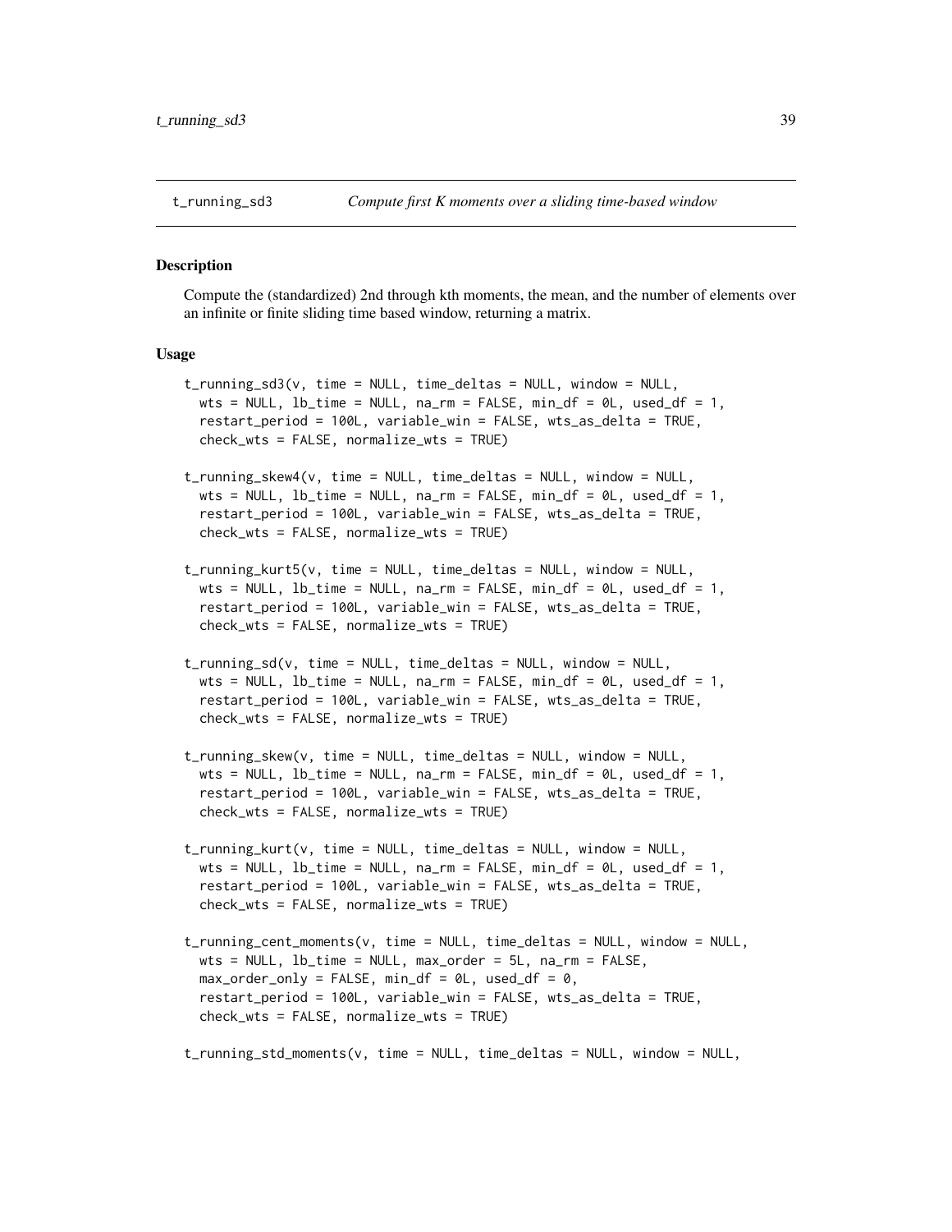## t_running_sd3 — *Compute first K moments over a sliding time-based window*

### Description

Compute the (standardized) 2nd through kth moments, the mean, and the number of elements over an infinite or finite sliding time based window, returning a matrix.

### Usage

```
t_running_sd3(v, time = NULL, time_deltas = NULL, window = NULL,
  wts = NULL, lb_time = NULL, na_rm = FALSE, min_df = 0L, used_df = 1,
  restart_period = 100L, variable_win = FALSE, wts_as_delta = TRUE,
  check_wts = FALSE, normalize_wts = TRUE)

t_running_skew4(v, time = NULL, time_deltas = NULL, window = NULL,
  wts = NULL, lb_time = NULL, na_rm = FALSE, min_df = 0L, used_df = 1,
  restart_period = 100L, variable_win = FALSE, wts_as_delta = TRUE,
  check_wts = FALSE, normalize_wts = TRUE)

t_running_kurt5(v, time = NULL, time_deltas = NULL, window = NULL,
  wts = NULL, lb_time = NULL, na_rm = FALSE, min_df = 0L, used_df = 1,
  restart_period = 100L, variable_win = FALSE, wts_as_delta = TRUE,
  check_wts = FALSE, normalize_wts = TRUE)

t_running_sd(v, time = NULL, time_deltas = NULL, window = NULL,
  wts = NULL, lb_time = NULL, na_rm = FALSE, min_df = 0L, used_df = 1,
  restart_period = 100L, variable_win = FALSE, wts_as_delta = TRUE,
  check_wts = FALSE, normalize_wts = TRUE)

t_running_skew(v, time = NULL, time_deltas = NULL, window = NULL,
  wts = NULL, lb_time = NULL, na_rm = FALSE, min_df = 0L, used_df = 1,
  restart_period = 100L, variable_win = FALSE, wts_as_delta = TRUE,
  check_wts = FALSE, normalize_wts = TRUE)

t_running_kurt(v, time = NULL, time_deltas = NULL, window = NULL,
  wts = NULL, lb_time = NULL, na_rm = FALSE, min_df = 0L, used_df = 1,
  restart_period = 100L, variable_win = FALSE, wts_as_delta = TRUE,
  check_wts = FALSE, normalize_wts = TRUE)

t_running_cent_moments(v, time = NULL, time_deltas = NULL, window = NULL,
  wts = NULL, lb_time = NULL, max_order = 5L, na_rm = FALSE,
  max_order_only = FALSE, min_df = 0L, used_df = 0,
  restart_period = 100L, variable_win = FALSE, wts_as_delta = TRUE,
  check_wts = FALSE, normalize_wts = TRUE)

t_running_std_moments(v, time = NULL, time_deltas = NULL, window = NULL,
```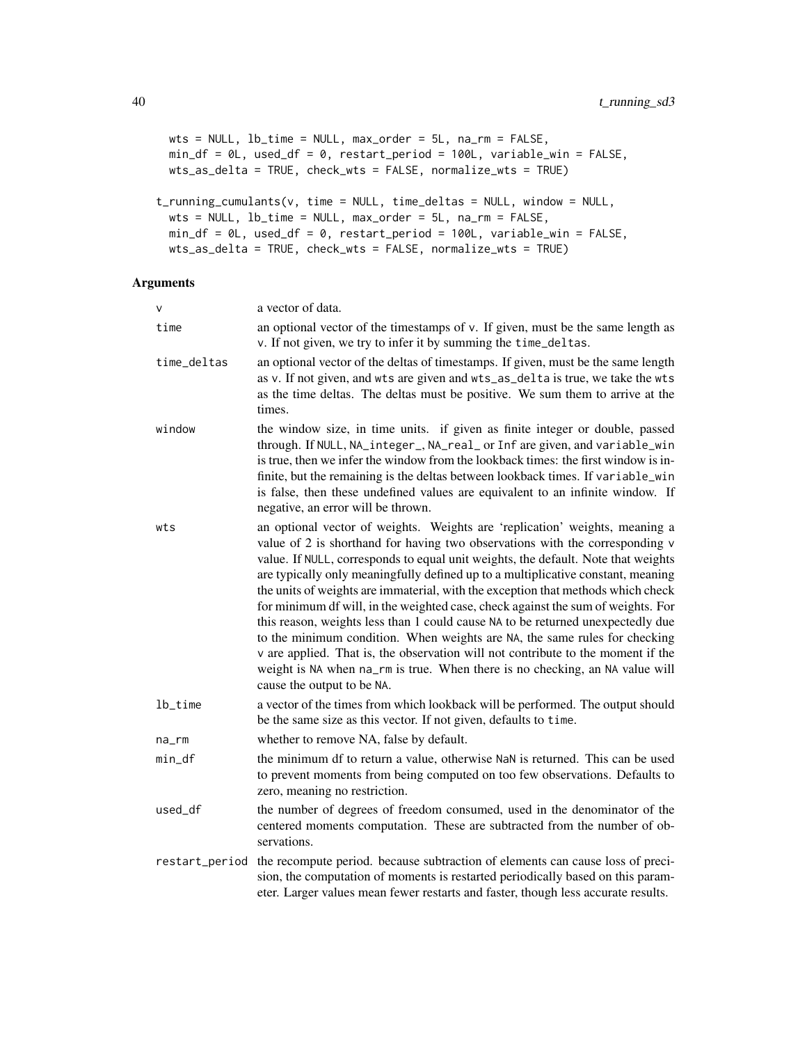```
  wts = NULL, lb_time = NULL, max_order = 5L, na_rm = FALSE,
  min_df = 0L, used_df = 0, restart_period = 100L, variable_win = FALSE,
  wts_as_delta = TRUE, check_wts = FALSE, normalize_wts = TRUE)

t_running_cumulants(v, time = NULL, time_deltas = NULL, window = NULL,
  wts = NULL, lb_time = NULL, max_order = 5L, na_rm = FALSE,
  min_df = 0L, used_df = 0, restart_period = 100L, variable_win = FALSE,
  wts_as_delta = TRUE, check_wts = FALSE, normalize_wts = TRUE)
```

## Arguments

| | |
|---|---|
| v | a vector of data. |
| time | an optional vector of the timestamps of v. If given, must be the same length as v. If not given, we try to infer it by summing the time_deltas. |
| time_deltas | an optional vector of the deltas of timestamps. If given, must be the same length as v. If not given, and wts are given and wts_as_delta is true, we take the wts as the time deltas. The deltas must be positive. We sum them to arrive at the times. |
| window | the window size, in time units. if given as finite integer or double, passed through. If NULL, NA_integer_, NA_real_ or Inf are given, and variable_win is true, then we infer the window from the lookback times: the first window is infinite, but the remaining is the deltas between lookback times. If variable_win is false, then these undefined values are equivalent to an infinite window. If negative, an error will be thrown. |
| wts | an optional vector of weights. Weights are 'replication' weights, meaning a value of 2 is shorthand for having two observations with the corresponding v value. If NULL, corresponds to equal unit weights, the default. Note that weights are typically only meaningfully defined up to a multiplicative constant, meaning the units of weights are immaterial, with the exception that methods which check for minimum df will, in the weighted case, check against the sum of weights. For this reason, weights less than 1 could cause NA to be returned unexpectedly due to the minimum condition. When weights are NA, the same rules for checking v are applied. That is, the observation will not contribute to the moment if the weight is NA when na_rm is true. When there is no checking, an NA value will cause the output to be NA. |
| lb_time | a vector of the times from which lookback will be performed. The output should be the same size as this vector. If not given, defaults to time. |
| na_rm | whether to remove NA, false by default. |
| min_df | the minimum df to return a value, otherwise NaN is returned. This can be used to prevent moments from being computed on too few observations. Defaults to zero, meaning no restriction. |
| used_df | the number of degrees of freedom consumed, used in the denominator of the centered moments computation. These are subtracted from the number of observations. |
| restart_period | the recompute period. because subtraction of elements can cause loss of precision, the computation of moments is restarted periodically based on this parameter. Larger values mean fewer restarts and faster, though less accurate results. |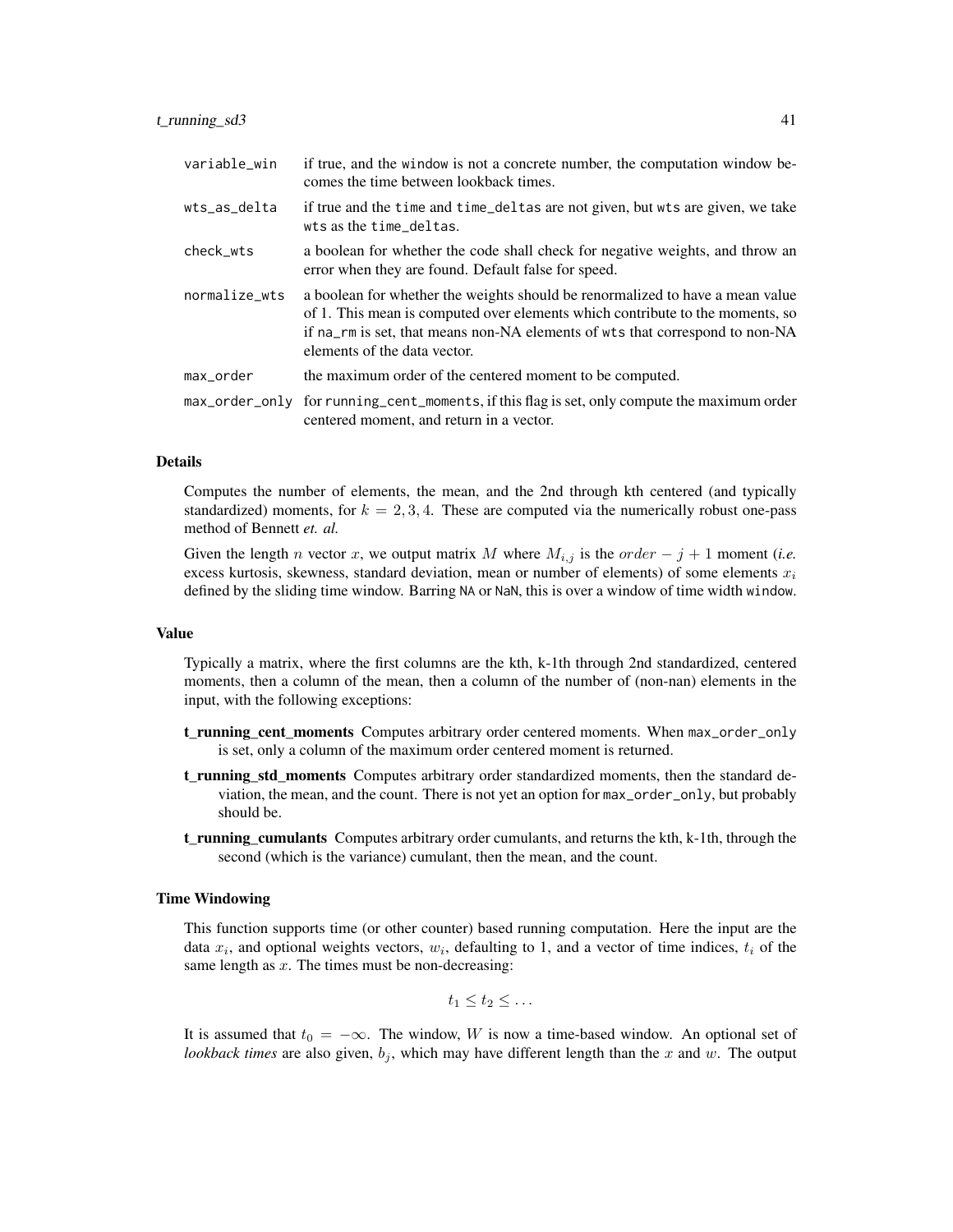| | |
|---|---|
| variable_win | if true, and the window is not a concrete number, the computation window becomes the time between lookback times. |
| wts_as_delta | if true and the time and time_deltas are not given, but wts are given, we take wts as the time_deltas. |
| check_wts | a boolean for whether the code shall check for negative weights, and throw an error when they are found. Default false for speed. |
| normalize_wts | a boolean for whether the weights should be renormalized to have a mean value of 1. This mean is computed over elements which contribute to the moments, so if na_rm is set, that means non-NA elements of wts that correspond to non-NA elements of the data vector. |
| max_order | the maximum order of the centered moment to be computed. |
| max_order_only | for running_cent_moments, if this flag is set, only compute the maximum order centered moment, and return in a vector. |

### Details

Computes the number of elements, the mean, and the 2nd through kth centered (and typically standardized) moments, for $k = 2, 3, 4$. These are computed via the numerically robust one-pass method of Bennett *et. al.*

Given the length $n$ vector $x$, we output matrix $M$ where $M_{i,j}$ is the $order - j + 1$ moment (*i.e.* excess kurtosis, skewness, standard deviation, mean or number of elements) of some elements $x_i$ defined by the sliding time window. Barring NA or NaN, this is over a window of time width window.

### Value

Typically a matrix, where the first columns are the kth, k-1th through 2nd standardized, centered moments, then a column of the mean, then a column of the number of (non-nan) elements in the input, with the following exceptions:

- **t_running_cent_moments** Computes arbitrary order centered moments. When max_order_only is set, only a column of the maximum order centered moment is returned.
- **t_running_std_moments** Computes arbitrary order standardized moments, then the standard deviation, the mean, and the count. There is not yet an option for max_order_only, but probably should be.
- **t_running_cumulants** Computes arbitrary order cumulants, and returns the kth, k-1th, through the second (which is the variance) cumulant, then the mean, and the count.

### Time Windowing

This function supports time (or other counter) based running computation. Here the input are the data $x_i$, and optional weights vectors, $w_i$, defaulting to 1, and a vector of time indices, $t_i$ of the same length as $x$. The times must be non-decreasing:

$$t_1 \le t_2 \le \ldots$$

It is assumed that $t_0 = -\infty$. The window, $W$ is now a time-based window. An optional set of *lookback times* are also given, $b_j$, which may have different length than the $x$ and $w$. The output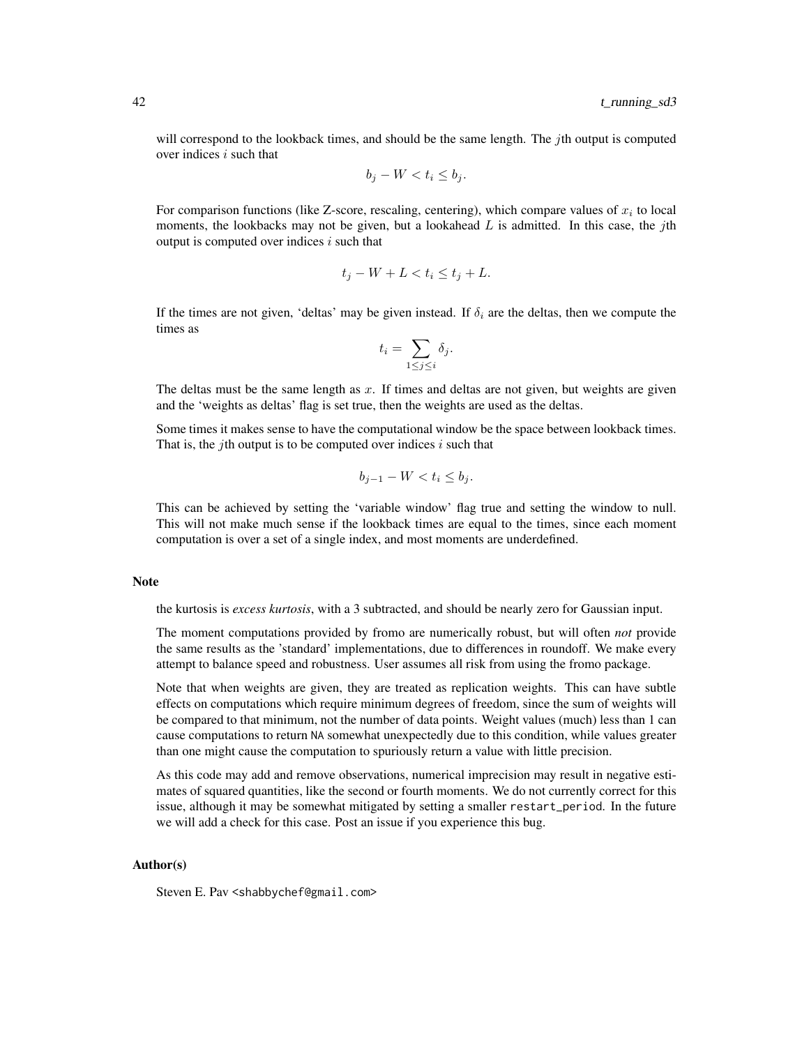will correspond to the lookback times, and should be the same length. The $j$th output is computed over indices $i$ such that

$$b_j - W < t_i \le b_j.$$

For comparison functions (like Z-score, rescaling, centering), which compare values of $x_i$ to local moments, the lookbacks may not be given, but a lookahead $L$ is admitted. In this case, the $j$th output is computed over indices $i$ such that

$$t_j - W + L < t_i \le t_j + L.$$

If the times are not given, 'deltas' may be given instead. If $\delta_i$ are the deltas, then we compute the times as

$$t_i = \sum_{1 \le j \le i} \delta_j.$$

The deltas must be the same length as $x$. If times and deltas are not given, but weights are given and the 'weights as deltas' flag is set true, then the weights are used as the deltas.

Some times it makes sense to have the computational window be the space between lookback times. That is, the $j$th output is to be computed over indices $i$ such that

$$b_{j-1} - W < t_i \le b_j.$$

This can be achieved by setting the 'variable window' flag true and setting the window to null. This will not make much sense if the lookback times are equal to the times, since each moment computation is over a set of a single index, and most moments are underdefined.

## Note

the kurtosis is *excess kurtosis*, with a 3 subtracted, and should be nearly zero for Gaussian input.

The moment computations provided by fromo are numerically robust, but will often *not* provide the same results as the 'standard' implementations, due to differences in roundoff. We make every attempt to balance speed and robustness. User assumes all risk from using the fromo package.

Note that when weights are given, they are treated as replication weights. This can have subtle effects on computations which require minimum degrees of freedom, since the sum of weights will be compared to that minimum, not the number of data points. Weight values (much) less than 1 can cause computations to return NA somewhat unexpectedly due to this condition, while values greater than one might cause the computation to spuriously return a value with little precision.

As this code may add and remove observations, numerical imprecision may result in negative estimates of squared quantities, like the second or fourth moments. We do not currently correct for this issue, although it may be somewhat mitigated by setting a smaller `restart_period`. In the future we will add a check for this case. Post an issue if you experience this bug.

## Author(s)

Steven E. Pav <shabbychef@gmail.com>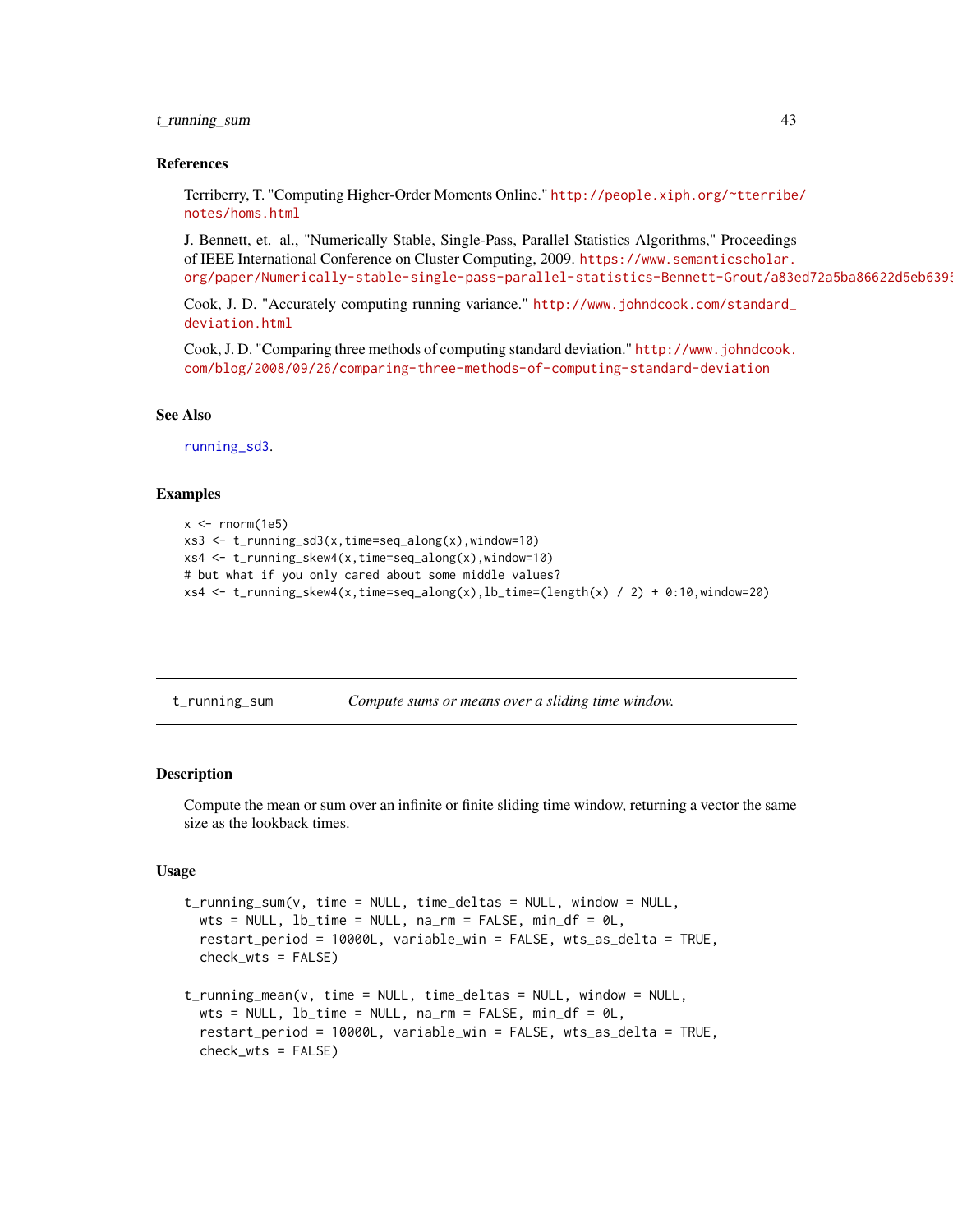### References

Terriberry, T. "Computing Higher-Order Moments Online." http://people.xiph.org/~tterribe/notes/homs.html

J. Bennett, et. al., "Numerically Stable, Single-Pass, Parallel Statistics Algorithms," Proceedings of IEEE International Conference on Cluster Computing, 2009. https://www.semanticscholar.org/paper/Numerically-stable-single-pass-parallel-statistics-Bennett-Grout/a83ed72a5ba86622d5eb6395

Cook, J. D. "Accurately computing running variance." http://www.johndcook.com/standard_deviation.html

Cook, J. D. "Comparing three methods of computing standard deviation." http://www.johndcook.com/blog/2008/09/26/comparing-three-methods-of-computing-standard-deviation

### See Also

running_sd3.

### Examples

```
x <- rnorm(1e5)
xs3 <- t_running_sd3(x,time=seq_along(x),window=10)
xs4 <- t_running_skew4(x,time=seq_along(x),window=10)
# but what if you only cared about some middle values?
xs4 <- t_running_skew4(x,time=seq_along(x),lb_time=(length(x) / 2) + 0:10,window=20)
```

---

## t_running_sum — *Compute sums or means over a sliding time window.*

### Description

Compute the mean or sum over an infinite or finite sliding time window, returning a vector the same size as the lookback times.

### Usage

```
t_running_sum(v, time = NULL, time_deltas = NULL, window = NULL,
  wts = NULL, lb_time = NULL, na_rm = FALSE, min_df = 0L,
  restart_period = 10000L, variable_win = FALSE, wts_as_delta = TRUE,
  check_wts = FALSE)

t_running_mean(v, time = NULL, time_deltas = NULL, window = NULL,
  wts = NULL, lb_time = NULL, na_rm = FALSE, min_df = 0L,
  restart_period = 10000L, variable_win = FALSE, wts_as_delta = TRUE,
  check_wts = FALSE)
```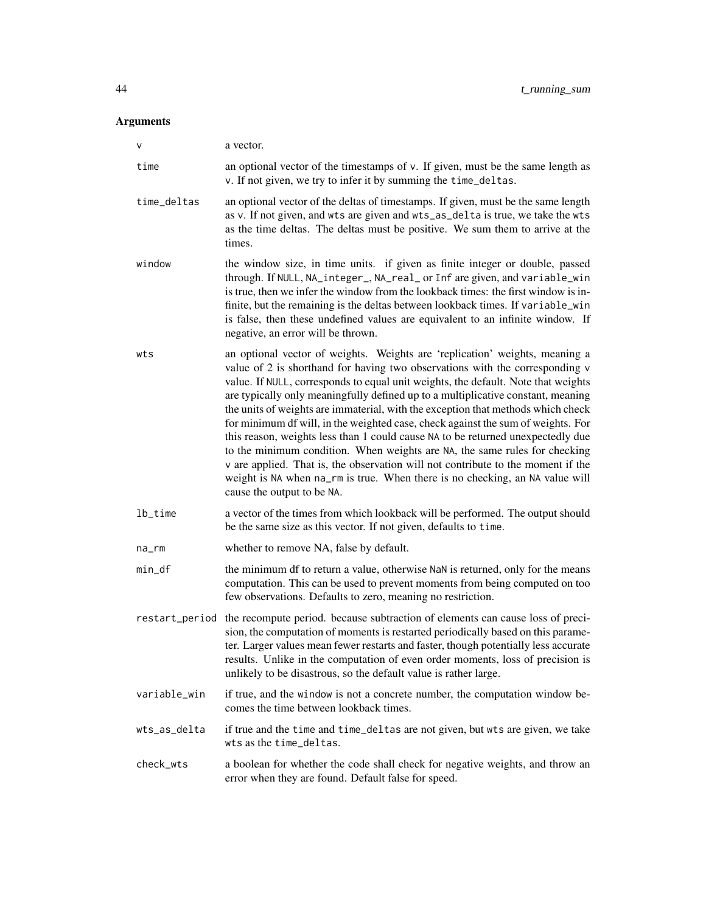## Arguments

- **v** — a vector.
- **time** — an optional vector of the timestamps of `v`. If given, must be the same length as `v`. If not given, we try to infer it by summing the `time_deltas`.
- **time_deltas** — an optional vector of the deltas of timestamps. If given, must be the same length as `v`. If not given, and `wts` are given and `wts_as_delta` is true, we take the `wts` as the time deltas. The deltas must be positive. We sum them to arrive at the times.
- **window** — the window size, in time units. if given as finite integer or double, passed through. If `NULL`, `NA_integer_`, `NA_real_` or `Inf` are given, and `variable_win` is true, then we infer the window from the lookback times: the first window is infinite, but the remaining is the deltas between lookback times. If `variable_win` is false, then these undefined values are equivalent to an infinite window. If negative, an error will be thrown.
- **wts** — an optional vector of weights. Weights are 'replication' weights, meaning a value of 2 is shorthand for having two observations with the corresponding `v` value. If `NULL`, corresponds to equal unit weights, the default. Note that weights are typically only meaningfully defined up to a multiplicative constant, meaning the units of weights are immaterial, with the exception that methods which check for minimum df will, in the weighted case, check against the sum of weights. For this reason, weights less than 1 could cause `NA` to be returned unexpectedly due to the minimum condition. When weights are `NA`, the same rules for checking `v` are applied. That is, the observation will not contribute to the moment if the weight is `NA` when `na_rm` is true. When there is no checking, an `NA` value will cause the output to be `NA`.
- **lb_time** — a vector of the times from which lookback will be performed. The output should be the same size as this vector. If not given, defaults to `time`.
- **na_rm** — whether to remove NA, false by default.
- **min_df** — the minimum df to return a value, otherwise `NaN` is returned, only for the means computation. This can be used to prevent moments from being computed on too few observations. Defaults to zero, meaning no restriction.
- **restart_period** — the recompute period. because subtraction of elements can cause loss of precision, the computation of moments is restarted periodically based on this parameter. Larger values mean fewer restarts and faster, though potentially less accurate results. Unlike in the computation of even order moments, loss of precision is unlikely to be disastrous, so the default value is rather large.
- **variable_win** — if true, and the `window` is not a concrete number, the computation window becomes the time between lookback times.
- **wts_as_delta** — if true and the `time` and `time_deltas` are not given, but `wts` are given, we take `wts` as the `time_deltas`.
- **check_wts** — a boolean for whether the code shall check for negative weights, and throw an error when they are found. Default false for speed.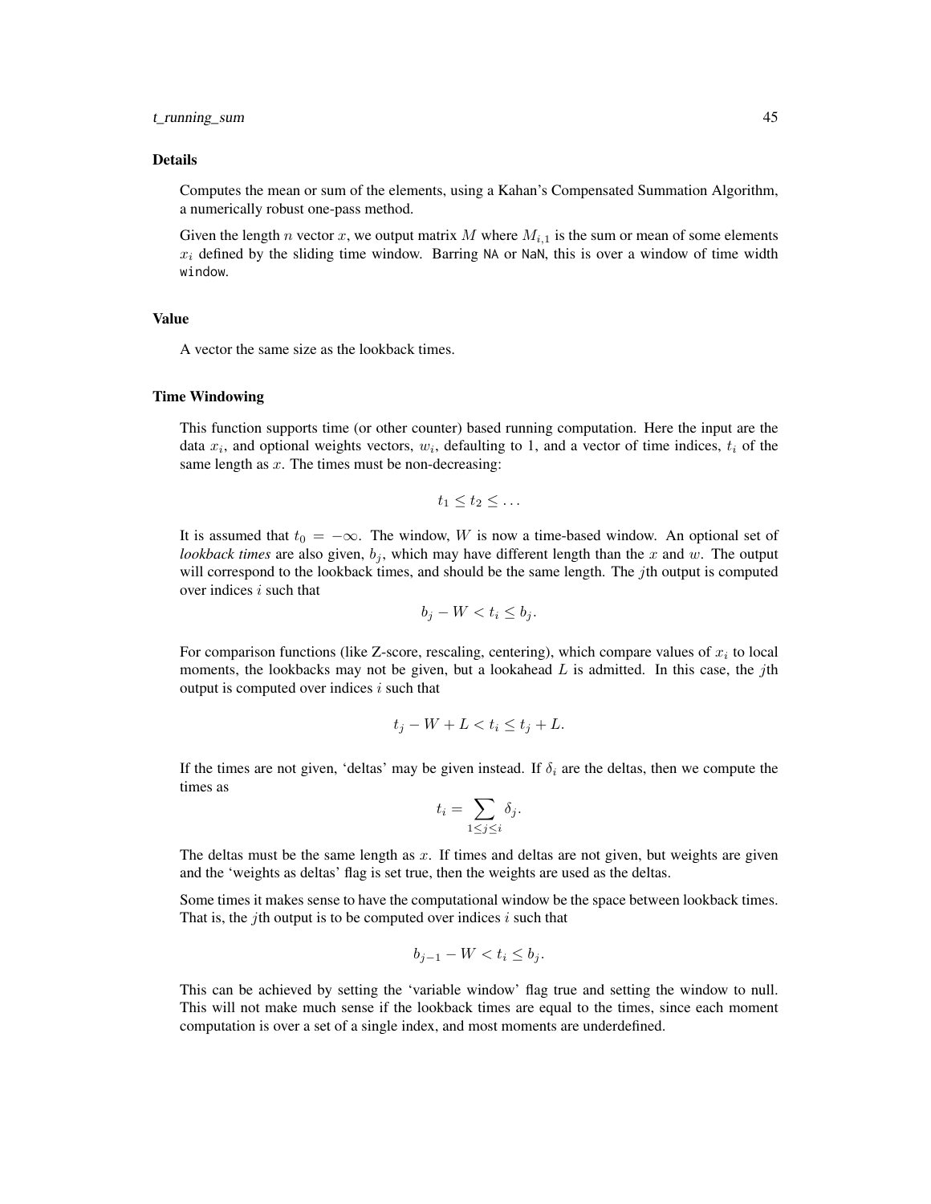### Details

Computes the mean or sum of the elements, using a Kahan's Compensated Summation Algorithm, a numerically robust one-pass method.

Given the length $n$ vector $x$, we output matrix $M$ where $M_{i,1}$ is the sum or mean of some elements $x_i$ defined by the sliding time window. Barring `NA` or `NaN`, this is over a window of time width `window`.

### Value

A vector the same size as the lookback times.

### Time Windowing

This function supports time (or other counter) based running computation. Here the input are the data $x_i$, and optional weights vectors, $w_i$, defaulting to 1, and a vector of time indices, $t_i$ of the same length as $x$. The times must be non-decreasing:

$$t_1 \le t_2 \le \ldots$$

It is assumed that $t_0 = -\infty$. The window, $W$ is now a time-based window. An optional set of *lookback times* are also given, $b_j$, which may have different length than the $x$ and $w$. The output will correspond to the lookback times, and should be the same length. The $j$th output is computed over indices $i$ such that

$$b_j - W < t_i \le b_j.$$

For comparison functions (like Z-score, rescaling, centering), which compare values of $x_i$ to local moments, the lookbacks may not be given, but a lookahead $L$ is admitted. In this case, the $j$th output is computed over indices $i$ such that

$$t_j - W + L < t_i \le t_j + L.$$

If the times are not given, 'deltas' may be given instead. If $\delta_i$ are the deltas, then we compute the times as

$$t_i = \sum_{1 \le j \le i} \delta_j.$$

The deltas must be the same length as $x$. If times and deltas are not given, but weights are given and the 'weights as deltas' flag is set true, then the weights are used as the deltas.

Some times it makes sense to have the computational window be the space between lookback times. That is, the $j$th output is to be computed over indices $i$ such that

$$b_{j-1} - W < t_i \le b_j.$$

This can be achieved by setting the 'variable window' flag true and setting the window to null. This will not make much sense if the lookback times are equal to the times, since each moment computation is over a set of a single index, and most moments are underdefined.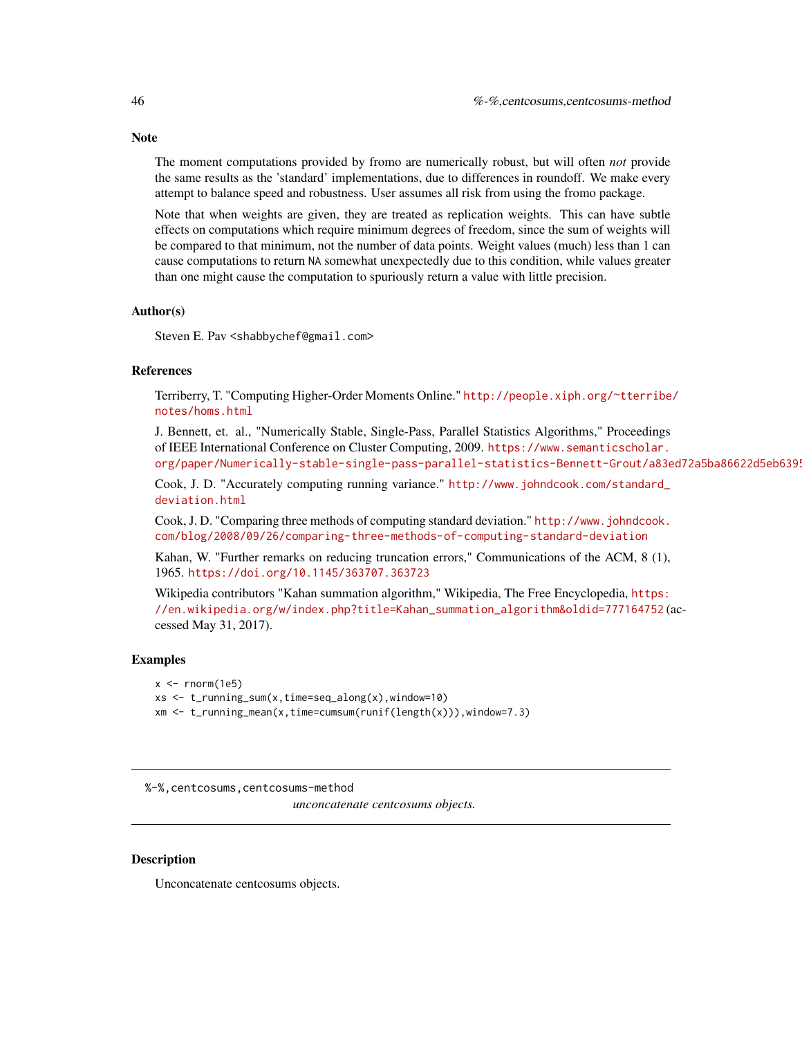## Note

The moment computations provided by fromo are numerically robust, but will often *not* provide the same results as the 'standard' implementations, due to differences in roundoff. We make every attempt to balance speed and robustness. User assumes all risk from using the fromo package.

Note that when weights are given, they are treated as replication weights. This can have subtle effects on computations which require minimum degrees of freedom, since the sum of weights will be compared to that minimum, not the number of data points. Weight values (much) less than 1 can cause computations to return NA somewhat unexpectedly due to this condition, while values greater than one might cause the computation to spuriously return a value with little precision.

## Author(s)

Steven E. Pav <shabbychef@gmail.com>

## References

Terriberry, T. "Computing Higher-Order Moments Online." http://people.xiph.org/~tterribe/notes/homs.html

J. Bennett, et. al., "Numerically Stable, Single-Pass, Parallel Statistics Algorithms," Proceedings of IEEE International Conference on Cluster Computing, 2009. https://www.semanticscholar.org/paper/Numerically-stable-single-pass-parallel-statistics-Bennett-Grout/a83ed72a5ba86622d5eb6395

Cook, J. D. "Accurately computing running variance." http://www.johndcook.com/standard_deviation.html

Cook, J. D. "Comparing three methods of computing standard deviation." http://www.johndcook.com/blog/2008/09/26/comparing-three-methods-of-computing-standard-deviation

Kahan, W. "Further remarks on reducing truncation errors," Communications of the ACM, 8 (1), 1965. https://doi.org/10.1145/363707.363723

Wikipedia contributors "Kahan summation algorithm," Wikipedia, The Free Encyclopedia, https://en.wikipedia.org/w/index.php?title=Kahan_summation_algorithm&oldid=777164752 (accessed May 31, 2017).

## Examples

```
x <- rnorm(1e5)
xs <- t_running_sum(x,time=seq_along(x),window=10)
xm <- t_running_mean(x,time=cumsum(runif(length(x))),window=7.3)
```

---

# %-%,centcosums,centcosums-method

*unconcatenate centcosums objects.*

## Description

Unconcatenate centcosums objects.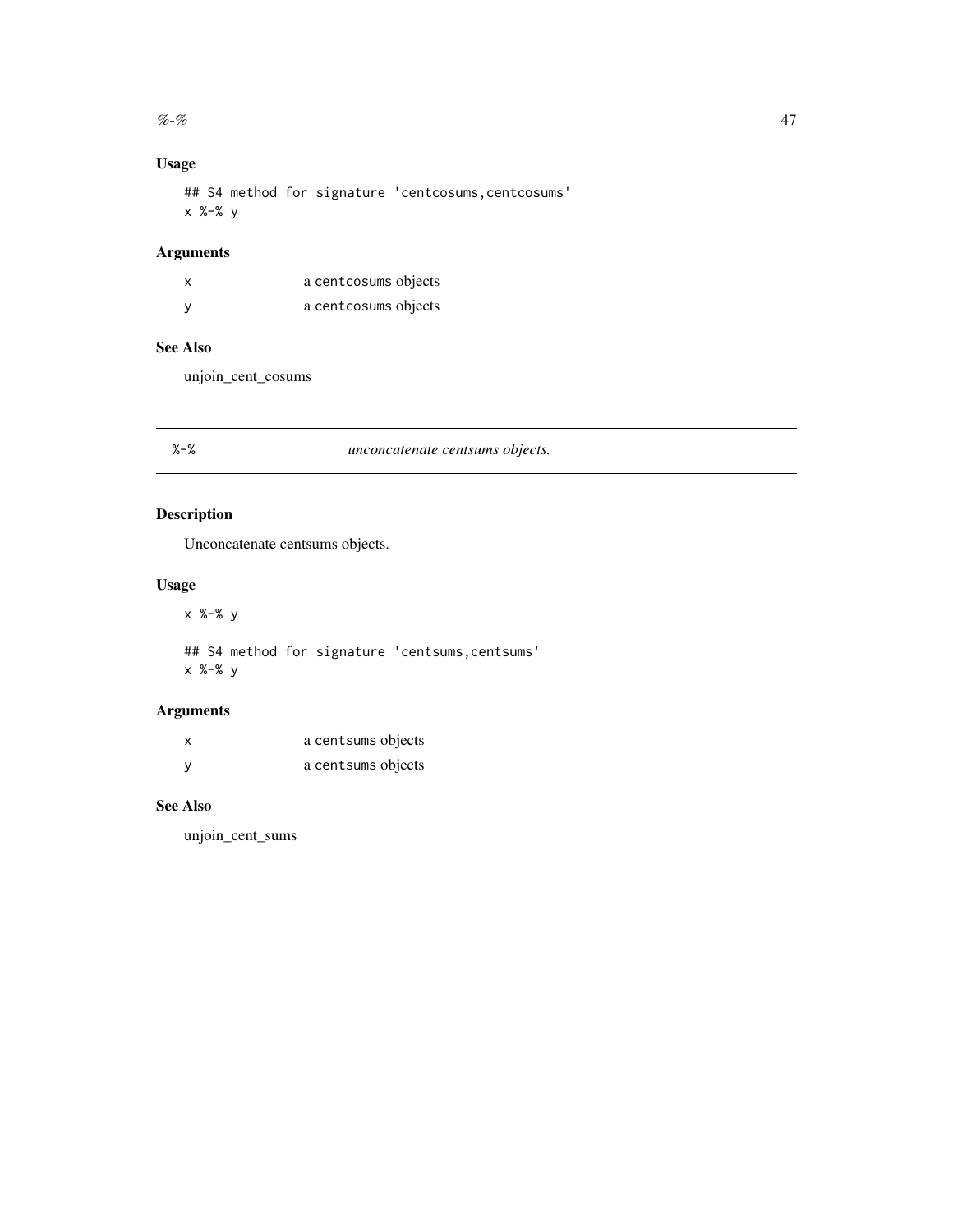## Usage

```
## S4 method for signature 'centcosums,centcosums'
x %-% y
```

## Arguments

| | |
|---|---|
| x | a `centcosums` objects |
| y | a `centcosums` objects |

## See Also

unjoin_cent_cosums

---

# %-% *unconcatenate centsums objects.*

## Description

Unconcatenate centsums objects.

## Usage

```
x %-% y

## S4 method for signature 'centsums,centsums'
x %-% y
```

## Arguments

| | |
|---|---|
| x | a `centsums` objects |
| y | a `centsums` objects |

## See Also

unjoin_cent_sums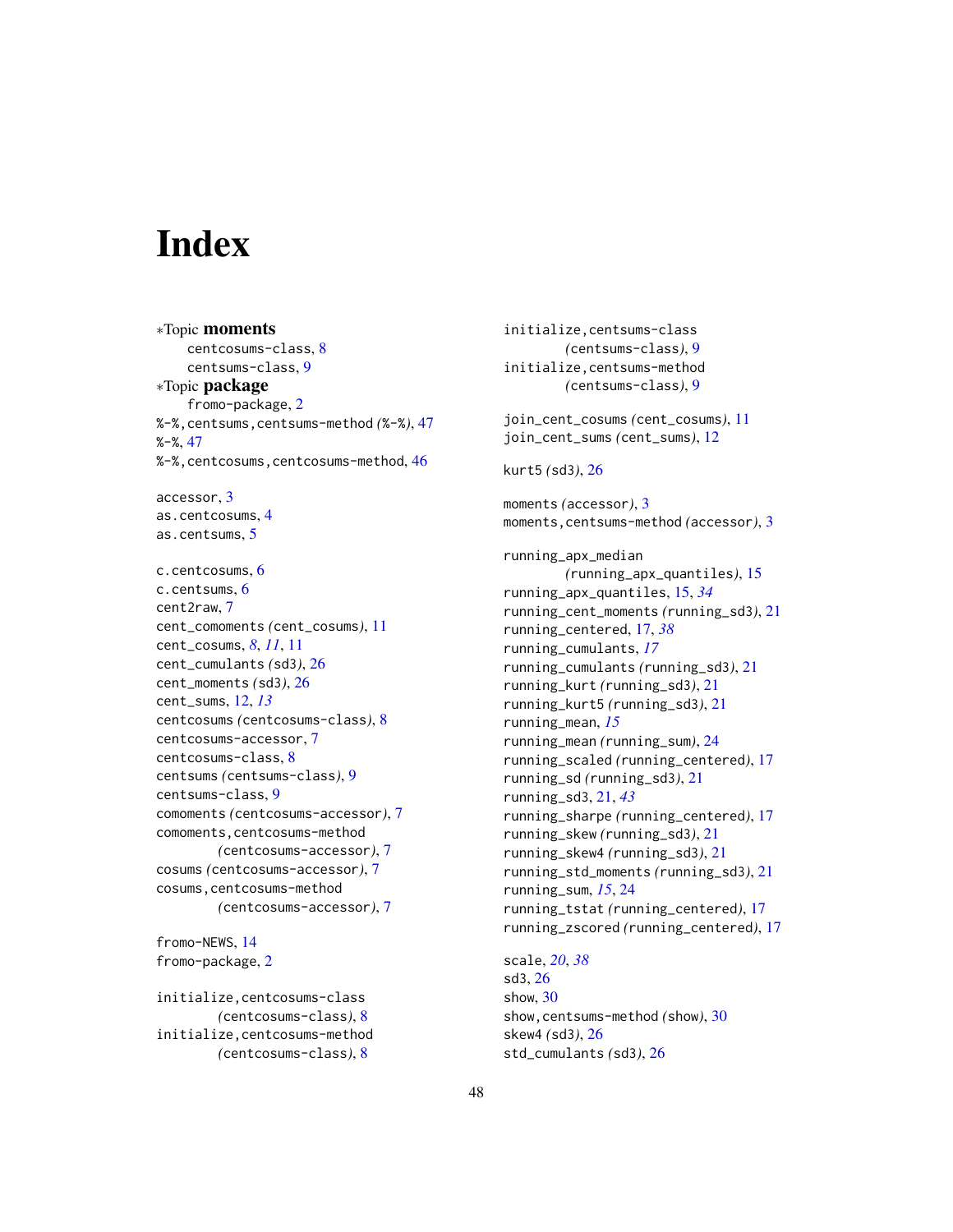# Index

∗Topic **moments**
- centcosums-class, 8
- centsums-class, 9

∗Topic **package**
- fromo-package, 2

%-%,centsums,centsums-method (%-%), 47
%-%, 47
%-%,centcosums,centcosums-method, 46

accessor, 3
as.centcosums, 4
as.centsums, 5

c.centcosums, 6
c.centsums, 6
cent2raw, 7
cent_comoments (cent_cosums), 11
cent_cosums, 8, *11*, 11
cent_cumulants (sd3), 26
cent_moments (sd3), 26
cent_sums, 12, *13*
centcosums (centcosums-class), 8
centcosums-accessor, 7
centcosums-class, 8
centsums (centsums-class), 9
centsums-class, 9
comoments (centcosums-accessor), 7
comoments,centcosums-method (centcosums-accessor), 7
cosums (centcosums-accessor), 7
cosums,centcosums-method (centcosums-accessor), 7

fromo-NEWS, 14
fromo-package, 2

initialize,centcosums-class (centcosums-class), 8
initialize,centcosums-method (centcosums-class), 8
initialize,centsums-class (centsums-class), 9
initialize,centsums-method (centsums-class), 9

join_cent_cosums (cent_cosums), 11
join_cent_sums (cent_sums), 12

kurt5 (sd3), 26

moments (accessor), 3
moments,centsums-method (accessor), 3

running_apx_median (running_apx_quantiles), 15
running_apx_quantiles, 15, *34*
running_cent_moments (running_sd3), 21
running_centered, 17, *38*
running_cumulants, *17*
running_cumulants (running_sd3), 21
running_kurt (running_sd3), 21
running_kurt5 (running_sd3), 21
running_mean, *15*
running_mean (running_sum), 24
running_scaled (running_centered), 17
running_sd (running_sd3), 21
running_sd3, 21, *43*
running_sharpe (running_centered), 17
running_skew (running_sd3), 21
running_skew4 (running_sd3), 21
running_std_moments (running_sd3), 21
running_sum, *15*, 24
running_tstat (running_centered), 17
running_zscored (running_centered), 17

scale, *20*, *38*
sd3, 26
show, 30
show,centsums-method (show), 30
skew4 (sd3), 26
std_cumulants (sd3), 26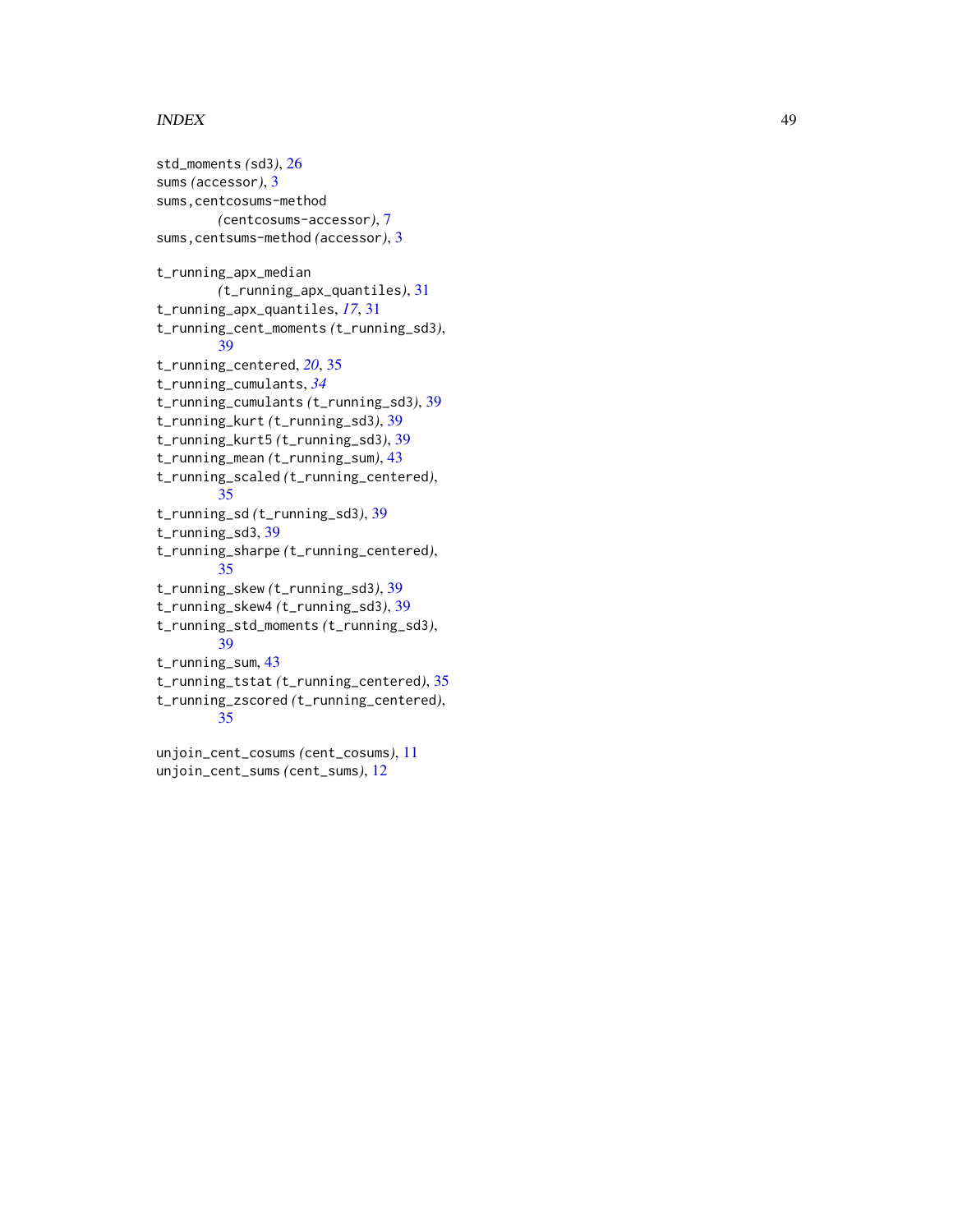std_moments (sd3), 26
sums (accessor), 3
sums,centcosums-method
    (centcosums-accessor), 7
sums,centsums-method (accessor), 3

t_running_apx_median
    (t_running_apx_quantiles), 31
t_running_apx_quantiles, *17*, 31
t_running_cent_moments (t_running_sd3),
    39
t_running_centered, *20*, 35
t_running_cumulants, *34*
t_running_cumulants (t_running_sd3), 39
t_running_kurt (t_running_sd3), 39
t_running_kurt5 (t_running_sd3), 39
t_running_mean (t_running_sum), 43
t_running_scaled (t_running_centered),
    35
t_running_sd (t_running_sd3), 39
t_running_sd3, 39
t_running_sharpe (t_running_centered),
    35
t_running_skew (t_running_sd3), 39
t_running_skew4 (t_running_sd3), 39
t_running_std_moments (t_running_sd3),
    39
t_running_sum, 43
t_running_tstat (t_running_centered), 35
t_running_zscored (t_running_centered),
    35

unjoin_cent_cosums (cent_cosums), 11
unjoin_cent_sums (cent_sums), 12